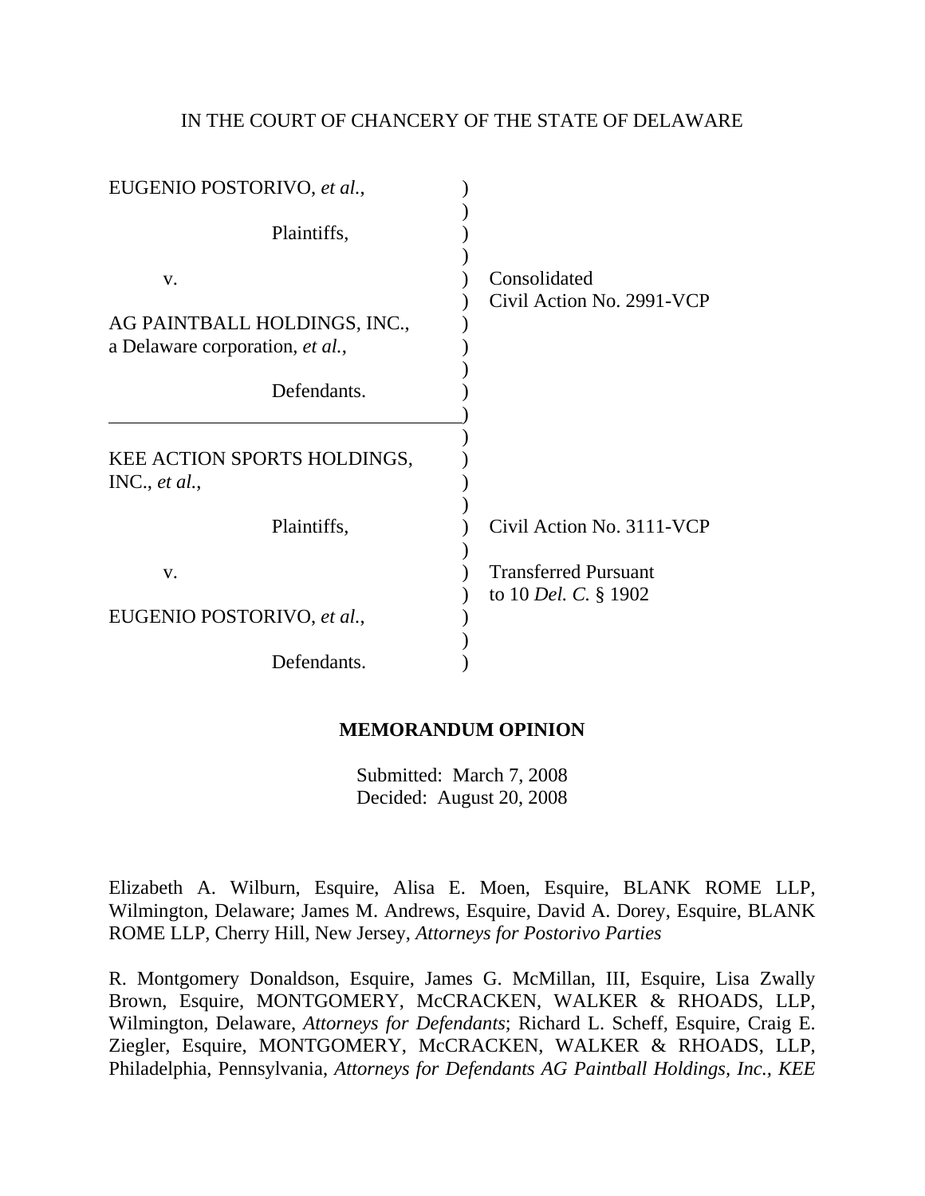IN THE COURT OF CHANCERY OF THE STATE OF DELAWARE

| | |
|---|---|
| EUGENIO POSTORIVO, *et al.*,<br><br>Plaintiffs,<br><br>v.<br><br>AG PAINTBALL HOLDINGS, INC., a Delaware corporation, *et al.*,<br><br>Defendants. | Consolidated<br>Civil Action No. 2991-VCP |
| KEE ACTION SPORTS HOLDINGS, INC., *et al.*,<br><br>Plaintiffs,<br><br>v.<br><br>EUGENIO POSTORIVO, *et al.*,<br><br>Defendants. | Civil Action No. 3111-VCP<br><br>Transferred Pursuant to 10 *Del. C.* § 1902 |

**MEMORANDUM OPINION**

Submitted: March 7, 2008
Decided: August 20, 2008

Elizabeth A. Wilburn, Esquire, Alisa E. Moen, Esquire, BLANK ROME LLP, Wilmington, Delaware; James M. Andrews, Esquire, David A. Dorey, Esquire, BLANK ROME LLP, Cherry Hill, New Jersey, *Attorneys for Postorivo Parties*

R. Montgomery Donaldson, Esquire, James G. McMillan, III, Esquire, Lisa Zwally Brown, Esquire, MONTGOMERY, McCRACKEN, WALKER & RHOADS, LLP, Wilmington, Delaware, *Attorneys for Defendants*; Richard L. Scheff, Esquire, Craig E. Ziegler, Esquire, MONTGOMERY, McCRACKEN, WALKER & RHOADS, LLP, Philadelphia, Pennsylvania, *Attorneys for Defendants AG Paintball Holdings, Inc., KEE*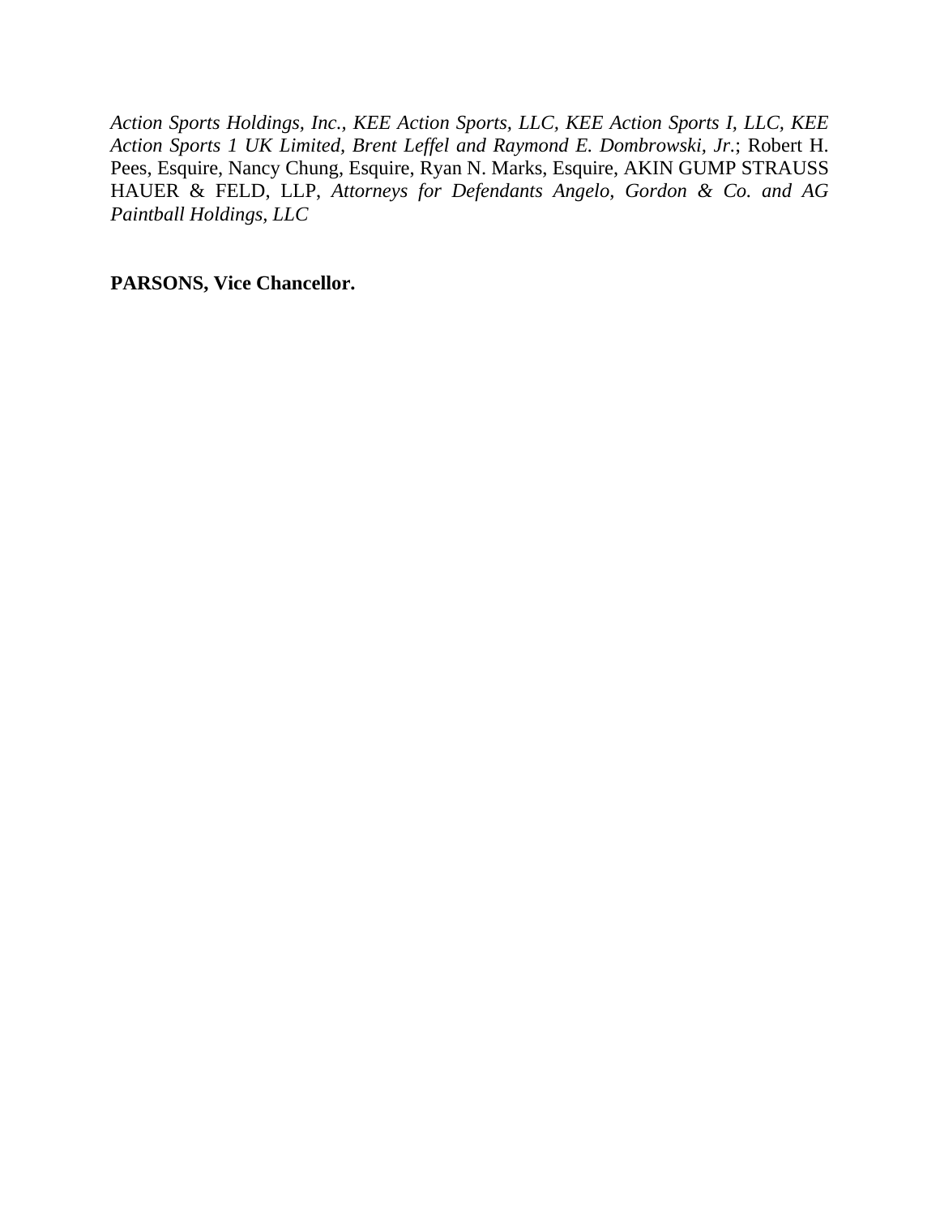*Action Sports Holdings, Inc., KEE Action Sports, LLC, KEE Action Sports I, LLC, KEE Action Sports 1 UK Limited, Brent Leffel and Raymond E. Dombrowski, Jr.*; Robert H. Pees, Esquire, Nancy Chung, Esquire, Ryan N. Marks, Esquire, AKIN GUMP STRAUSS HAUER & FELD, LLP, *Attorneys for Defendants Angelo, Gordon & Co. and AG Paintball Holdings, LLC*

**PARSONS, Vice Chancellor.**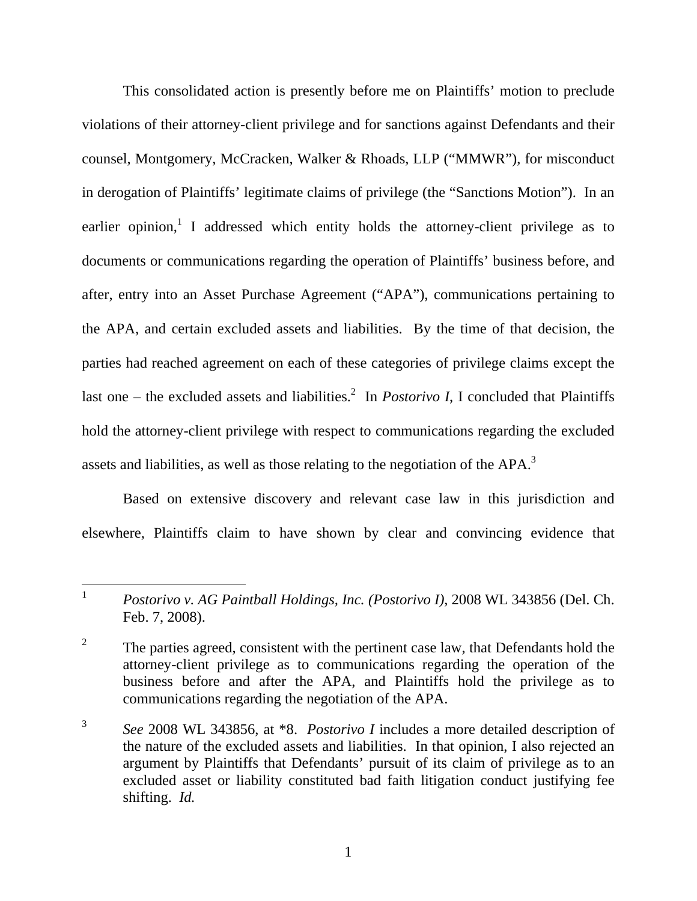This consolidated action is presently before me on Plaintiffs' motion to preclude violations of their attorney-client privilege and for sanctions against Defendants and their counsel, Montgomery, McCracken, Walker & Rhoads, LLP ("MMWR"), for misconduct in derogation of Plaintiffs' legitimate claims of privilege (the "Sanctions Motion"). In an earlier opinion,[1] I addressed which entity holds the attorney-client privilege as to documents or communications regarding the operation of Plaintiffs' business before, and after, entry into an Asset Purchase Agreement ("APA"), communications pertaining to the APA, and certain excluded assets and liabilities. By the time of that decision, the parties had reached agreement on each of these categories of privilege claims except the last one – the excluded assets and liabilities.[2] In *Postorivo I*, I concluded that Plaintiffs hold the attorney-client privilege with respect to communications regarding the excluded assets and liabilities, as well as those relating to the negotiation of the APA.[3]

Based on extensive discovery and relevant case law in this jurisdiction and elsewhere, Plaintiffs claim to have shown by clear and convincing evidence that

---

[1] *Postorivo v. AG Paintball Holdings, Inc. (Postorivo I)*, 2008 WL 343856 (Del. Ch. Feb. 7, 2008).

[2] The parties agreed, consistent with the pertinent case law, that Defendants hold the attorney-client privilege as to communications regarding the operation of the business before and after the APA, and Plaintiffs hold the privilege as to communications regarding the negotiation of the APA.

[3] *See* 2008 WL 343856, at *8. *Postorivo I* includes a more detailed description of the nature of the excluded assets and liabilities. In that opinion, I also rejected an argument by Plaintiffs that Defendants' pursuit of its claim of privilege as to an excluded asset or liability constituted bad faith litigation conduct justifying fee shifting. *Id.*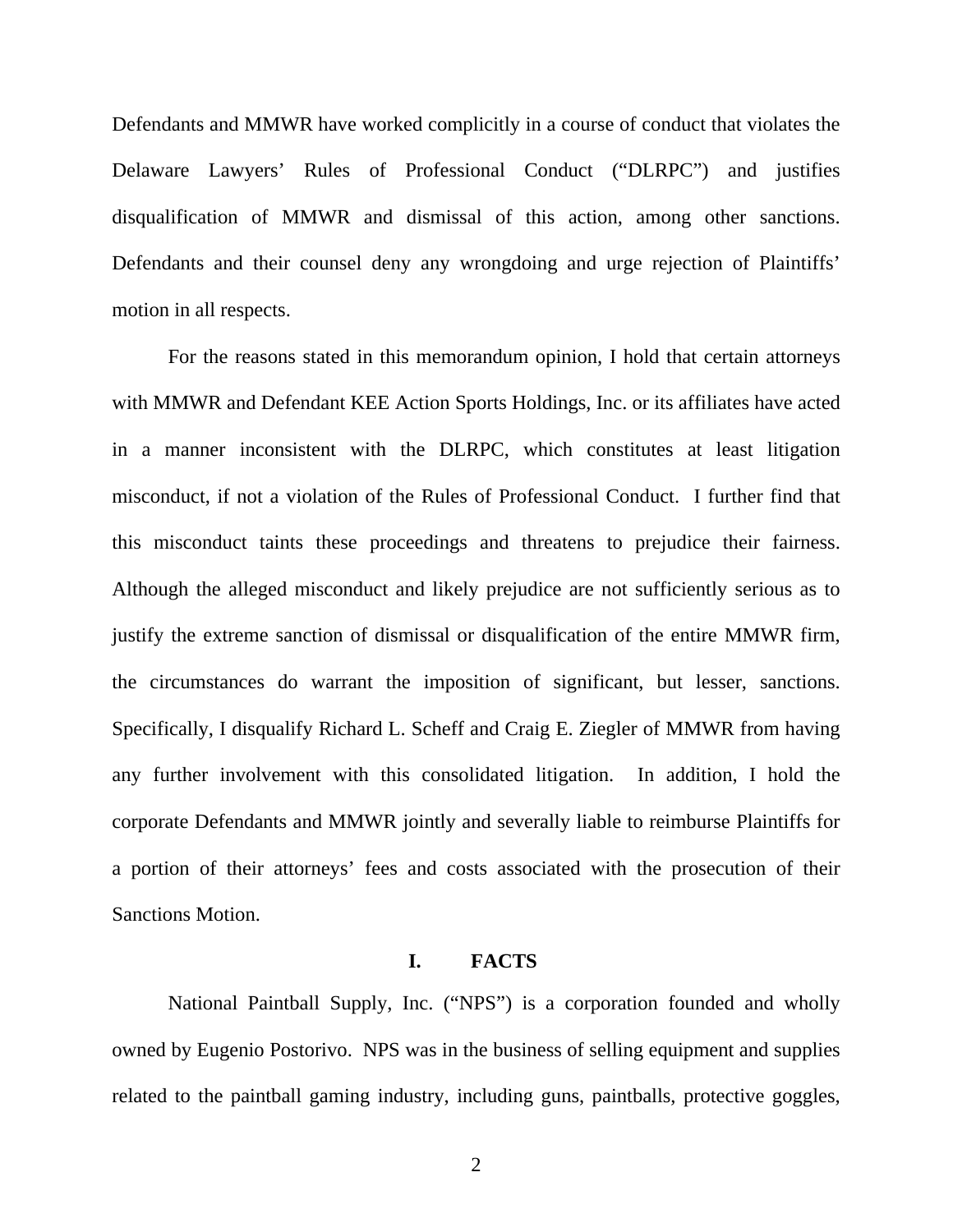Defendants and MMWR have worked complicitly in a course of conduct that violates the Delaware Lawyers' Rules of Professional Conduct ("DLRPC") and justifies disqualification of MMWR and dismissal of this action, among other sanctions. Defendants and their counsel deny any wrongdoing and urge rejection of Plaintiffs' motion in all respects.

For the reasons stated in this memorandum opinion, I hold that certain attorneys with MMWR and Defendant KEE Action Sports Holdings, Inc. or its affiliates have acted in a manner inconsistent with the DLRPC, which constitutes at least litigation misconduct, if not a violation of the Rules of Professional Conduct. I further find that this misconduct taints these proceedings and threatens to prejudice their fairness. Although the alleged misconduct and likely prejudice are not sufficiently serious as to justify the extreme sanction of dismissal or disqualification of the entire MMWR firm, the circumstances do warrant the imposition of significant, but lesser, sanctions. Specifically, I disqualify Richard L. Scheff and Craig E. Ziegler of MMWR from having any further involvement with this consolidated litigation. In addition, I hold the corporate Defendants and MMWR jointly and severally liable to reimburse Plaintiffs for a portion of their attorneys' fees and costs associated with the prosecution of their Sanctions Motion.

## I. FACTS

National Paintball Supply, Inc. ("NPS") is a corporation founded and wholly owned by Eugenio Postorivo. NPS was in the business of selling equipment and supplies related to the paintball gaming industry, including guns, paintballs, protective goggles,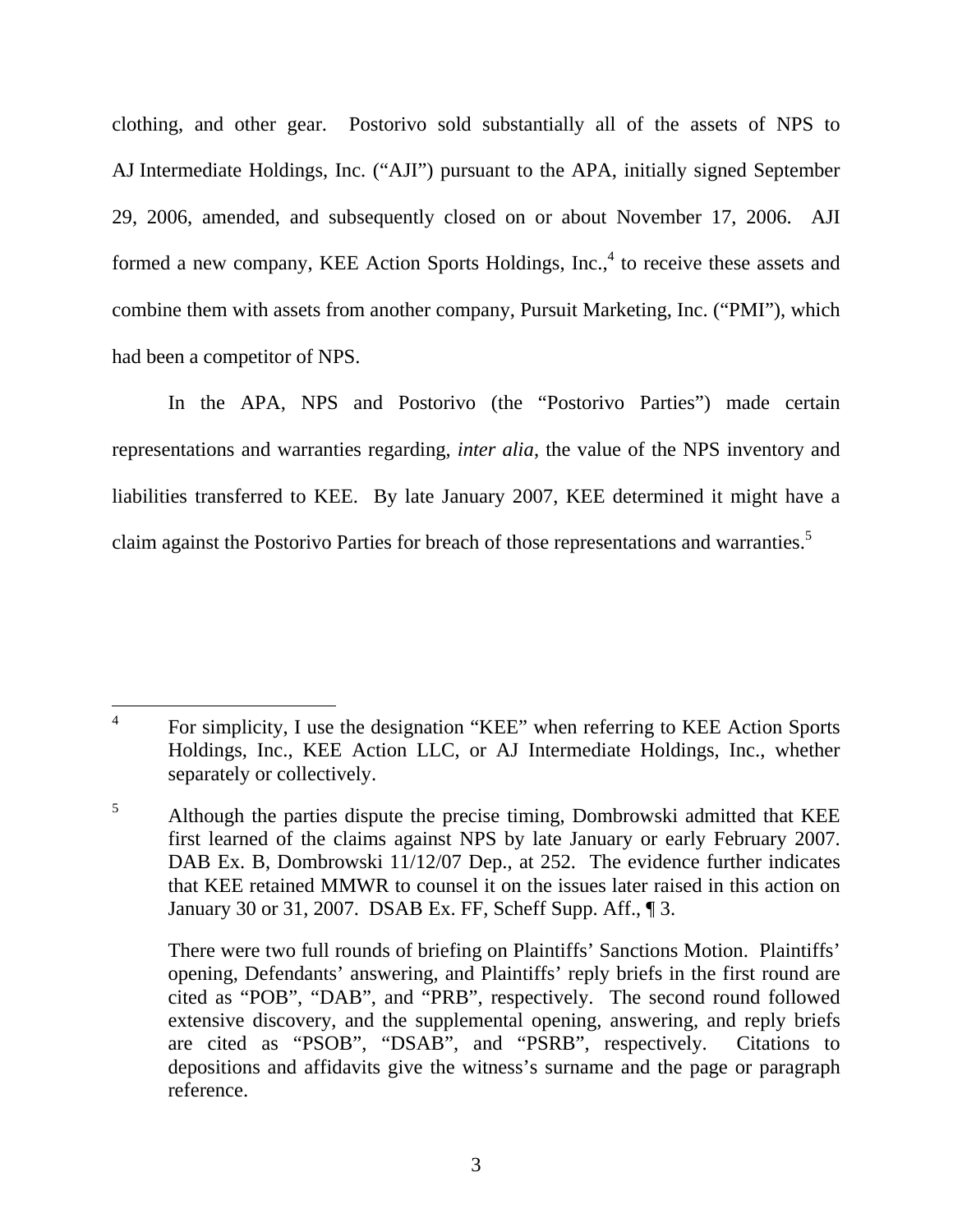clothing, and other gear. Postorivo sold substantially all of the assets of NPS to AJ Intermediate Holdings, Inc. ("AJI") pursuant to the APA, initially signed September 29, 2006, amended, and subsequently closed on or about November 17, 2006. AJI formed a new company, KEE Action Sports Holdings, Inc.,[4] to receive these assets and combine them with assets from another company, Pursuit Marketing, Inc. ("PMI"), which had been a competitor of NPS.

In the APA, NPS and Postorivo (the "Postorivo Parties") made certain representations and warranties regarding, *inter alia*, the value of the NPS inventory and liabilities transferred to KEE. By late January 2007, KEE determined it might have a claim against the Postorivo Parties for breach of those representations and warranties.[5]

---

[4] For simplicity, I use the designation "KEE" when referring to KEE Action Sports Holdings, Inc., KEE Action LLC, or AJ Intermediate Holdings, Inc., whether separately or collectively.

[5] Although the parties dispute the precise timing, Dombrowski admitted that KEE first learned of the claims against NPS by late January or early February 2007. DAB Ex. B, Dombrowski 11/12/07 Dep., at 252. The evidence further indicates that KEE retained MMWR to counsel it on the issues later raised in this action on January 30 or 31, 2007. DSAB Ex. FF, Scheff Supp. Aff., ¶ 3.

There were two full rounds of briefing on Plaintiffs' Sanctions Motion. Plaintiffs' opening, Defendants' answering, and Plaintiffs' reply briefs in the first round are cited as "POB", "DAB", and "PRB", respectively. The second round followed extensive discovery, and the supplemental opening, answering, and reply briefs are cited as "PSOB", "DSAB", and "PSRB", respectively. Citations to depositions and affidavits give the witness's surname and the page or paragraph reference.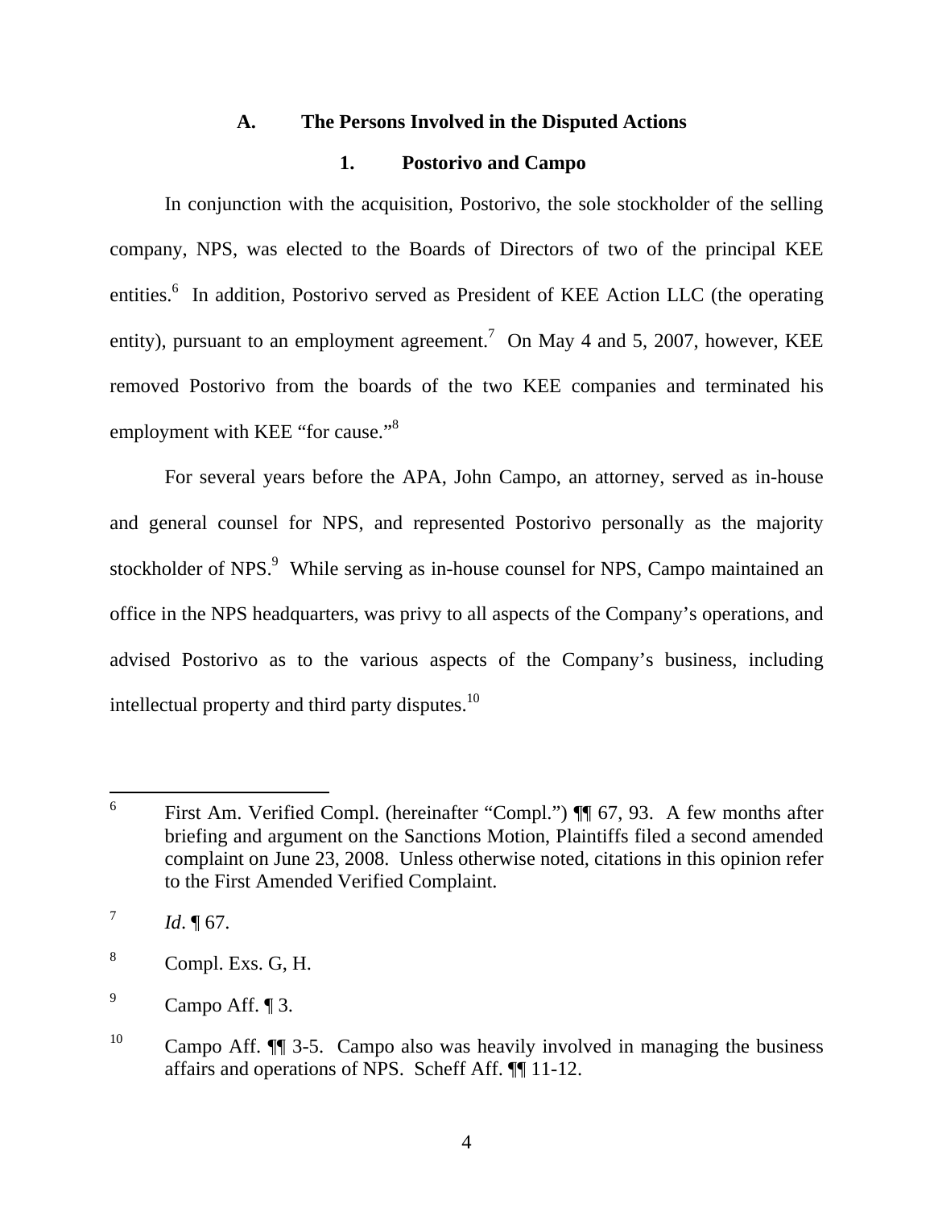### A. The Persons Involved in the Disputed Actions

#### 1. Postorivo and Campo

In conjunction with the acquisition, Postorivo, the sole stockholder of the selling company, NPS, was elected to the Boards of Directors of two of the principal KEE entities.[6] In addition, Postorivo served as President of KEE Action LLC (the operating entity), pursuant to an employment agreement.[7] On May 4 and 5, 2007, however, KEE removed Postorivo from the boards of the two KEE companies and terminated his employment with KEE "for cause."[8]

For several years before the APA, John Campo, an attorney, served as in-house and general counsel for NPS, and represented Postorivo personally as the majority stockholder of NPS.[9] While serving as in-house counsel for NPS, Campo maintained an office in the NPS headquarters, was privy to all aspects of the Company's operations, and advised Postorivo as to the various aspects of the Company's business, including intellectual property and third party disputes.[10]

---

[6] First Am. Verified Compl. (hereinafter "Compl.") ¶¶ 67, 93. A few months after briefing and argument on the Sanctions Motion, Plaintiffs filed a second amended complaint on June 23, 2008. Unless otherwise noted, citations in this opinion refer to the First Amended Verified Complaint.

[7] *Id*. ¶ 67.

[8] Compl. Exs. G, H.

[9] Campo Aff. ¶ 3.

[10] Campo Aff. ¶¶ 3-5. Campo also was heavily involved in managing the business affairs and operations of NPS. Scheff Aff. ¶¶ 11-12.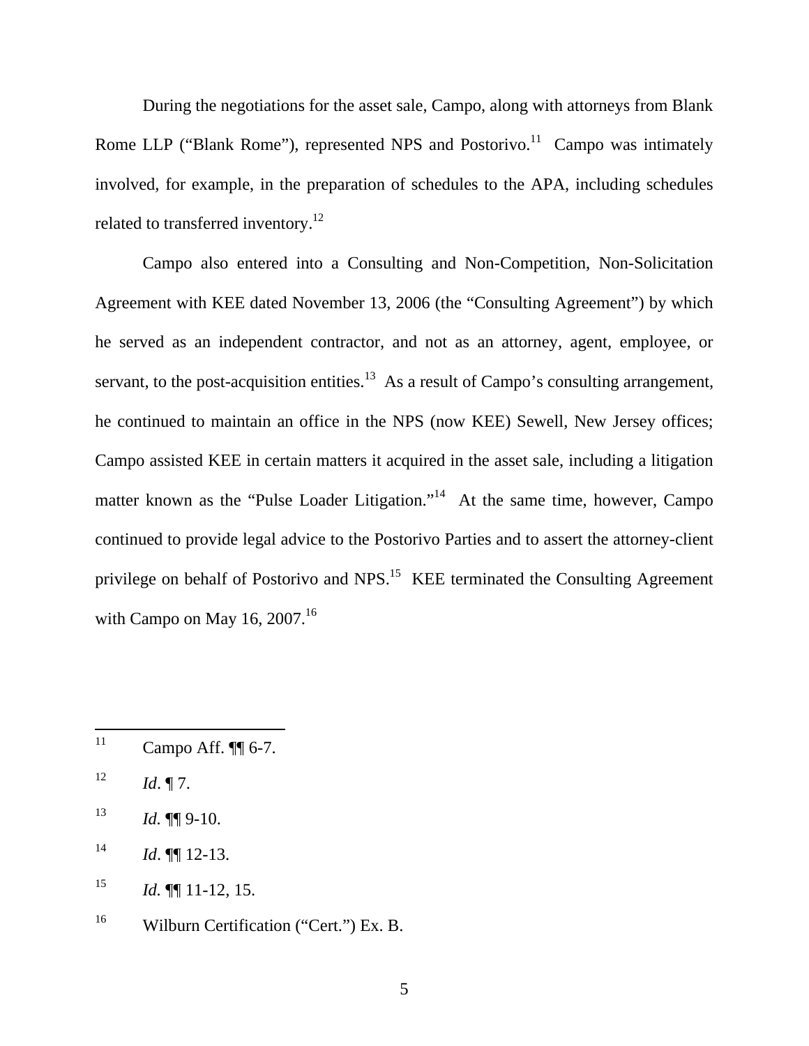During the negotiations for the asset sale, Campo, along with attorneys from Blank Rome LLP ("Blank Rome"), represented NPS and Postorivo.[11] Campo was intimately involved, for example, in the preparation of schedules to the APA, including schedules related to transferred inventory.[12]

Campo also entered into a Consulting and Non-Competition, Non-Solicitation Agreement with KEE dated November 13, 2006 (the "Consulting Agreement") by which he served as an independent contractor, and not as an attorney, agent, employee, or servant, to the post-acquisition entities.[13] As a result of Campo's consulting arrangement, he continued to maintain an office in the NPS (now KEE) Sewell, New Jersey offices; Campo assisted KEE in certain matters it acquired in the asset sale, including a litigation matter known as the "Pulse Loader Litigation."[14] At the same time, however, Campo continued to provide legal advice to the Postorivo Parties and to assert the attorney-client privilege on behalf of Postorivo and NPS.[15] KEE terminated the Consulting Agreement with Campo on May 16, 2007.[16]

---

[11] Campo Aff. ¶¶ 6-7.

[12] *Id*. ¶ 7.

[13] *Id.* ¶¶ 9-10.

[14] *Id*. ¶¶ 12-13.

[15] *Id.* ¶¶ 11-12, 15.

[16] Wilburn Certification ("Cert.") Ex. B.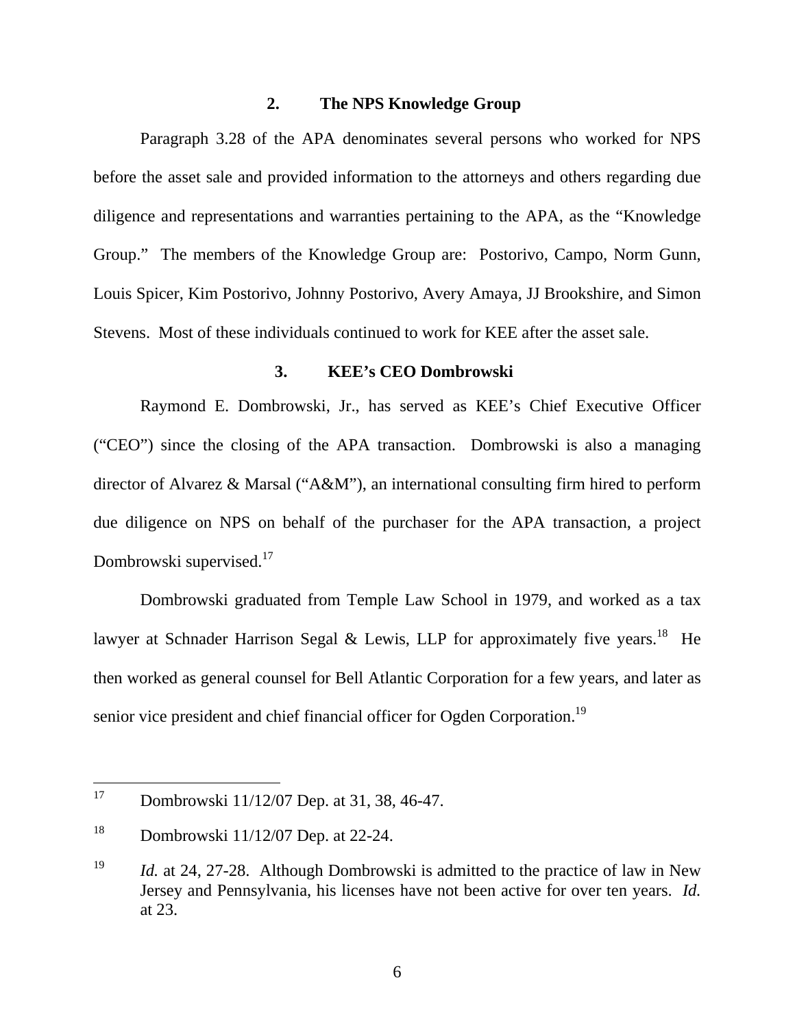### 2. The NPS Knowledge Group

Paragraph 3.28 of the APA denominates several persons who worked for NPS before the asset sale and provided information to the attorneys and others regarding due diligence and representations and warranties pertaining to the APA, as the "Knowledge Group." The members of the Knowledge Group are: Postorivo, Campo, Norm Gunn, Louis Spicer, Kim Postorivo, Johnny Postorivo, Avery Amaya, JJ Brookshire, and Simon Stevens. Most of these individuals continued to work for KEE after the asset sale.

### 3. KEE's CEO Dombrowski

Raymond E. Dombrowski, Jr., has served as KEE's Chief Executive Officer ("CEO") since the closing of the APA transaction. Dombrowski is also a managing director of Alvarez & Marsal ("A&M"), an international consulting firm hired to perform due diligence on NPS on behalf of the purchaser for the APA transaction, a project Dombrowski supervised.[17]

Dombrowski graduated from Temple Law School in 1979, and worked as a tax lawyer at Schnader Harrison Segal & Lewis, LLP for approximately five years.[18] He then worked as general counsel for Bell Atlantic Corporation for a few years, and later as senior vice president and chief financial officer for Ogden Corporation.[19]

---

[17] Dombrowski 11/12/07 Dep. at 31, 38, 46-47.

[18] Dombrowski 11/12/07 Dep. at 22-24.

[19] *Id.* at 24, 27-28. Although Dombrowski is admitted to the practice of law in New Jersey and Pennsylvania, his licenses have not been active for over ten years. *Id.* at 23.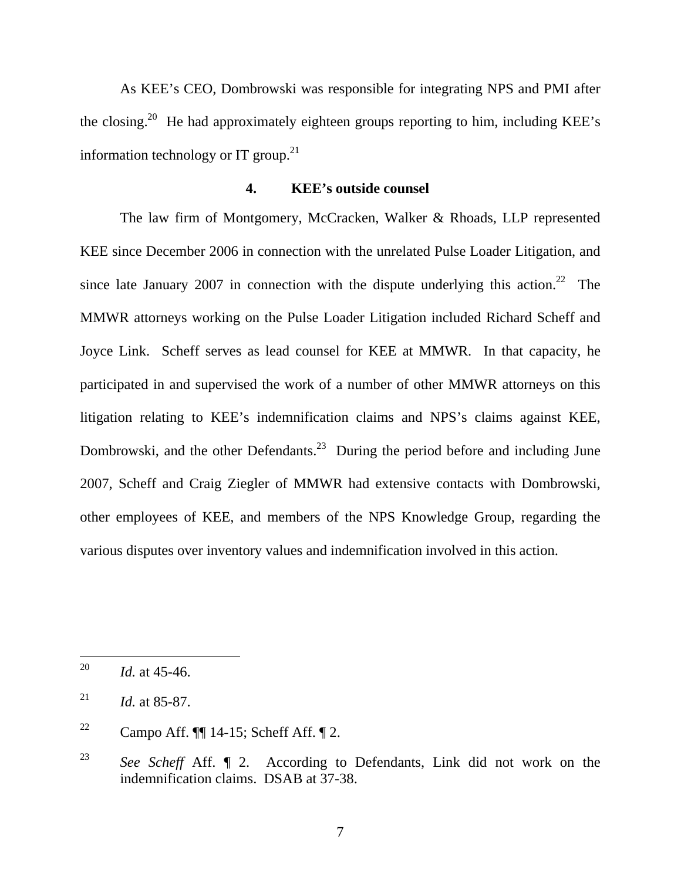As KEE's CEO, Dombrowski was responsible for integrating NPS and PMI after the closing.[20] He had approximately eighteen groups reporting to him, including KEE's information technology or IT group.[21]

#### 4. KEE's outside counsel

The law firm of Montgomery, McCracken, Walker & Rhoads, LLP represented KEE since December 2006 in connection with the unrelated Pulse Loader Litigation, and since late January 2007 in connection with the dispute underlying this action.[22] The MMWR attorneys working on the Pulse Loader Litigation included Richard Scheff and Joyce Link. Scheff serves as lead counsel for KEE at MMWR. In that capacity, he participated in and supervised the work of a number of other MMWR attorneys on this litigation relating to KEE's indemnification claims and NPS's claims against KEE, Dombrowski, and the other Defendants.[23] During the period before and including June 2007, Scheff and Craig Ziegler of MMWR had extensive contacts with Dombrowski, other employees of KEE, and members of the NPS Knowledge Group, regarding the various disputes over inventory values and indemnification involved in this action.

---

[20] *Id.* at 45-46.

[21] *Id.* at 85-87.

[22] Campo Aff. ¶¶ 14-15; Scheff Aff. ¶ 2.

[23] *See Scheff* Aff. ¶ 2. According to Defendants, Link did not work on the indemnification claims. DSAB at 37-38.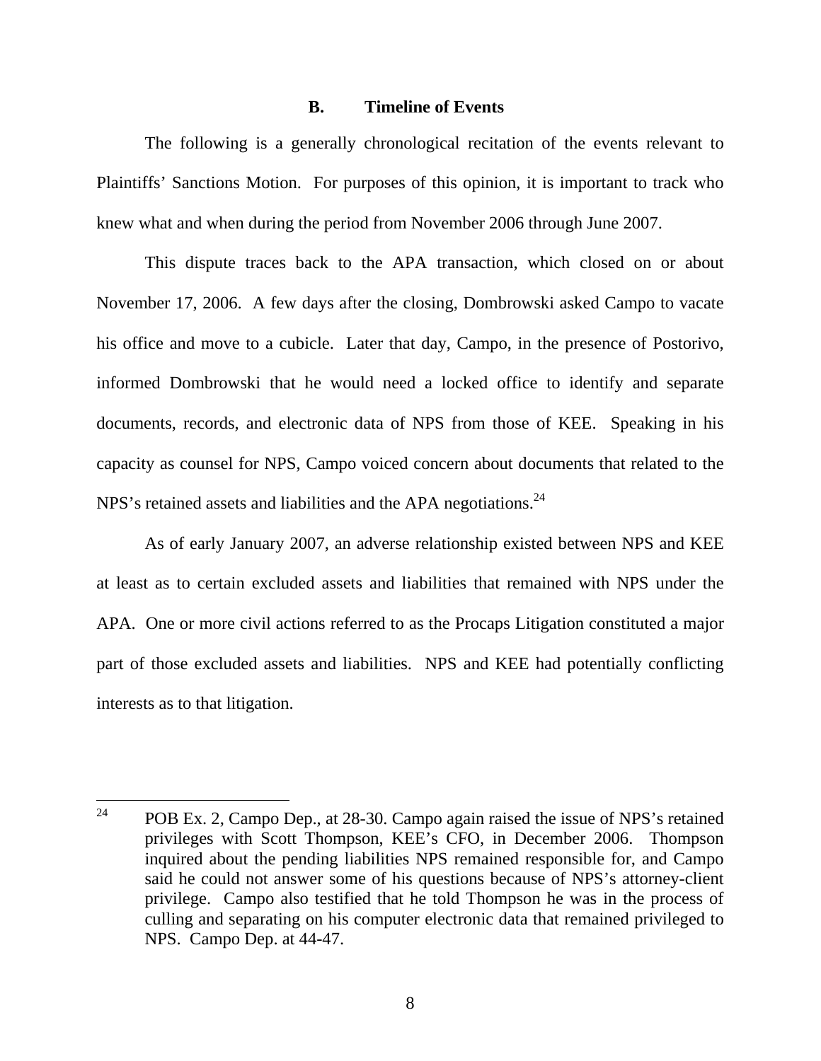### B. Timeline of Events

The following is a generally chronological recitation of the events relevant to Plaintiffs' Sanctions Motion. For purposes of this opinion, it is important to track who knew what and when during the period from November 2006 through June 2007.

This dispute traces back to the APA transaction, which closed on or about November 17, 2006. A few days after the closing, Dombrowski asked Campo to vacate his office and move to a cubicle. Later that day, Campo, in the presence of Postorivo, informed Dombrowski that he would need a locked office to identify and separate documents, records, and electronic data of NPS from those of KEE. Speaking in his capacity as counsel for NPS, Campo voiced concern about documents that related to the NPS's retained assets and liabilities and the APA negotiations.[24]

As of early January 2007, an adverse relationship existed between NPS and KEE at least as to certain excluded assets and liabilities that remained with NPS under the APA. One or more civil actions referred to as the Procaps Litigation constituted a major part of those excluded assets and liabilities. NPS and KEE had potentially conflicting interests as to that litigation.

---

[24] POB Ex. 2, Campo Dep., at 28-30. Campo again raised the issue of NPS's retained privileges with Scott Thompson, KEE's CFO, in December 2006. Thompson inquired about the pending liabilities NPS remained responsible for, and Campo said he could not answer some of his questions because of NPS's attorney-client privilege. Campo also testified that he told Thompson he was in the process of culling and separating on his computer electronic data that remained privileged to NPS. Campo Dep. at 44-47.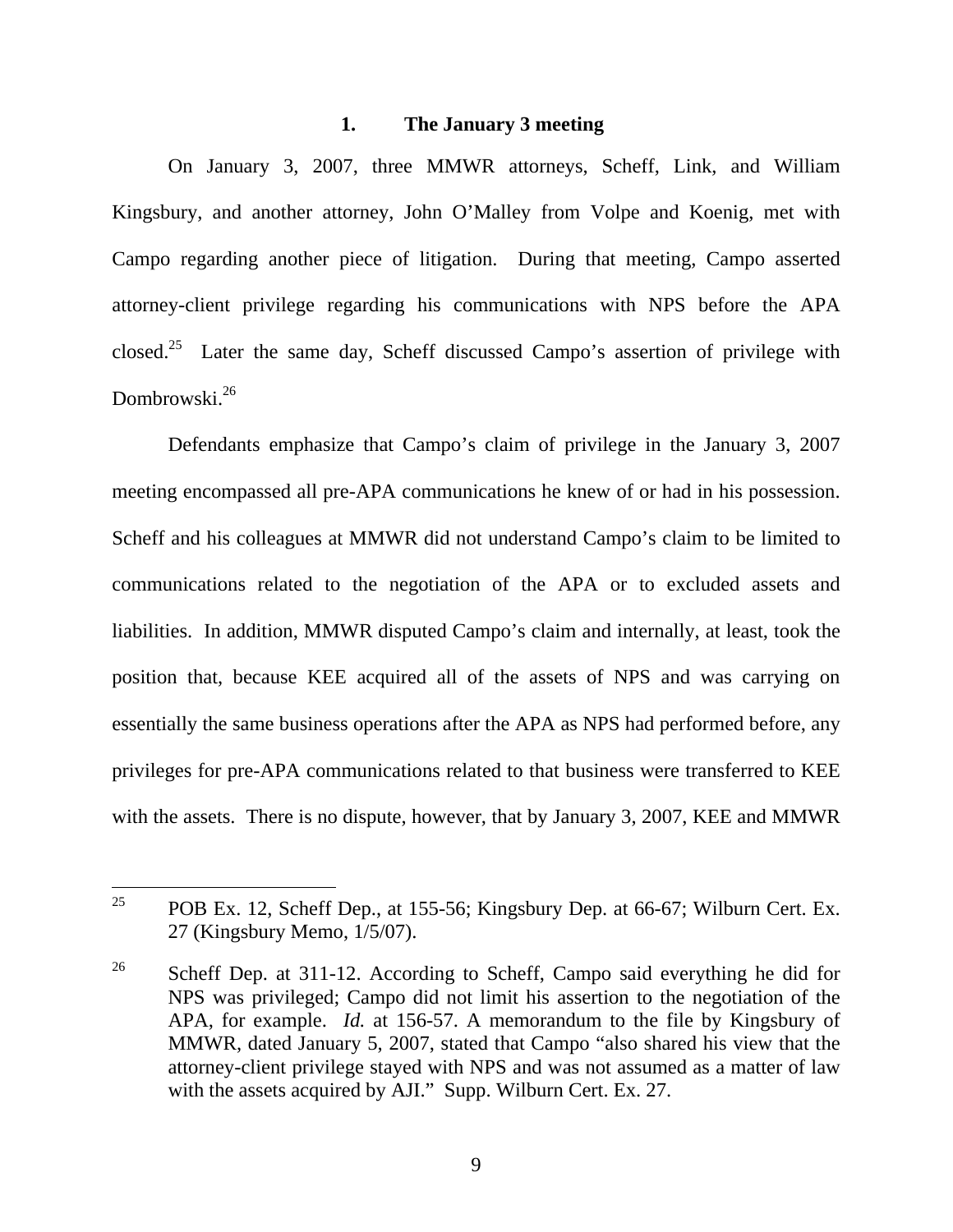### 1. The January 3 meeting

On January 3, 2007, three MMWR attorneys, Scheff, Link, and William Kingsbury, and another attorney, John O'Malley from Volpe and Koenig, met with Campo regarding another piece of litigation. During that meeting, Campo asserted attorney-client privilege regarding his communications with NPS before the APA closed.[25] Later the same day, Scheff discussed Campo's assertion of privilege with Dombrowski.[26]

Defendants emphasize that Campo's claim of privilege in the January 3, 2007 meeting encompassed all pre-APA communications he knew of or had in his possession. Scheff and his colleagues at MMWR did not understand Campo's claim to be limited to communications related to the negotiation of the APA or to excluded assets and liabilities. In addition, MMWR disputed Campo's claim and internally, at least, took the position that, because KEE acquired all of the assets of NPS and was carrying on essentially the same business operations after the APA as NPS had performed before, any privileges for pre-APA communications related to that business were transferred to KEE with the assets. There is no dispute, however, that by January 3, 2007, KEE and MMWR

---

[25] POB Ex. 12, Scheff Dep., at 155-56; Kingsbury Dep. at 66-67; Wilburn Cert. Ex. 27 (Kingsbury Memo, 1/5/07).

[26] Scheff Dep. at 311-12. According to Scheff, Campo said everything he did for NPS was privileged; Campo did not limit his assertion to the negotiation of the APA, for example. *Id.* at 156-57. A memorandum to the file by Kingsbury of MMWR, dated January 5, 2007, stated that Campo "also shared his view that the attorney-client privilege stayed with NPS and was not assumed as a matter of law with the assets acquired by AJI." Supp. Wilburn Cert. Ex. 27.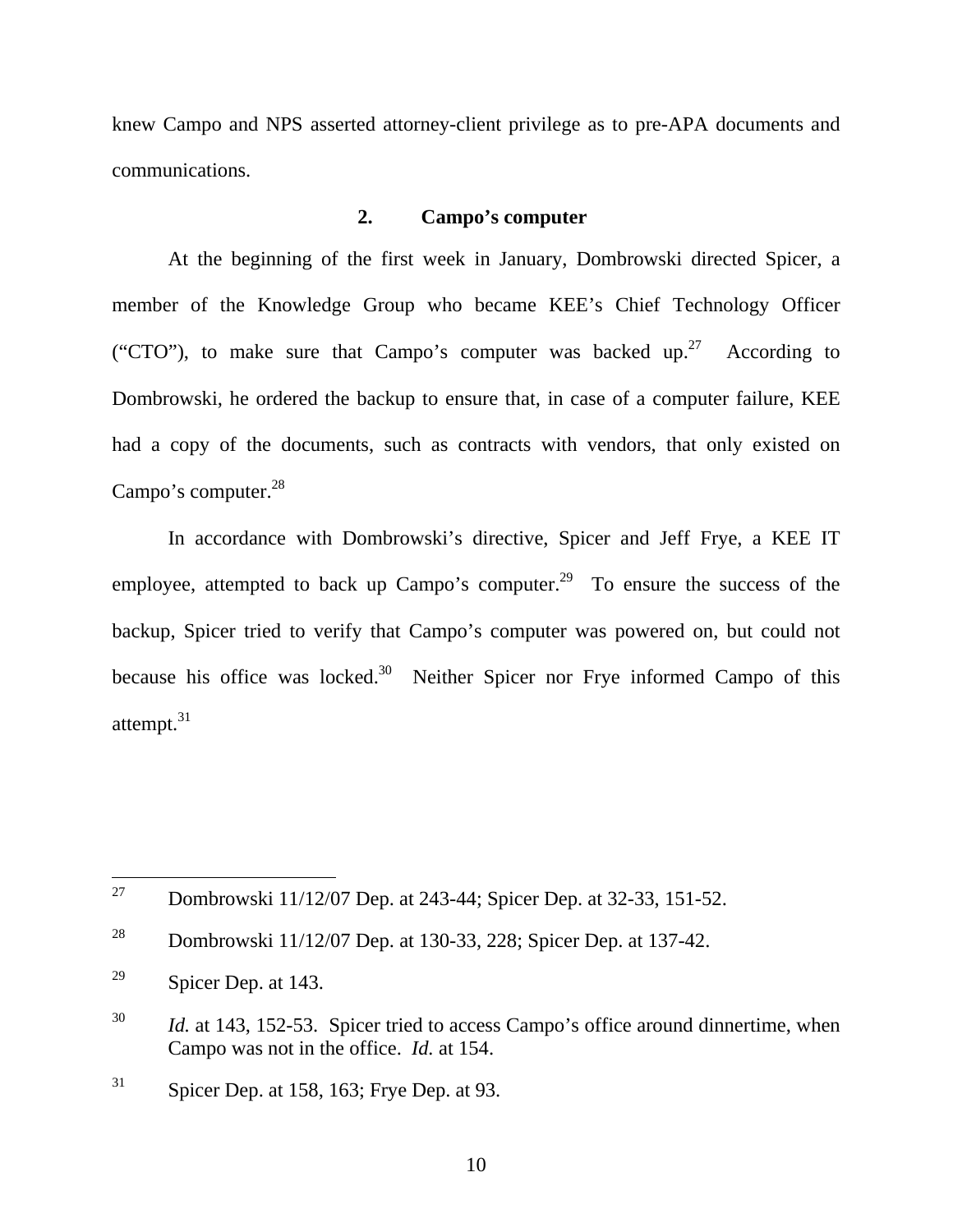knew Campo and NPS asserted attorney-client privilege as to pre-APA documents and communications.

### 2. Campo's computer

At the beginning of the first week in January, Dombrowski directed Spicer, a member of the Knowledge Group who became KEE's Chief Technology Officer ("CTO"), to make sure that Campo's computer was backed up.[27] According to Dombrowski, he ordered the backup to ensure that, in case of a computer failure, KEE had a copy of the documents, such as contracts with vendors, that only existed on Campo's computer.[28]

In accordance with Dombrowski's directive, Spicer and Jeff Frye, a KEE IT employee, attempted to back up Campo's computer.[29] To ensure the success of the backup, Spicer tried to verify that Campo's computer was powered on, but could not because his office was locked.[30] Neither Spicer nor Frye informed Campo of this attempt.[31]

---

[27] Dombrowski 11/12/07 Dep. at 243-44; Spicer Dep. at 32-33, 151-52.

[28] Dombrowski 11/12/07 Dep. at 130-33, 228; Spicer Dep. at 137-42.

[29] Spicer Dep. at 143.

[30] *Id.* at 143, 152-53. Spicer tried to access Campo's office around dinnertime, when Campo was not in the office. *Id.* at 154.

[31] Spicer Dep. at 158, 163; Frye Dep. at 93.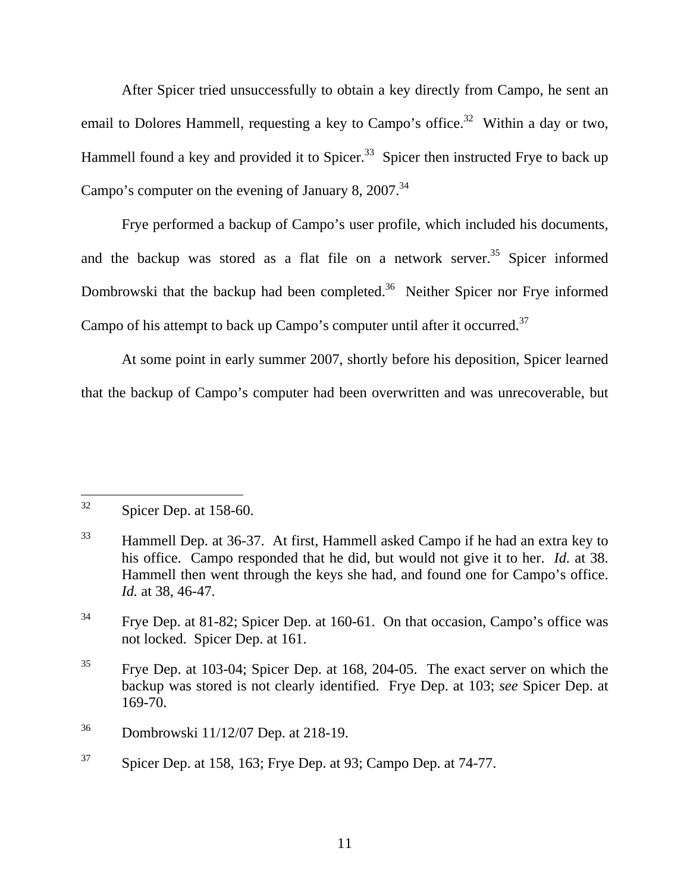After Spicer tried unsuccessfully to obtain a key directly from Campo, he sent an email to Dolores Hammell, requesting a key to Campo's office.[32] Within a day or two, Hammell found a key and provided it to Spicer.[33] Spicer then instructed Frye to back up Campo's computer on the evening of January 8, 2007.[34]

Frye performed a backup of Campo's user profile, which included his documents, and the backup was stored as a flat file on a network server.[35] Spicer informed Dombrowski that the backup had been completed.[36] Neither Spicer nor Frye informed Campo of his attempt to back up Campo's computer until after it occurred.[37]

At some point in early summer 2007, shortly before his deposition, Spicer learned that the backup of Campo's computer had been overwritten and was unrecoverable, but

---

[32] Spicer Dep. at 158-60.

[33] Hammell Dep. at 36-37. At first, Hammell asked Campo if he had an extra key to his office. Campo responded that he did, but would not give it to her. *Id.* at 38. Hammell then went through the keys she had, and found one for Campo's office. *Id.* at 38, 46-47.

[34] Frye Dep. at 81-82; Spicer Dep. at 160-61. On that occasion, Campo's office was not locked. Spicer Dep. at 161.

[35] Frye Dep. at 103-04; Spicer Dep. at 168, 204-05. The exact server on which the backup was stored is not clearly identified. Frye Dep. at 103; *see* Spicer Dep. at 169-70.

[36] Dombrowski 11/12/07 Dep. at 218-19.

[37] Spicer Dep. at 158, 163; Frye Dep. at 93; Campo Dep. at 74-77.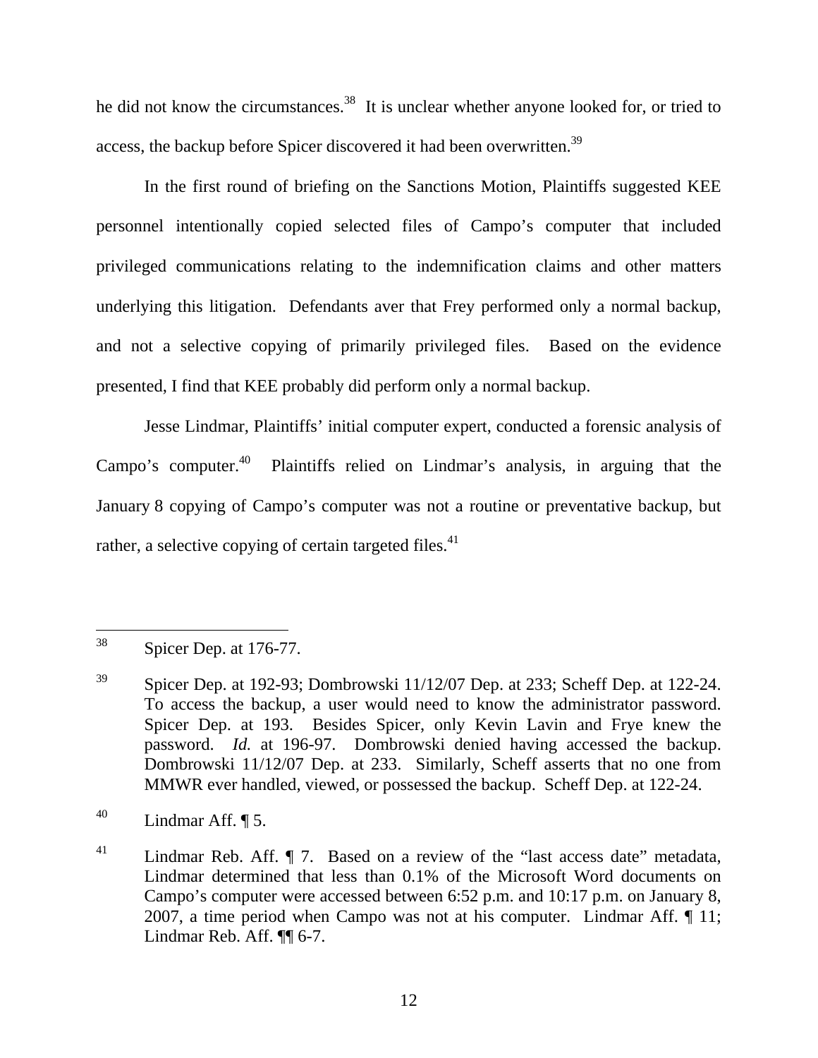he did not know the circumstances.[38] It is unclear whether anyone looked for, or tried to access, the backup before Spicer discovered it had been overwritten.[39]

In the first round of briefing on the Sanctions Motion, Plaintiffs suggested KEE personnel intentionally copied selected files of Campo's computer that included privileged communications relating to the indemnification claims and other matters underlying this litigation. Defendants aver that Frey performed only a normal backup, and not a selective copying of primarily privileged files. Based on the evidence presented, I find that KEE probably did perform only a normal backup.

Jesse Lindmar, Plaintiffs' initial computer expert, conducted a forensic analysis of Campo's computer.[40] Plaintiffs relied on Lindmar's analysis, in arguing that the January 8 copying of Campo's computer was not a routine or preventative backup, but rather, a selective copying of certain targeted files.[41]

---

[38] Spicer Dep. at 176-77.

[39] Spicer Dep. at 192-93; Dombrowski 11/12/07 Dep. at 233; Scheff Dep. at 122-24. To access the backup, a user would need to know the administrator password. Spicer Dep. at 193. Besides Spicer, only Kevin Lavin and Frye knew the password. *Id.* at 196-97. Dombrowski denied having accessed the backup. Dombrowski 11/12/07 Dep. at 233. Similarly, Scheff asserts that no one from MMWR ever handled, viewed, or possessed the backup. Scheff Dep. at 122-24.

[40] Lindmar Aff. ¶ 5.

[41] Lindmar Reb. Aff. ¶ 7. Based on a review of the "last access date" metadata, Lindmar determined that less than 0.1% of the Microsoft Word documents on Campo's computer were accessed between 6:52 p.m. and 10:17 p.m. on January 8, 2007, a time period when Campo was not at his computer. Lindmar Aff. ¶ 11; Lindmar Reb. Aff. ¶¶ 6-7.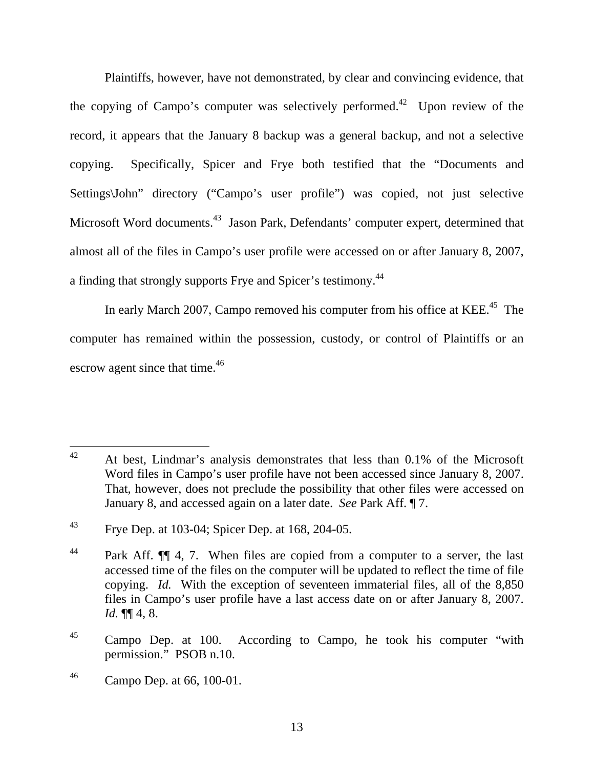Plaintiffs, however, have not demonstrated, by clear and convincing evidence, that the copying of Campo's computer was selectively performed.[42] Upon review of the record, it appears that the January 8 backup was a general backup, and not a selective copying. Specifically, Spicer and Frye both testified that the "Documents and Settings\John" directory ("Campo's user profile") was copied, not just selective Microsoft Word documents.[43] Jason Park, Defendants' computer expert, determined that almost all of the files in Campo's user profile were accessed on or after January 8, 2007, a finding that strongly supports Frye and Spicer's testimony.[44]

In early March 2007, Campo removed his computer from his office at KEE.[45] The computer has remained within the possession, custody, or control of Plaintiffs or an escrow agent since that time.[46]

---

[42] At best, Lindmar's analysis demonstrates that less than 0.1% of the Microsoft Word files in Campo's user profile have not been accessed since January 8, 2007. That, however, does not preclude the possibility that other files were accessed on January 8, and accessed again on a later date. *See* Park Aff. ¶ 7.

[43] Frye Dep. at 103-04; Spicer Dep. at 168, 204-05.

[44] Park Aff. ¶¶ 4, 7. When files are copied from a computer to a server, the last accessed time of the files on the computer will be updated to reflect the time of file copying. *Id.* With the exception of seventeen immaterial files, all of the 8,850 files in Campo's user profile have a last access date on or after January 8, 2007. *Id.* ¶¶ 4, 8.

[45] Campo Dep. at 100. According to Campo, he took his computer "with permission." PSOB n.10.

[46] Campo Dep. at 66, 100-01.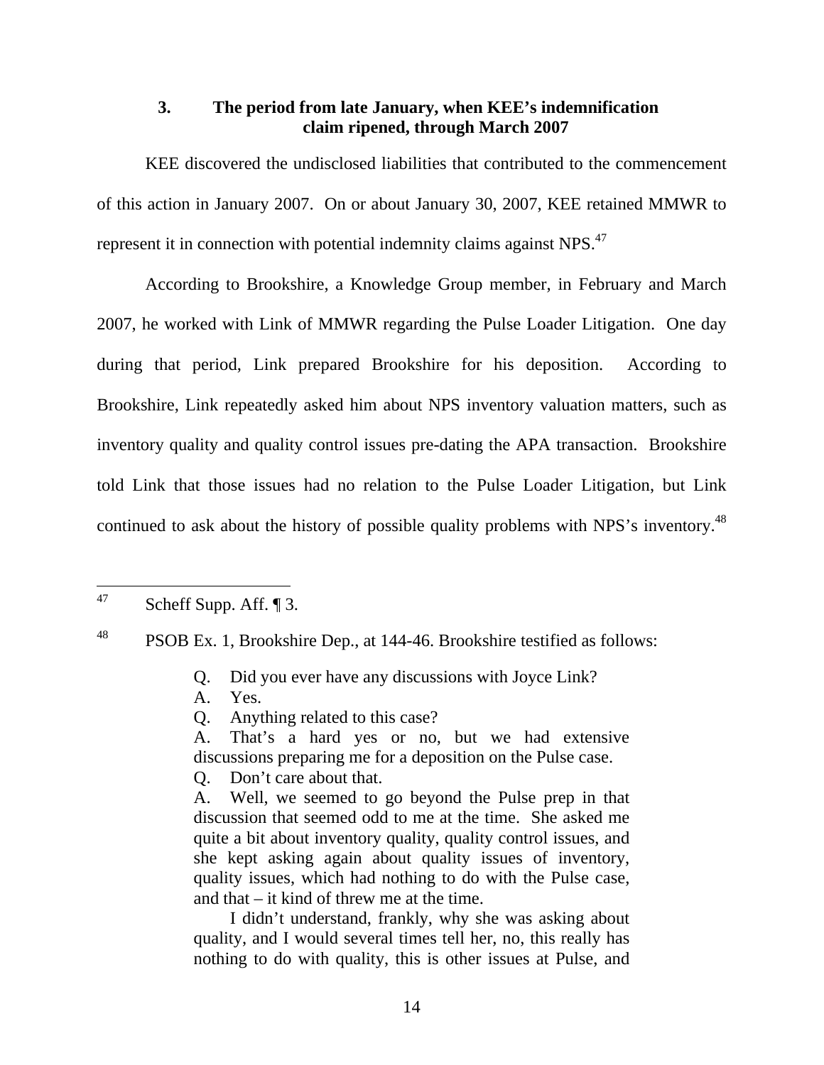### 3. The period from late January, when KEE's indemnification claim ripened, through March 2007

KEE discovered the undisclosed liabilities that contributed to the commencement of this action in January 2007. On or about January 30, 2007, KEE retained MMWR to represent it in connection with potential indemnity claims against NPS.[47]

According to Brookshire, a Knowledge Group member, in February and March 2007, he worked with Link of MMWR regarding the Pulse Loader Litigation. One day during that period, Link prepared Brookshire for his deposition. According to Brookshire, Link repeatedly asked him about NPS inventory valuation matters, such as inventory quality and quality control issues pre-dating the APA transaction. Brookshire told Link that those issues had no relation to the Pulse Loader Litigation, but Link continued to ask about the history of possible quality problems with NPS's inventory.[48]

---

[47] Scheff Supp. Aff. ¶ 3.

[48] PSOB Ex. 1, Brookshire Dep., at 144-46. Brookshire testified as follows:

> Q. Did you ever have any discussions with Joyce Link?
>
> A. Yes.
>
> Q. Anything related to this case?
>
> A. That's a hard yes or no, but we had extensive discussions preparing me for a deposition on the Pulse case.
>
> Q. Don't care about that.
>
> A. Well, we seemed to go beyond the Pulse prep in that discussion that seemed odd to me at the time. She asked me quite a bit about inventory quality, quality control issues, and she kept asking again about quality issues of inventory, quality issues, which had nothing to do with the Pulse case, and that – it kind of threw me at the time.
>
> I didn't understand, frankly, why she was asking about quality, and I would several times tell her, no, this really has nothing to do with quality, this is other issues at Pulse, and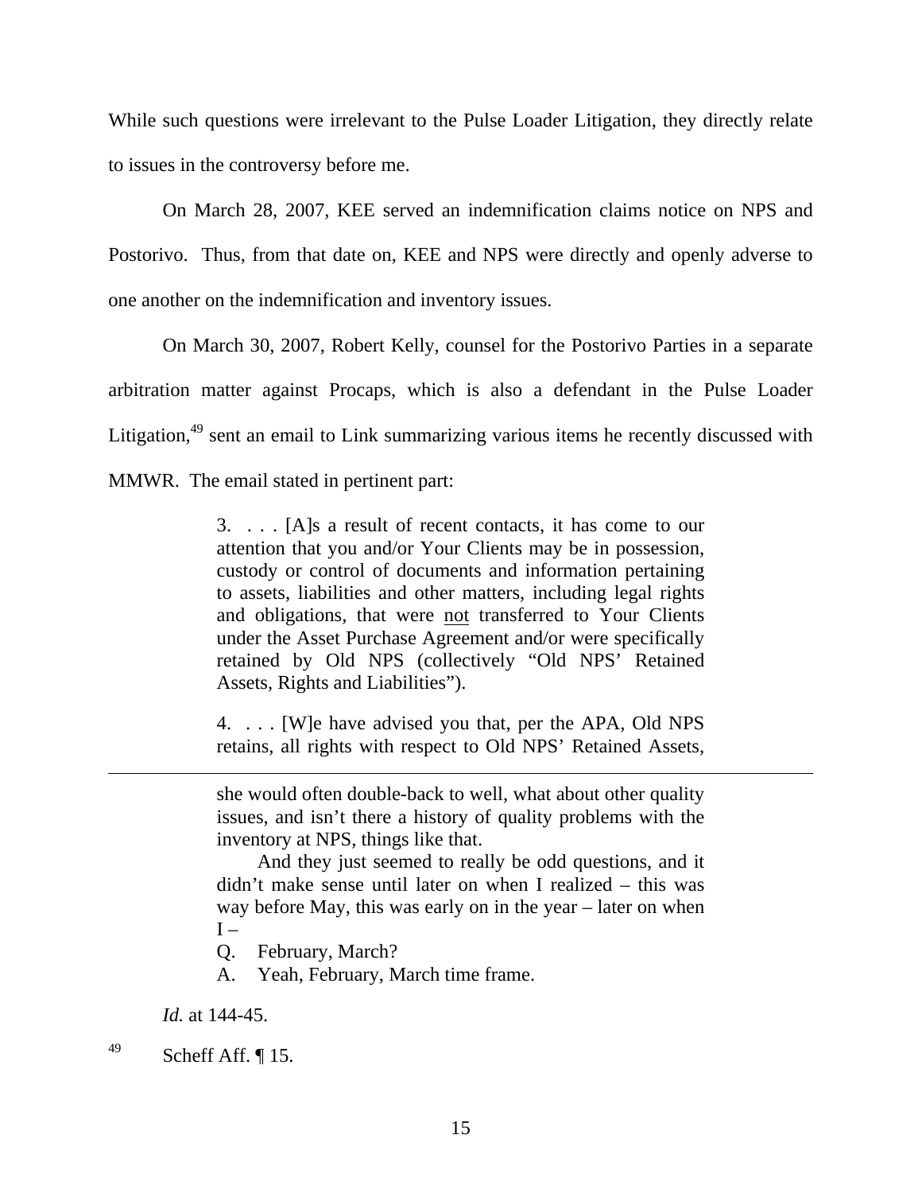While such questions were irrelevant to the Pulse Loader Litigation, they directly relate to issues in the controversy before me.

On March 28, 2007, KEE served an indemnification claims notice on NPS and Postorivo. Thus, from that date on, KEE and NPS were directly and openly adverse to one another on the indemnification and inventory issues.

On March 30, 2007, Robert Kelly, counsel for the Postorivo Parties in a separate arbitration matter against Procaps, which is also a defendant in the Pulse Loader Litigation,[49] sent an email to Link summarizing various items he recently discussed with MMWR. The email stated in pertinent part:

> 3. . . . [A]s a result of recent contacts, it has come to our attention that you and/or Your Clients may be in possession, custody or control of documents and information pertaining to assets, liabilities and other matters, including legal rights and obligations, that were not transferred to Your Clients under the Asset Purchase Agreement and/or were specifically retained by Old NPS (collectively "Old NPS' Retained Assets, Rights and Liabilities").
>
> 4. . . . [W]e have advised you that, per the APA, Old NPS retains, all rights with respect to Old NPS' Retained Assets,

---

> she would often double-back to well, what about other quality issues, and isn't there a history of quality problems with the inventory at NPS, things like that.
>
> And they just seemed to really be odd questions, and it didn't make sense until later on when I realized – this was way before May, this was early on in the year – later on when I –
>
> Q. February, March?
>
> A. Yeah, February, March time frame.

*Id.* at 144-45.

[49] Scheff Aff. ¶ 15.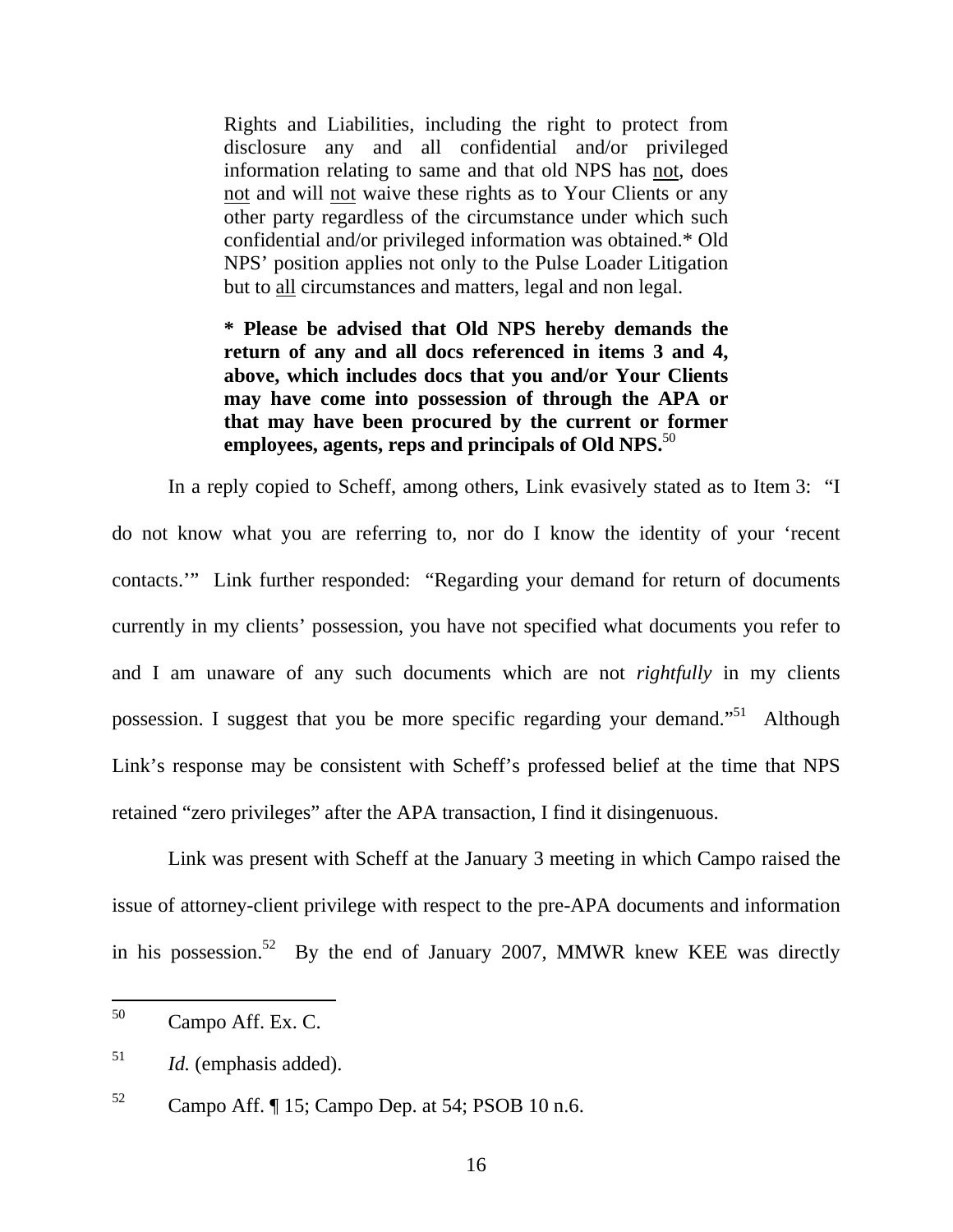> Rights and Liabilities, including the right to protect from disclosure any and all confidential and/or privileged information relating to same and that old NPS has not, does not and will not waive these rights as to Your Clients or any other party regardless of the circumstance under which such confidential and/or privileged information was obtained.* Old NPS' position applies not only to the Pulse Loader Litigation but to all circumstances and matters, legal and non legal.
>
> **\* Please be advised that Old NPS hereby demands the return of any and all docs referenced in items 3 and 4, above, which includes docs that you and/or Your Clients may have come into possession of through the APA or that may have been procured by the current or former employees, agents, reps and principals of Old NPS.**[50]

In a reply copied to Scheff, among others, Link evasively stated as to Item 3: "I do not know what you are referring to, nor do I know the identity of your 'recent contacts.'" Link further responded: "Regarding your demand for return of documents currently in my clients' possession, you have not specified what documents you refer to and I am unaware of any such documents which are not *rightfully* in my clients possession. I suggest that you be more specific regarding your demand."[51] Although Link's response may be consistent with Scheff's professed belief at the time that NPS retained "zero privileges" after the APA transaction, I find it disingenuous.

Link was present with Scheff at the January 3 meeting in which Campo raised the issue of attorney-client privilege with respect to the pre-APA documents and information in his possession.[52] By the end of January 2007, MMWR knew KEE was directly

---

[50] Campo Aff. Ex. C.

[51] *Id.* (emphasis added).

[52] Campo Aff. ¶ 15; Campo Dep. at 54; PSOB 10 n.6.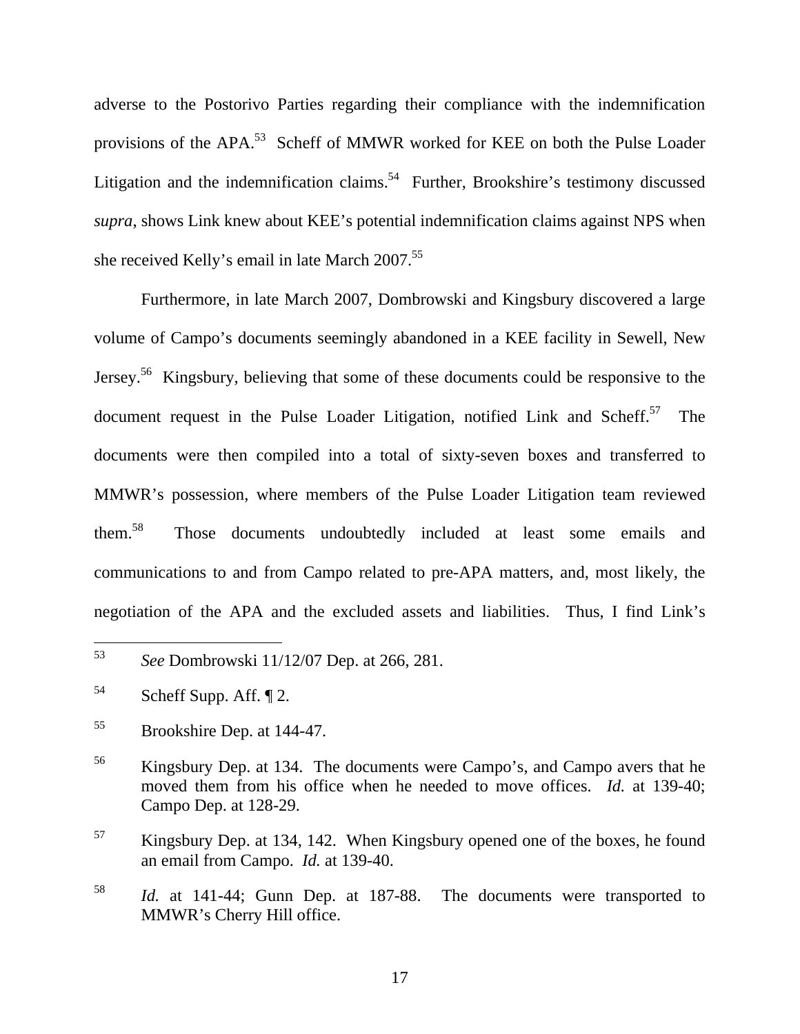adverse to the Postorivo Parties regarding their compliance with the indemnification provisions of the APA.[53] Scheff of MMWR worked for KEE on both the Pulse Loader Litigation and the indemnification claims.[54] Further, Brookshire's testimony discussed *supra*, shows Link knew about KEE's potential indemnification claims against NPS when she received Kelly's email in late March 2007.[55]

Furthermore, in late March 2007, Dombrowski and Kingsbury discovered a large volume of Campo's documents seemingly abandoned in a KEE facility in Sewell, New Jersey.[56] Kingsbury, believing that some of these documents could be responsive to the document request in the Pulse Loader Litigation, notified Link and Scheff.[57] The documents were then compiled into a total of sixty-seven boxes and transferred to MMWR's possession, where members of the Pulse Loader Litigation team reviewed them.[58] Those documents undoubtedly included at least some emails and communications to and from Campo related to pre-APA matters, and, most likely, the negotiation of the APA and the excluded assets and liabilities. Thus, I find Link's

---

[53] *See* Dombrowski 11/12/07 Dep. at 266, 281.

[54] Scheff Supp. Aff. ¶ 2.

[55] Brookshire Dep. at 144-47.

[56] Kingsbury Dep. at 134. The documents were Campo's, and Campo avers that he moved them from his office when he needed to move offices. *Id.* at 139-40; Campo Dep. at 128-29.

[57] Kingsbury Dep. at 134, 142. When Kingsbury opened one of the boxes, he found an email from Campo. *Id.* at 139-40.

[58] *Id.* at 141-44; Gunn Dep. at 187-88. The documents were transported to MMWR's Cherry Hill office.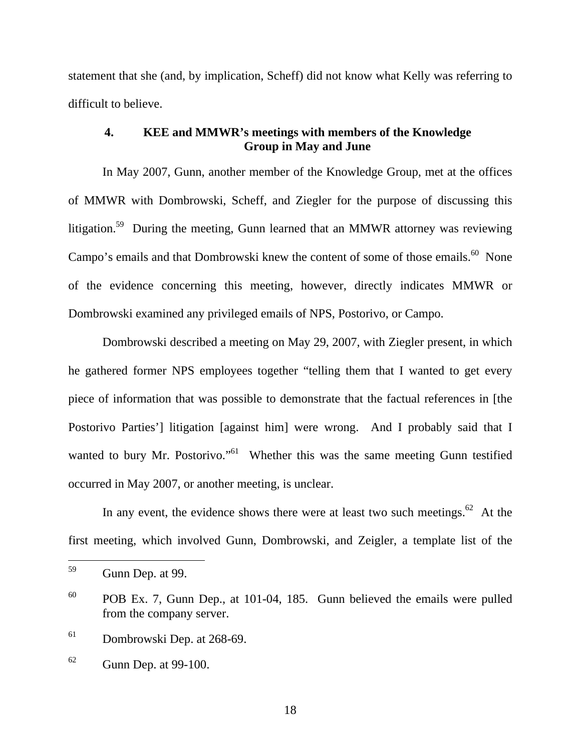statement that she (and, by implication, Scheff) did not know what Kelly was referring to difficult to believe.

#### 4. KEE and MMWR's meetings with members of the Knowledge Group in May and June

In May 2007, Gunn, another member of the Knowledge Group, met at the offices of MMWR with Dombrowski, Scheff, and Ziegler for the purpose of discussing this litigation.[59] During the meeting, Gunn learned that an MMWR attorney was reviewing Campo's emails and that Dombrowski knew the content of some of those emails.[60] None of the evidence concerning this meeting, however, directly indicates MMWR or Dombrowski examined any privileged emails of NPS, Postorivo, or Campo.

Dombrowski described a meeting on May 29, 2007, with Ziegler present, in which he gathered former NPS employees together "telling them that I wanted to get every piece of information that was possible to demonstrate that the factual references in [the Postorivo Parties'] litigation [against him] were wrong. And I probably said that I wanted to bury Mr. Postorivo."[61] Whether this was the same meeting Gunn testified occurred in May 2007, or another meeting, is unclear.

In any event, the evidence shows there were at least two such meetings.[62] At the first meeting, which involved Gunn, Dombrowski, and Zeigler, a template list of the

---

[59] Gunn Dep. at 99.

[60] POB Ex. 7, Gunn Dep., at 101-04, 185. Gunn believed the emails were pulled from the company server.

[61] Dombrowski Dep. at 268-69.

[62] Gunn Dep. at 99-100.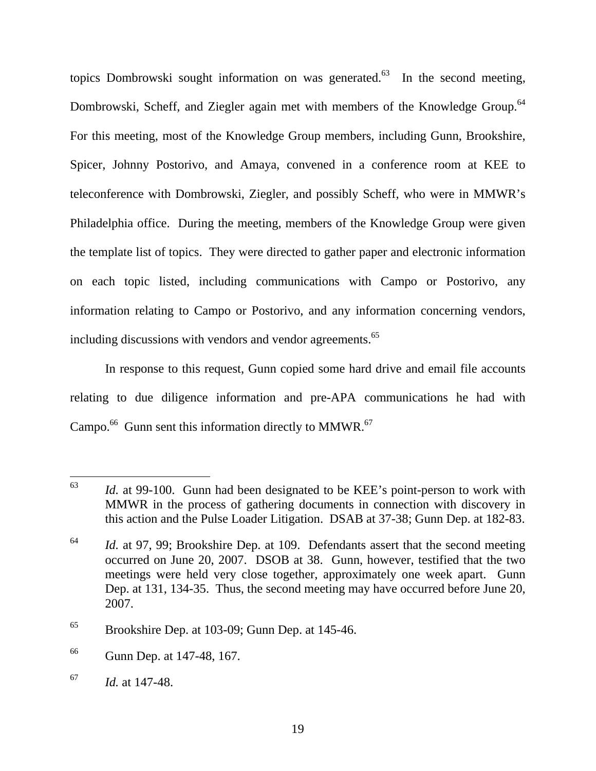topics Dombrowski sought information on was generated.[63] In the second meeting, Dombrowski, Scheff, and Ziegler again met with members of the Knowledge Group.[64] For this meeting, most of the Knowledge Group members, including Gunn, Brookshire, Spicer, Johnny Postorivo, and Amaya, convened in a conference room at KEE to teleconference with Dombrowski, Ziegler, and possibly Scheff, who were in MMWR's Philadelphia office. During the meeting, members of the Knowledge Group were given the template list of topics. They were directed to gather paper and electronic information on each topic listed, including communications with Campo or Postorivo, any information relating to Campo or Postorivo, and any information concerning vendors, including discussions with vendors and vendor agreements.[65]

In response to this request, Gunn copied some hard drive and email file accounts relating to due diligence information and pre-APA communications he had with Campo.[66] Gunn sent this information directly to MMWR.[67]

---

[63] *Id.* at 99-100. Gunn had been designated to be KEE's point-person to work with MMWR in the process of gathering documents in connection with discovery in this action and the Pulse Loader Litigation. DSAB at 37-38; Gunn Dep. at 182-83.

[64] *Id.* at 97, 99; Brookshire Dep. at 109. Defendants assert that the second meeting occurred on June 20, 2007. DSOB at 38. Gunn, however, testified that the two meetings were held very close together, approximately one week apart. Gunn Dep. at 131, 134-35. Thus, the second meeting may have occurred before June 20, 2007.

[65] Brookshire Dep. at 103-09; Gunn Dep. at 145-46.

[66] Gunn Dep. at 147-48, 167.

[67] *Id.* at 147-48.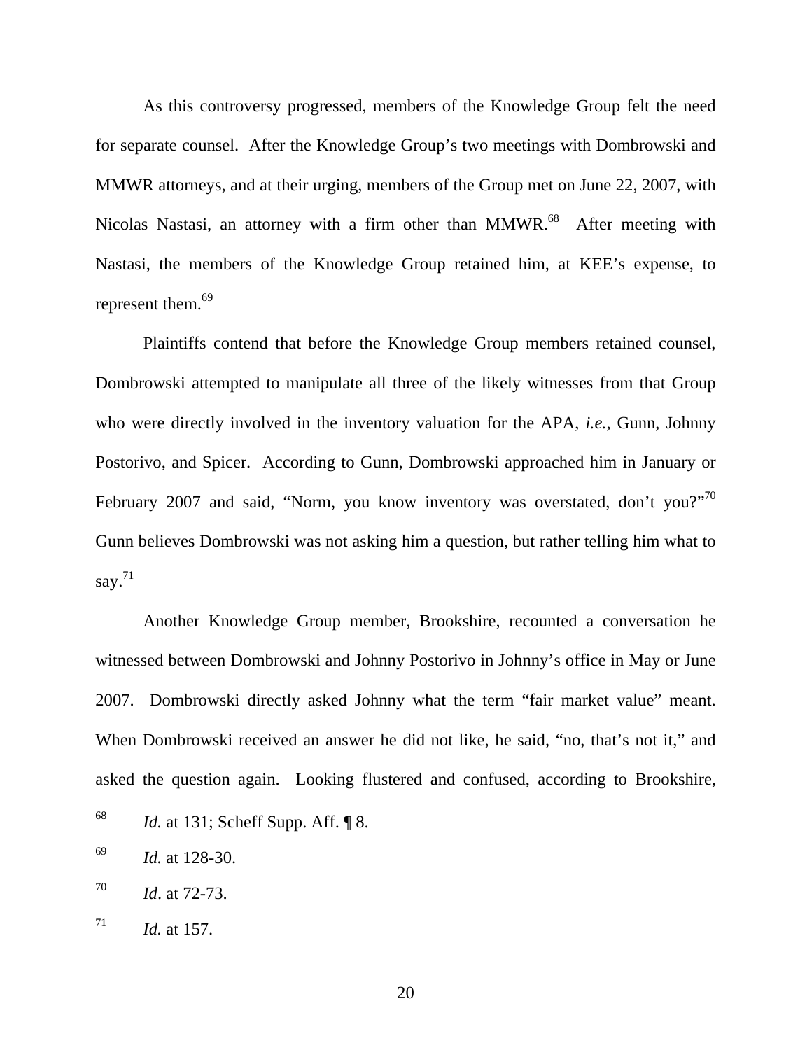As this controversy progressed, members of the Knowledge Group felt the need for separate counsel. After the Knowledge Group's two meetings with Dombrowski and MMWR attorneys, and at their urging, members of the Group met on June 22, 2007, with Nicolas Nastasi, an attorney with a firm other than MMWR.[68] After meeting with Nastasi, the members of the Knowledge Group retained him, at KEE's expense, to represent them.[69]

Plaintiffs contend that before the Knowledge Group members retained counsel, Dombrowski attempted to manipulate all three of the likely witnesses from that Group who were directly involved in the inventory valuation for the APA, *i.e.*, Gunn, Johnny Postorivo, and Spicer. According to Gunn, Dombrowski approached him in January or February 2007 and said, "Norm, you know inventory was overstated, don't you?"[70] Gunn believes Dombrowski was not asking him a question, but rather telling him what to say.[71]

Another Knowledge Group member, Brookshire, recounted a conversation he witnessed between Dombrowski and Johnny Postorivo in Johnny's office in May or June 2007. Dombrowski directly asked Johnny what the term "fair market value" meant. When Dombrowski received an answer he did not like, he said, "no, that's not it," and asked the question again. Looking flustered and confused, according to Brookshire,

---

[68] *Id.* at 131; Scheff Supp. Aff. ¶ 8.

[69] *Id.* at 128-30.

[70] *Id*. at 72-73.

[71] *Id.* at 157.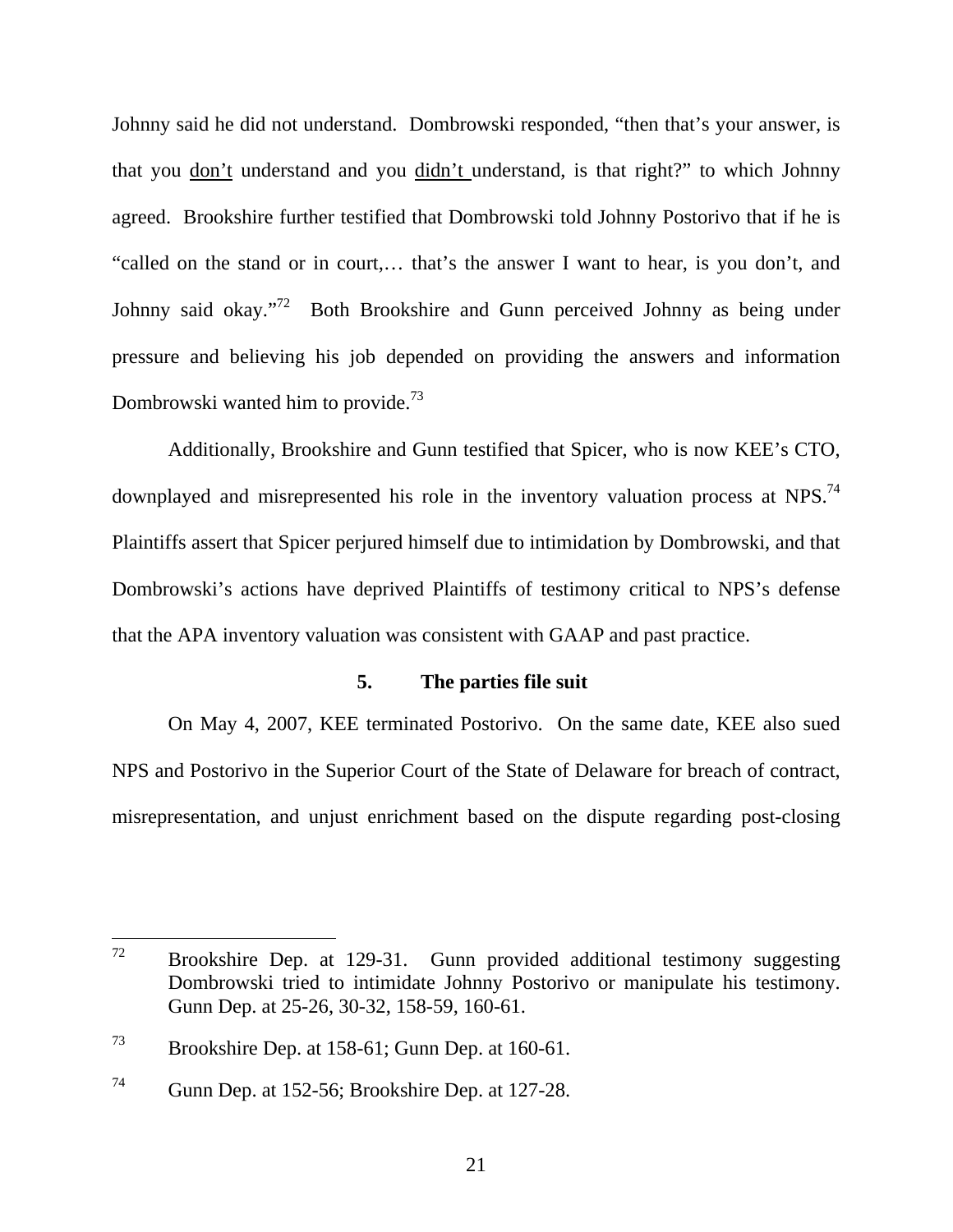Johnny said he did not understand. Dombrowski responded, "then that's your answer, is that you <u>don't</u> understand and you <u>didn't</u> understand, is that right?" to which Johnny agreed. Brookshire further testified that Dombrowski told Johnny Postorivo that if he is "called on the stand or in court,… that's the answer I want to hear, is you don't, and Johnny said okay."[72] Both Brookshire and Gunn perceived Johnny as being under pressure and believing his job depended on providing the answers and information Dombrowski wanted him to provide.[73]

Additionally, Brookshire and Gunn testified that Spicer, who is now KEE's CTO, downplayed and misrepresented his role in the inventory valuation process at NPS.[74] Plaintiffs assert that Spicer perjured himself due to intimidation by Dombrowski, and that Dombrowski's actions have deprived Plaintiffs of testimony critical to NPS's defense that the APA inventory valuation was consistent with GAAP and past practice.

### 5. The parties file suit

On May 4, 2007, KEE terminated Postorivo. On the same date, KEE also sued NPS and Postorivo in the Superior Court of the State of Delaware for breach of contract, misrepresentation, and unjust enrichment based on the dispute regarding post-closing

---

[72] Brookshire Dep. at 129-31. Gunn provided additional testimony suggesting Dombrowski tried to intimidate Johnny Postorivo or manipulate his testimony. Gunn Dep. at 25-26, 30-32, 158-59, 160-61.

[73] Brookshire Dep. at 158-61; Gunn Dep. at 160-61.

[74] Gunn Dep. at 152-56; Brookshire Dep. at 127-28.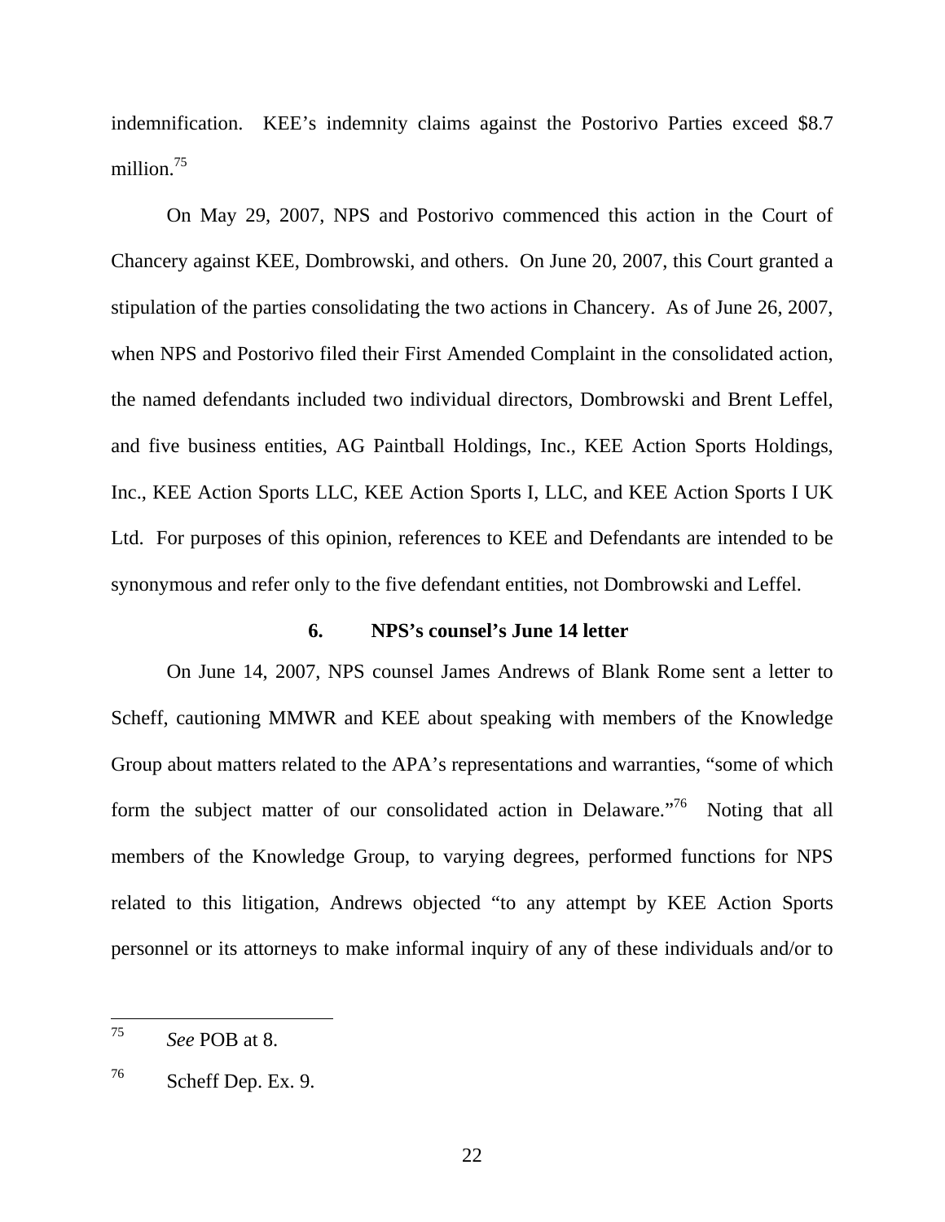indemnification. KEE's indemnity claims against the Postorivo Parties exceed $8.7 million.[75]

On May 29, 2007, NPS and Postorivo commenced this action in the Court of Chancery against KEE, Dombrowski, and others. On June 20, 2007, this Court granted a stipulation of the parties consolidating the two actions in Chancery. As of June 26, 2007, when NPS and Postorivo filed their First Amended Complaint in the consolidated action, the named defendants included two individual directors, Dombrowski and Brent Leffel, and five business entities, AG Paintball Holdings, Inc., KEE Action Sports Holdings, Inc., KEE Action Sports LLC, KEE Action Sports I, LLC, and KEE Action Sports I UK Ltd. For purposes of this opinion, references to KEE and Defendants are intended to be synonymous and refer only to the five defendant entities, not Dombrowski and Leffel.

### 6. NPS's counsel's June 14 letter

On June 14, 2007, NPS counsel James Andrews of Blank Rome sent a letter to Scheff, cautioning MMWR and KEE about speaking with members of the Knowledge Group about matters related to the APA's representations and warranties, "some of which form the subject matter of our consolidated action in Delaware."[76] Noting that all members of the Knowledge Group, to varying degrees, performed functions for NPS related to this litigation, Andrews objected "to any attempt by KEE Action Sports personnel or its attorneys to make informal inquiry of any of these individuals and/or to

---

[75] *See* POB at 8.

[76] Scheff Dep. Ex. 9.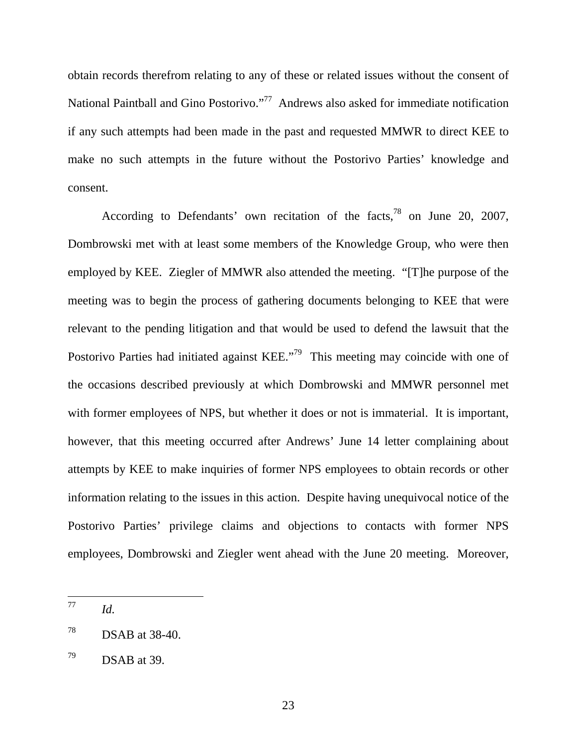obtain records therefrom relating to any of these or related issues without the consent of National Paintball and Gino Postorivo."[77] Andrews also asked for immediate notification if any such attempts had been made in the past and requested MMWR to direct KEE to make no such attempts in the future without the Postorivo Parties' knowledge and consent.

According to Defendants' own recitation of the facts,[78] on June 20, 2007, Dombrowski met with at least some members of the Knowledge Group, who were then employed by KEE. Ziegler of MMWR also attended the meeting. "[T]he purpose of the meeting was to begin the process of gathering documents belonging to KEE that were relevant to the pending litigation and that would be used to defend the lawsuit that the Postorivo Parties had initiated against KEE."[79] This meeting may coincide with one of the occasions described previously at which Dombrowski and MMWR personnel met with former employees of NPS, but whether it does or not is immaterial. It is important, however, that this meeting occurred after Andrews' June 14 letter complaining about attempts by KEE to make inquiries of former NPS employees to obtain records or other information relating to the issues in this action. Despite having unequivocal notice of the Postorivo Parties' privilege claims and objections to contacts with former NPS employees, Dombrowski and Ziegler went ahead with the June 20 meeting. Moreover,

---

[77] *Id.*

[78] DSAB at 38-40.

[79] DSAB at 39.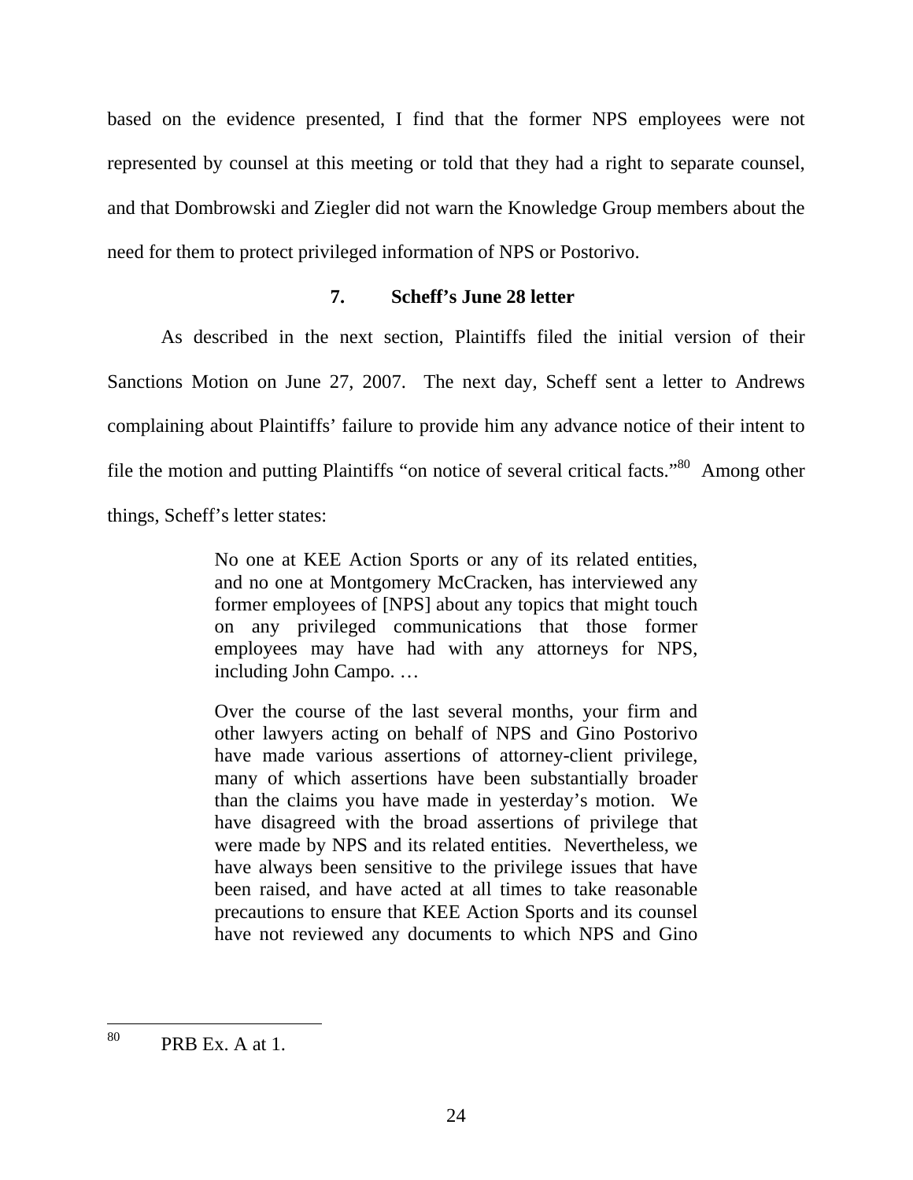based on the evidence presented, I find that the former NPS employees were not represented by counsel at this meeting or told that they had a right to separate counsel, and that Dombrowski and Ziegler did not warn the Knowledge Group members about the need for them to protect privileged information of NPS or Postorivo.

### 7. Scheff's June 28 letter

As described in the next section, Plaintiffs filed the initial version of their Sanctions Motion on June 27, 2007. The next day, Scheff sent a letter to Andrews complaining about Plaintiffs' failure to provide him any advance notice of their intent to file the motion and putting Plaintiffs "on notice of several critical facts."[80] Among other things, Scheff's letter states:

> No one at KEE Action Sports or any of its related entities, and no one at Montgomery McCracken, has interviewed any former employees of [NPS] about any topics that might touch on any privileged communications that those former employees may have had with any attorneys for NPS, including John Campo. …
>
> Over the course of the last several months, your firm and other lawyers acting on behalf of NPS and Gino Postorivo have made various assertions of attorney-client privilege, many of which assertions have been substantially broader than the claims you have made in yesterday's motion. We have disagreed with the broad assertions of privilege that were made by NPS and its related entities. Nevertheless, we have always been sensitive to the privilege issues that have been raised, and have acted at all times to take reasonable precautions to ensure that KEE Action Sports and its counsel have not reviewed any documents to which NPS and Gino

[80] PRB Ex. A at 1.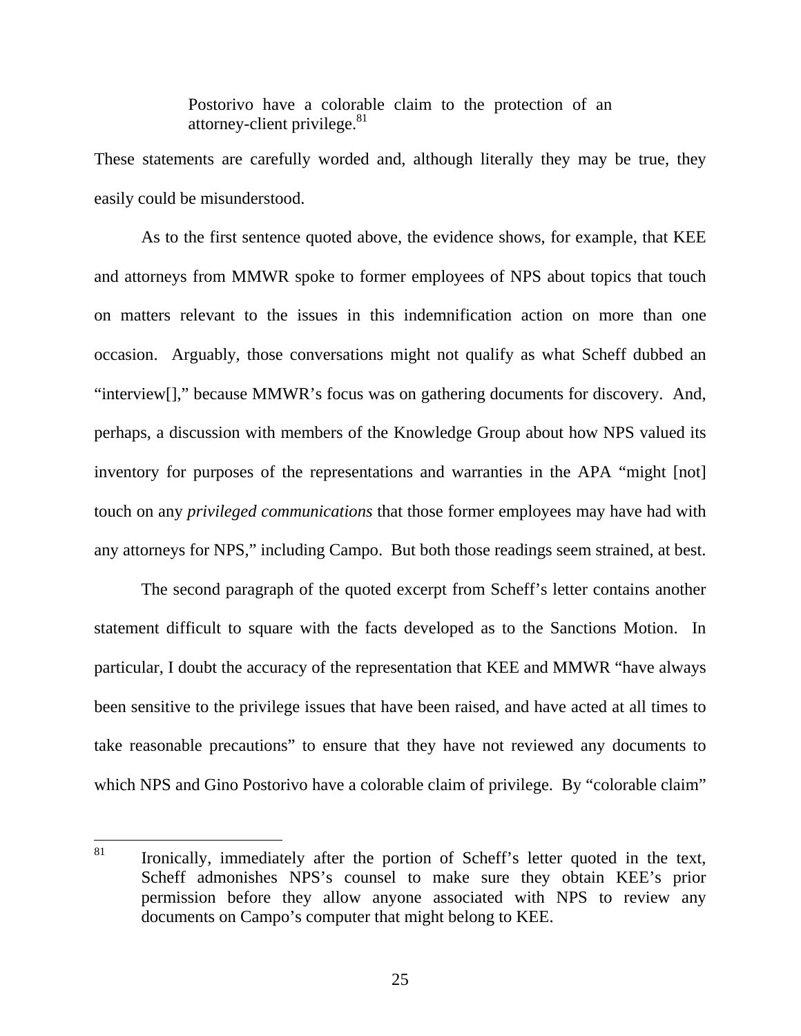> Postorivo have a colorable claim to the protection of an attorney-client privilege.[81]

These statements are carefully worded and, although literally they may be true, they easily could be misunderstood.

As to the first sentence quoted above, the evidence shows, for example, that KEE and attorneys from MMWR spoke to former employees of NPS about topics that touch on matters relevant to the issues in this indemnification action on more than one occasion. Arguably, those conversations might not qualify as what Scheff dubbed an "interview[]," because MMWR's focus was on gathering documents for discovery. And, perhaps, a discussion with members of the Knowledge Group about how NPS valued its inventory for purposes of the representations and warranties in the APA "might [not] touch on any *privileged communications* that those former employees may have had with any attorneys for NPS," including Campo. But both those readings seem strained, at best.

The second paragraph of the quoted excerpt from Scheff's letter contains another statement difficult to square with the facts developed as to the Sanctions Motion. In particular, I doubt the accuracy of the representation that KEE and MMWR "have always been sensitive to the privilege issues that have been raised, and have acted at all times to take reasonable precautions" to ensure that they have not reviewed any documents to which NPS and Gino Postorivo have a colorable claim of privilege. By "colorable claim"

---

81 Ironically, immediately after the portion of Scheff's letter quoted in the text, Scheff admonishes NPS's counsel to make sure they obtain KEE's prior permission before they allow anyone associated with NPS to review any documents on Campo's computer that might belong to KEE.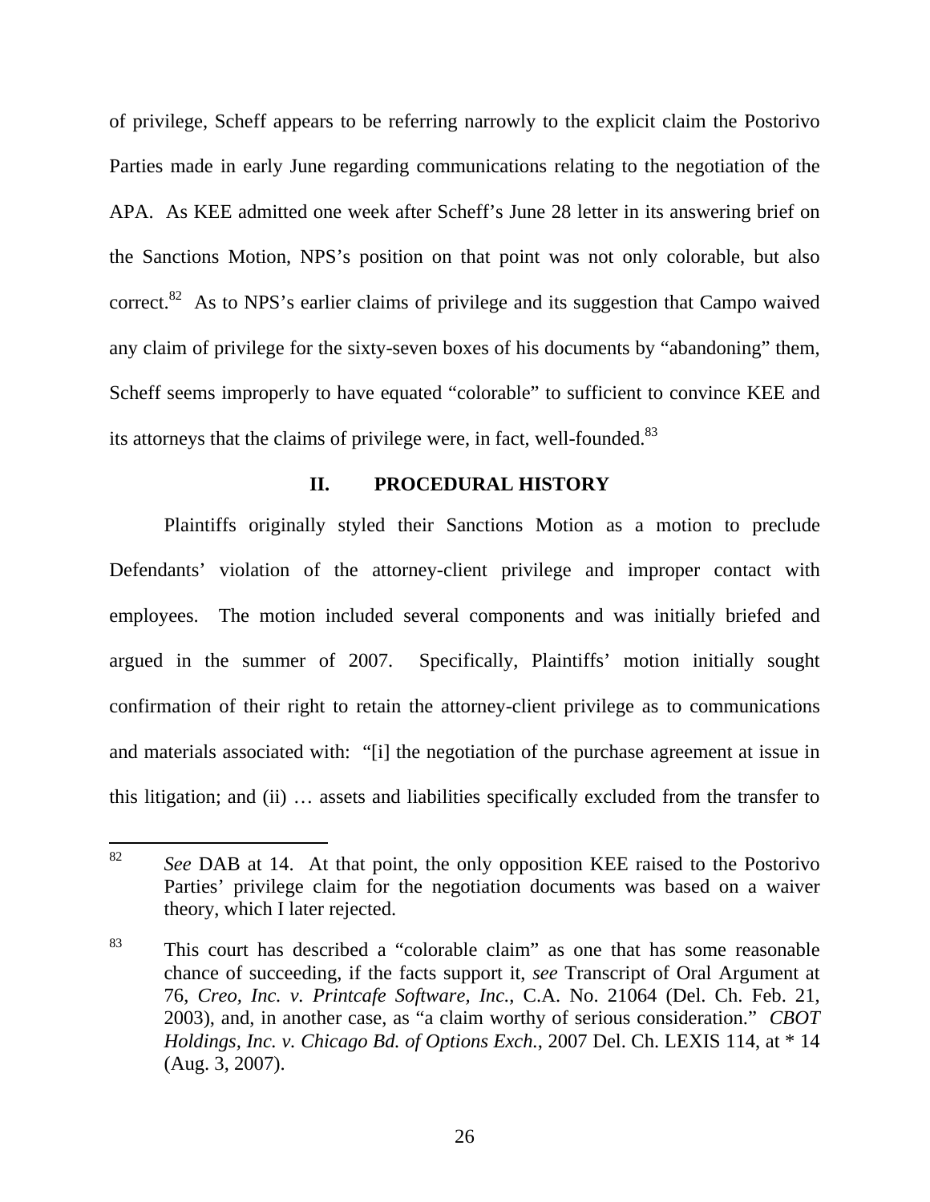of privilege, Scheff appears to be referring narrowly to the explicit claim the Postorivo Parties made in early June regarding communications relating to the negotiation of the APA. As KEE admitted one week after Scheff's June 28 letter in its answering brief on the Sanctions Motion, NPS's position on that point was not only colorable, but also correct.[82] As to NPS's earlier claims of privilege and its suggestion that Campo waived any claim of privilege for the sixty-seven boxes of his documents by "abandoning" them, Scheff seems improperly to have equated "colorable" to sufficient to convince KEE and its attorneys that the claims of privilege were, in fact, well-founded.[83]

## II. PROCEDURAL HISTORY

Plaintiffs originally styled their Sanctions Motion as a motion to preclude Defendants' violation of the attorney-client privilege and improper contact with employees. The motion included several components and was initially briefed and argued in the summer of 2007. Specifically, Plaintiffs' motion initially sought confirmation of their right to retain the attorney-client privilege as to communications and materials associated with: "[i] the negotiation of the purchase agreement at issue in this litigation; and (ii) … assets and liabilities specifically excluded from the transfer to

---

[82] *See* DAB at 14. At that point, the only opposition KEE raised to the Postorivo Parties' privilege claim for the negotiation documents was based on a waiver theory, which I later rejected.

[83] This court has described a "colorable claim" as one that has some reasonable chance of succeeding, if the facts support it, *see* Transcript of Oral Argument at 76, *Creo, Inc. v. Printcafe Software, Inc.*, C.A. No. 21064 (Del. Ch. Feb. 21, 2003), and, in another case, as "a claim worthy of serious consideration." *CBOT Holdings, Inc. v. Chicago Bd. of Options Exch.*, 2007 Del. Ch. LEXIS 114, at * 14 (Aug. 3, 2007).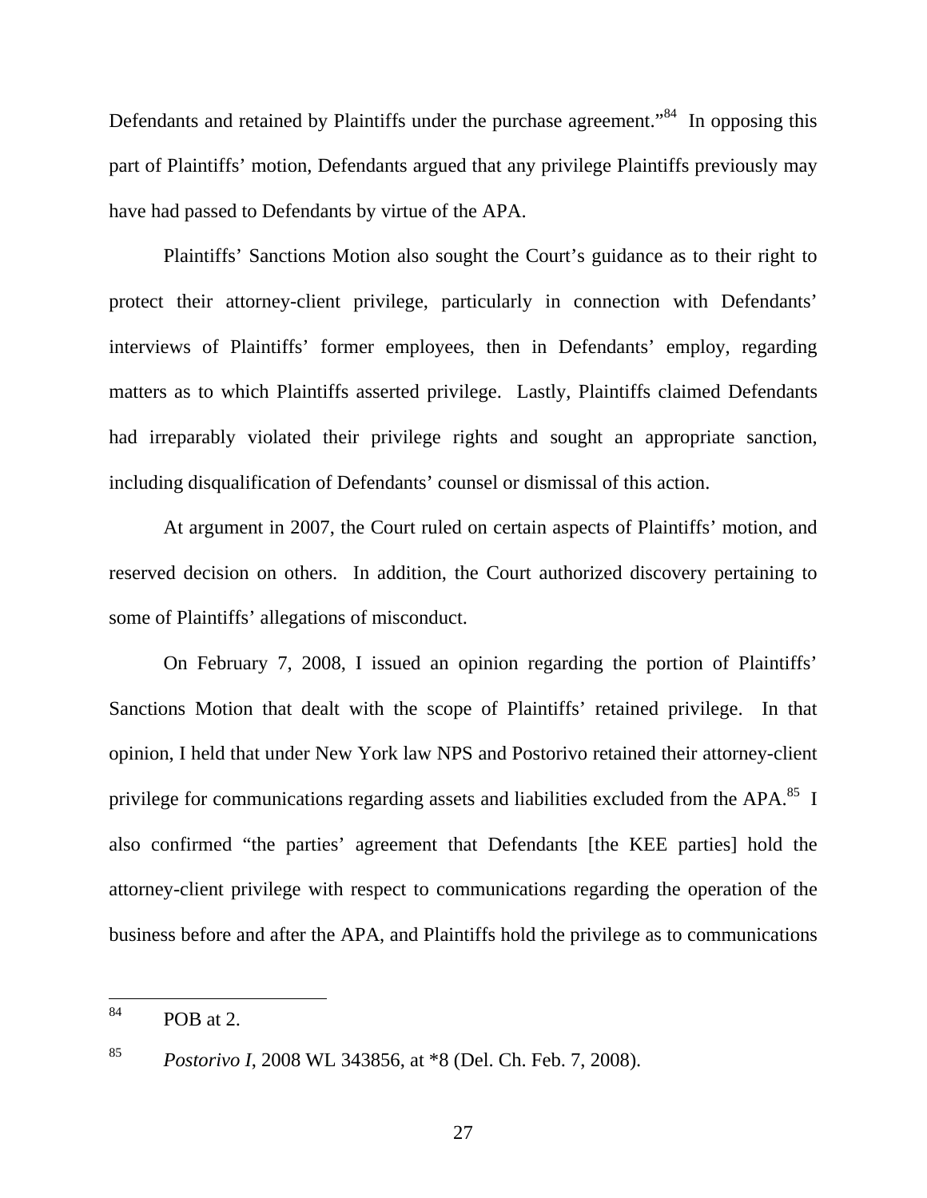Defendants and retained by Plaintiffs under the purchase agreement."[84] In opposing this part of Plaintiffs' motion, Defendants argued that any privilege Plaintiffs previously may have had passed to Defendants by virtue of the APA.

Plaintiffs' Sanctions Motion also sought the Court's guidance as to their right to protect their attorney-client privilege, particularly in connection with Defendants' interviews of Plaintiffs' former employees, then in Defendants' employ, regarding matters as to which Plaintiffs asserted privilege. Lastly, Plaintiffs claimed Defendants had irreparably violated their privilege rights and sought an appropriate sanction, including disqualification of Defendants' counsel or dismissal of this action.

At argument in 2007, the Court ruled on certain aspects of Plaintiffs' motion, and reserved decision on others. In addition, the Court authorized discovery pertaining to some of Plaintiffs' allegations of misconduct.

On February 7, 2008, I issued an opinion regarding the portion of Plaintiffs' Sanctions Motion that dealt with the scope of Plaintiffs' retained privilege. In that opinion, I held that under New York law NPS and Postorivo retained their attorney-client privilege for communications regarding assets and liabilities excluded from the APA.[85] I also confirmed "the parties' agreement that Defendants [the KEE parties] hold the attorney-client privilege with respect to communications regarding the operation of the business before and after the APA, and Plaintiffs hold the privilege as to communications

---

[84] POB at 2.

[85] *Postorivo I*, 2008 WL 343856, at *8 (Del. Ch. Feb. 7, 2008).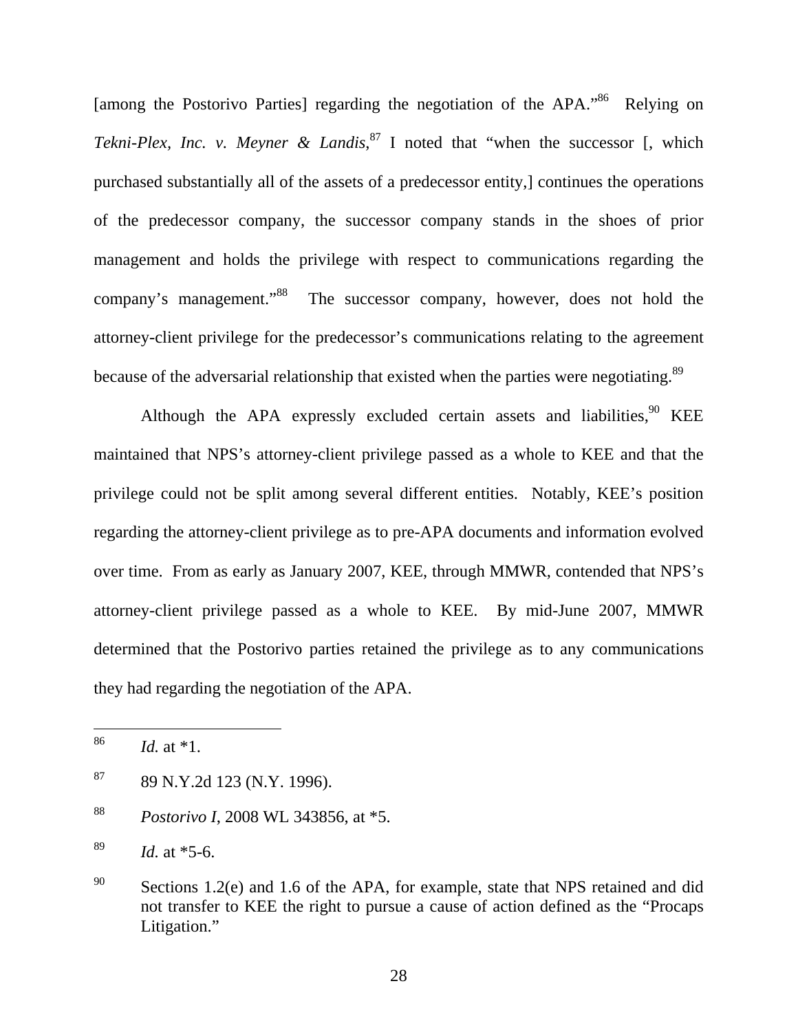[among the Postorivo Parties] regarding the negotiation of the APA."[86] Relying on *Tekni-Plex, Inc. v. Meyner & Landis*,[87] I noted that "when the successor [, which purchased substantially all of the assets of a predecessor entity,] continues the operations of the predecessor company, the successor company stands in the shoes of prior management and holds the privilege with respect to communications regarding the company's management."[88] The successor company, however, does not hold the attorney-client privilege for the predecessor's communications relating to the agreement because of the adversarial relationship that existed when the parties were negotiating.[89]

Although the APA expressly excluded certain assets and liabilities,[90] KEE maintained that NPS's attorney-client privilege passed as a whole to KEE and that the privilege could not be split among several different entities. Notably, KEE's position regarding the attorney-client privilege as to pre-APA documents and information evolved over time. From as early as January 2007, KEE, through MMWR, contended that NPS's attorney-client privilege passed as a whole to KEE. By mid-June 2007, MMWR determined that the Postorivo parties retained the privilege as to any communications they had regarding the negotiation of the APA.

---

[86] *Id.* at *1.

[87] 89 N.Y.2d 123 (N.Y. 1996).

[88] *Postorivo I*, 2008 WL 343856, at *5.

[89] *Id.* at *5-6.

[90] Sections 1.2(e) and 1.6 of the APA, for example, state that NPS retained and did not transfer to KEE the right to pursue a cause of action defined as the "Procaps Litigation."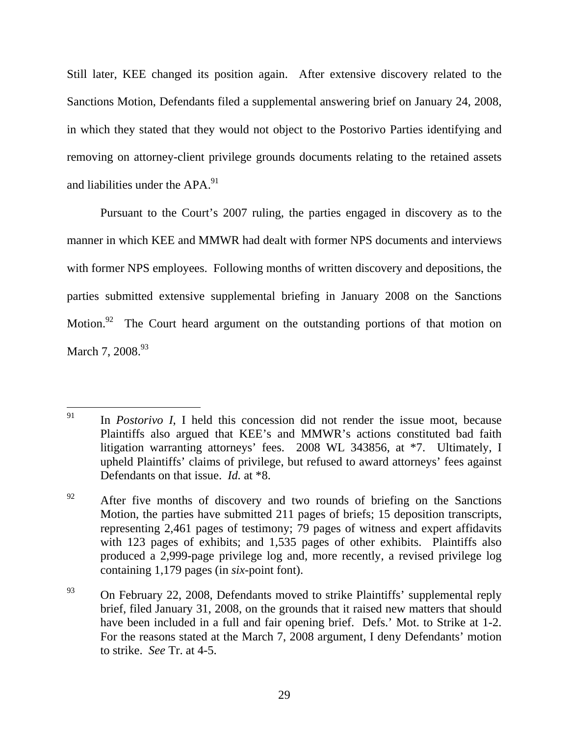Still later, KEE changed its position again. After extensive discovery related to the Sanctions Motion, Defendants filed a supplemental answering brief on January 24, 2008, in which they stated that they would not object to the Postorivo Parties identifying and removing on attorney-client privilege grounds documents relating to the retained assets and liabilities under the APA.[91]

Pursuant to the Court's 2007 ruling, the parties engaged in discovery as to the manner in which KEE and MMWR had dealt with former NPS documents and interviews with former NPS employees. Following months of written discovery and depositions, the parties submitted extensive supplemental briefing in January 2008 on the Sanctions Motion.[92] The Court heard argument on the outstanding portions of that motion on March 7, 2008.[93]

---

[91] In *Postorivo I*, I held this concession did not render the issue moot, because Plaintiffs also argued that KEE's and MMWR's actions constituted bad faith litigation warranting attorneys' fees. 2008 WL 343856, at *7. Ultimately, I upheld Plaintiffs' claims of privilege, but refused to award attorneys' fees against Defendants on that issue. *Id.* at *8.

[92] After five months of discovery and two rounds of briefing on the Sanctions Motion, the parties have submitted 211 pages of briefs; 15 deposition transcripts, representing 2,461 pages of testimony; 79 pages of witness and expert affidavits with 123 pages of exhibits; and 1,535 pages of other exhibits. Plaintiffs also produced a 2,999-page privilege log and, more recently, a revised privilege log containing 1,179 pages (in *six*-point font).

[93] On February 22, 2008, Defendants moved to strike Plaintiffs' supplemental reply brief, filed January 31, 2008, on the grounds that it raised new matters that should have been included in a full and fair opening brief. Defs.' Mot. to Strike at 1-2. For the reasons stated at the March 7, 2008 argument, I deny Defendants' motion to strike. *See* Tr. at 4-5.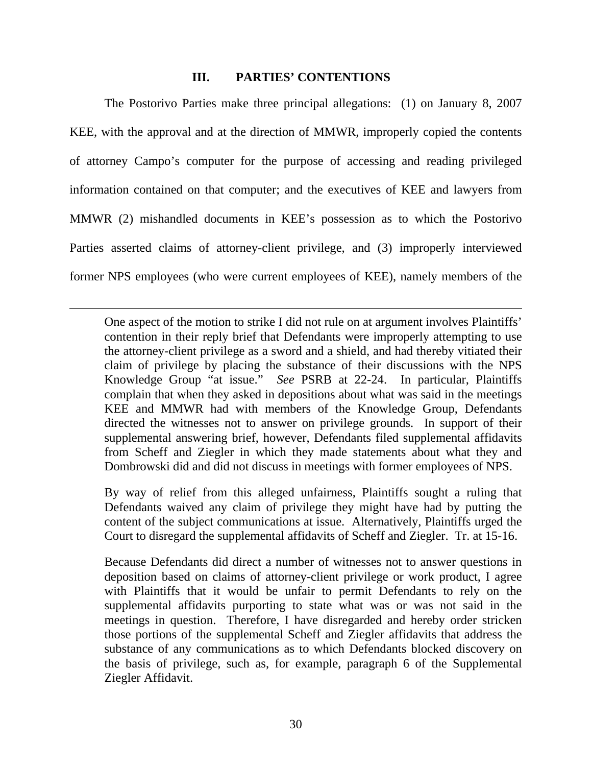## III. PARTIES' CONTENTIONS

The Postorivo Parties make three principal allegations: (1) on January 8, 2007 KEE, with the approval and at the direction of MMWR, improperly copied the contents of attorney Campo's computer for the purpose of accessing and reading privileged information contained on that computer; and the executives of KEE and lawyers from MMWR (2) mishandled documents in KEE's possession as to which the Postorivo Parties asserted claims of attorney-client privilege, and (3) improperly interviewed former NPS employees (who were current employees of KEE), namely members of the

---

One aspect of the motion to strike I did not rule on at argument involves Plaintiffs' contention in their reply brief that Defendants were improperly attempting to use the attorney-client privilege as a sword and a shield, and had thereby vitiated their claim of privilege by placing the substance of their discussions with the NPS Knowledge Group "at issue." *See* PSRB at 22-24. In particular, Plaintiffs complain that when they asked in depositions about what was said in the meetings KEE and MMWR had with members of the Knowledge Group, Defendants directed the witnesses not to answer on privilege grounds. In support of their supplemental answering brief, however, Defendants filed supplemental affidavits from Scheff and Ziegler in which they made statements about what they and Dombrowski did and did not discuss in meetings with former employees of NPS.

By way of relief from this alleged unfairness, Plaintiffs sought a ruling that Defendants waived any claim of privilege they might have had by putting the content of the subject communications at issue. Alternatively, Plaintiffs urged the Court to disregard the supplemental affidavits of Scheff and Ziegler. Tr. at 15-16.

Because Defendants did direct a number of witnesses not to answer questions in deposition based on claims of attorney-client privilege or work product, I agree with Plaintiffs that it would be unfair to permit Defendants to rely on the supplemental affidavits purporting to state what was or was not said in the meetings in question. Therefore, I have disregarded and hereby order stricken those portions of the supplemental Scheff and Ziegler affidavits that address the substance of any communications as to which Defendants blocked discovery on the basis of privilege, such as, for example, paragraph 6 of the Supplemental Ziegler Affidavit.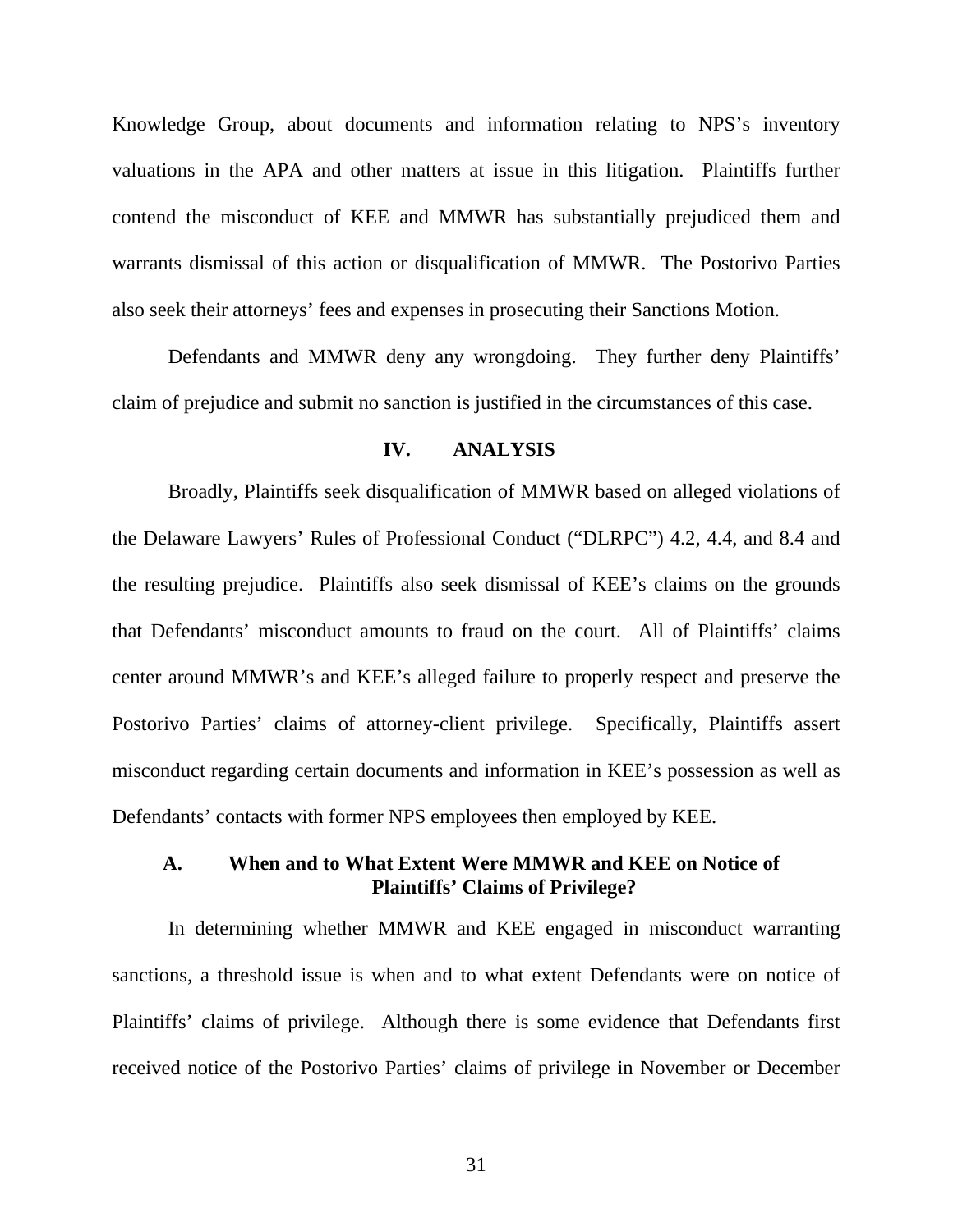Knowledge Group, about documents and information relating to NPS's inventory valuations in the APA and other matters at issue in this litigation. Plaintiffs further contend the misconduct of KEE and MMWR has substantially prejudiced them and warrants dismissal of this action or disqualification of MMWR. The Postorivo Parties also seek their attorneys' fees and expenses in prosecuting their Sanctions Motion.

Defendants and MMWR deny any wrongdoing. They further deny Plaintiffs' claim of prejudice and submit no sanction is justified in the circumstances of this case.

## IV. ANALYSIS

Broadly, Plaintiffs seek disqualification of MMWR based on alleged violations of the Delaware Lawyers' Rules of Professional Conduct ("DLRPC") 4.2, 4.4, and 8.4 and the resulting prejudice. Plaintiffs also seek dismissal of KEE's claims on the grounds that Defendants' misconduct amounts to fraud on the court. All of Plaintiffs' claims center around MMWR's and KEE's alleged failure to properly respect and preserve the Postorivo Parties' claims of attorney-client privilege. Specifically, Plaintiffs assert misconduct regarding certain documents and information in KEE's possession as well as Defendants' contacts with former NPS employees then employed by KEE.

### A. When and to What Extent Were MMWR and KEE on Notice of Plaintiffs' Claims of Privilege?

In determining whether MMWR and KEE engaged in misconduct warranting sanctions, a threshold issue is when and to what extent Defendants were on notice of Plaintiffs' claims of privilege. Although there is some evidence that Defendants first received notice of the Postorivo Parties' claims of privilege in November or December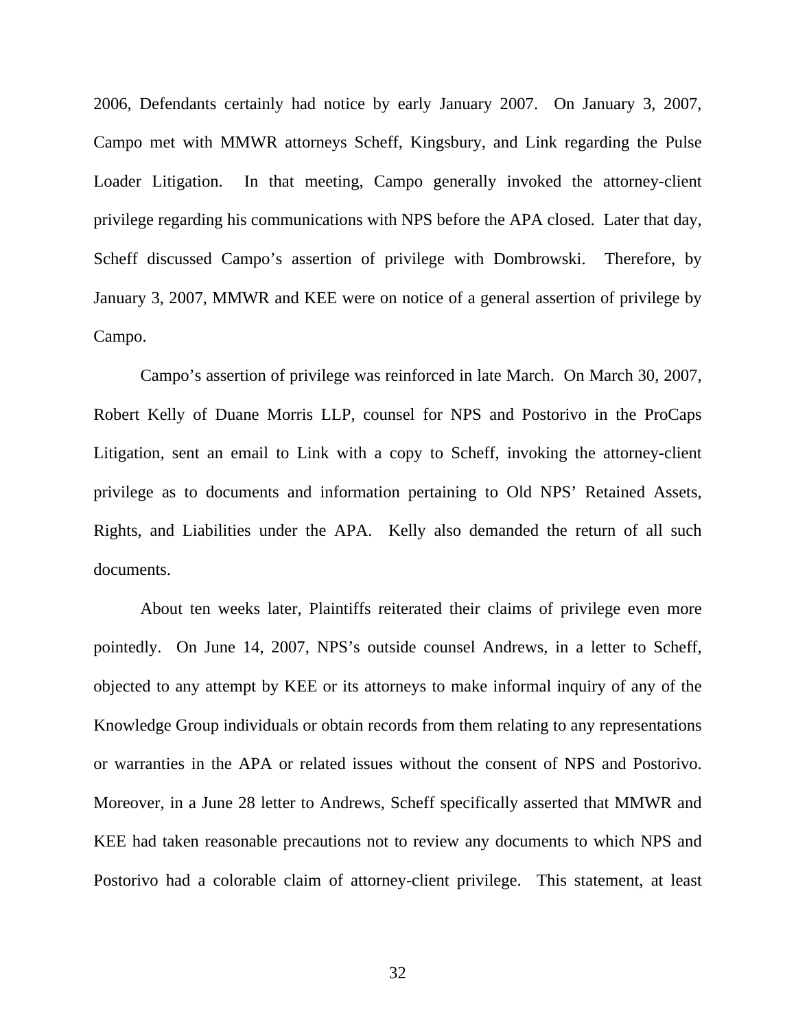2006, Defendants certainly had notice by early January 2007. On January 3, 2007, Campo met with MMWR attorneys Scheff, Kingsbury, and Link regarding the Pulse Loader Litigation. In that meeting, Campo generally invoked the attorney-client privilege regarding his communications with NPS before the APA closed. Later that day, Scheff discussed Campo's assertion of privilege with Dombrowski. Therefore, by January 3, 2007, MMWR and KEE were on notice of a general assertion of privilege by Campo.

Campo's assertion of privilege was reinforced in late March. On March 30, 2007, Robert Kelly of Duane Morris LLP, counsel for NPS and Postorivo in the ProCaps Litigation, sent an email to Link with a copy to Scheff, invoking the attorney-client privilege as to documents and information pertaining to Old NPS' Retained Assets, Rights, and Liabilities under the APA. Kelly also demanded the return of all such documents.

About ten weeks later, Plaintiffs reiterated their claims of privilege even more pointedly. On June 14, 2007, NPS's outside counsel Andrews, in a letter to Scheff, objected to any attempt by KEE or its attorneys to make informal inquiry of any of the Knowledge Group individuals or obtain records from them relating to any representations or warranties in the APA or related issues without the consent of NPS and Postorivo. Moreover, in a June 28 letter to Andrews, Scheff specifically asserted that MMWR and KEE had taken reasonable precautions not to review any documents to which NPS and Postorivo had a colorable claim of attorney-client privilege. This statement, at least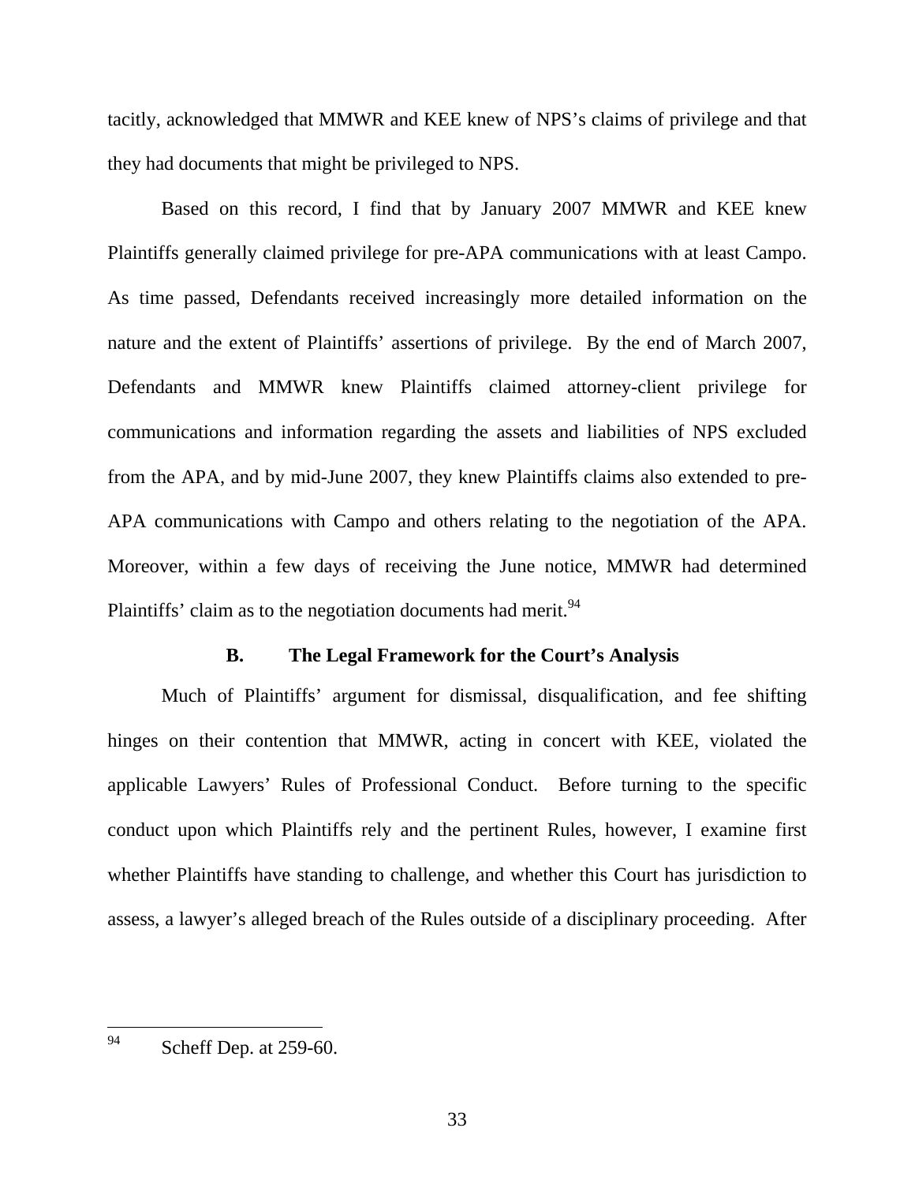tacitly, acknowledged that MMWR and KEE knew of NPS's claims of privilege and that they had documents that might be privileged to NPS.

Based on this record, I find that by January 2007 MMWR and KEE knew Plaintiffs generally claimed privilege for pre-APA communications with at least Campo. As time passed, Defendants received increasingly more detailed information on the nature and the extent of Plaintiffs' assertions of privilege. By the end of March 2007, Defendants and MMWR knew Plaintiffs claimed attorney-client privilege for communications and information regarding the assets and liabilities of NPS excluded from the APA, and by mid-June 2007, they knew Plaintiffs claims also extended to pre-APA communications with Campo and others relating to the negotiation of the APA. Moreover, within a few days of receiving the June notice, MMWR had determined Plaintiffs' claim as to the negotiation documents had merit.[94]

### B. The Legal Framework for the Court's Analysis

Much of Plaintiffs' argument for dismissal, disqualification, and fee shifting hinges on their contention that MMWR, acting in concert with KEE, violated the applicable Lawyers' Rules of Professional Conduct. Before turning to the specific conduct upon which Plaintiffs rely and the pertinent Rules, however, I examine first whether Plaintiffs have standing to challenge, and whether this Court has jurisdiction to assess, a lawyer's alleged breach of the Rules outside of a disciplinary proceeding. After

---

[94] Scheff Dep. at 259-60.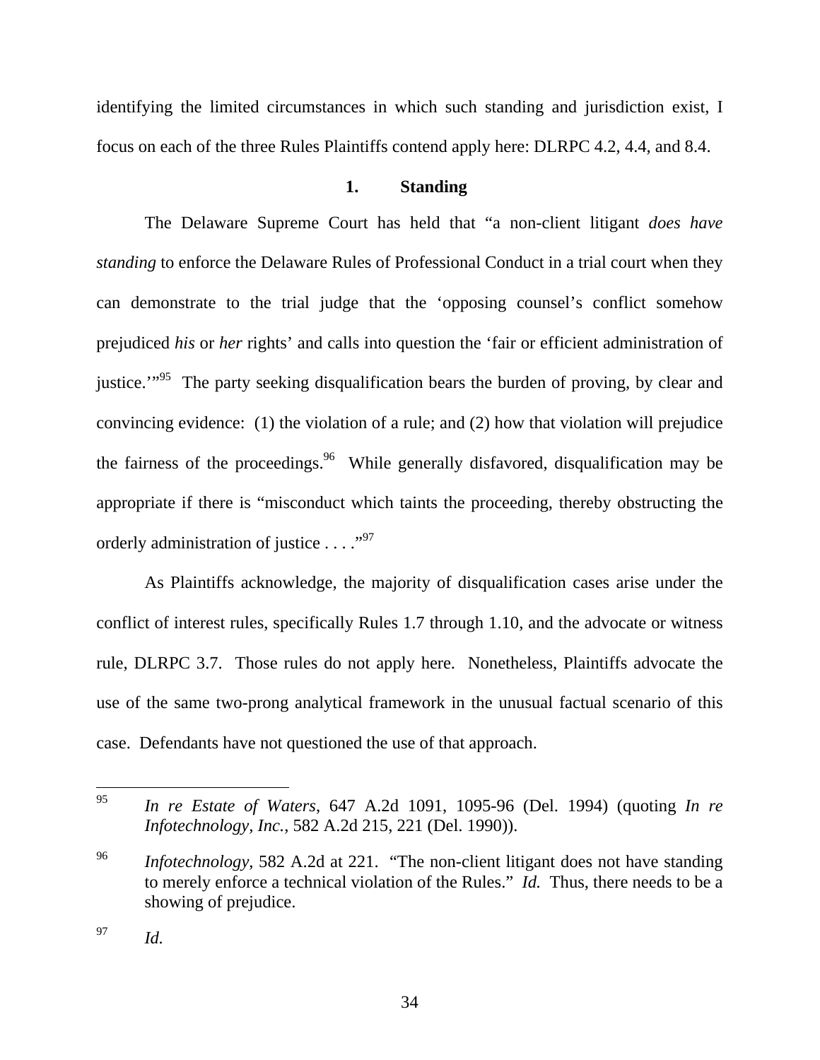identifying the limited circumstances in which such standing and jurisdiction exist, I focus on each of the three Rules Plaintiffs contend apply here: DLRPC 4.2, 4.4, and 8.4.

### 1. Standing

The Delaware Supreme Court has held that "a non-client litigant *does have standing* to enforce the Delaware Rules of Professional Conduct in a trial court when they can demonstrate to the trial judge that the 'opposing counsel's conflict somehow prejudiced *his* or *her* rights' and calls into question the 'fair or efficient administration of justice.'"[95] The party seeking disqualification bears the burden of proving, by clear and convincing evidence: (1) the violation of a rule; and (2) how that violation will prejudice the fairness of the proceedings.[96] While generally disfavored, disqualification may be appropriate if there is "misconduct which taints the proceeding, thereby obstructing the orderly administration of justice . . . ."[97]

As Plaintiffs acknowledge, the majority of disqualification cases arise under the conflict of interest rules, specifically Rules 1.7 through 1.10, and the advocate or witness rule, DLRPC 3.7. Those rules do not apply here. Nonetheless, Plaintiffs advocate the use of the same two-prong analytical framework in the unusual factual scenario of this case. Defendants have not questioned the use of that approach.

---

[95] *In re Estate of Waters*, 647 A.2d 1091, 1095-96 (Del. 1994) (quoting *In re Infotechnology, Inc.*, 582 A.2d 215, 221 (Del. 1990)).

[96] *Infotechnology*, 582 A.2d at 221. "The non-client litigant does not have standing to merely enforce a technical violation of the Rules." *Id.* Thus, there needs to be a showing of prejudice.

[97] *Id.*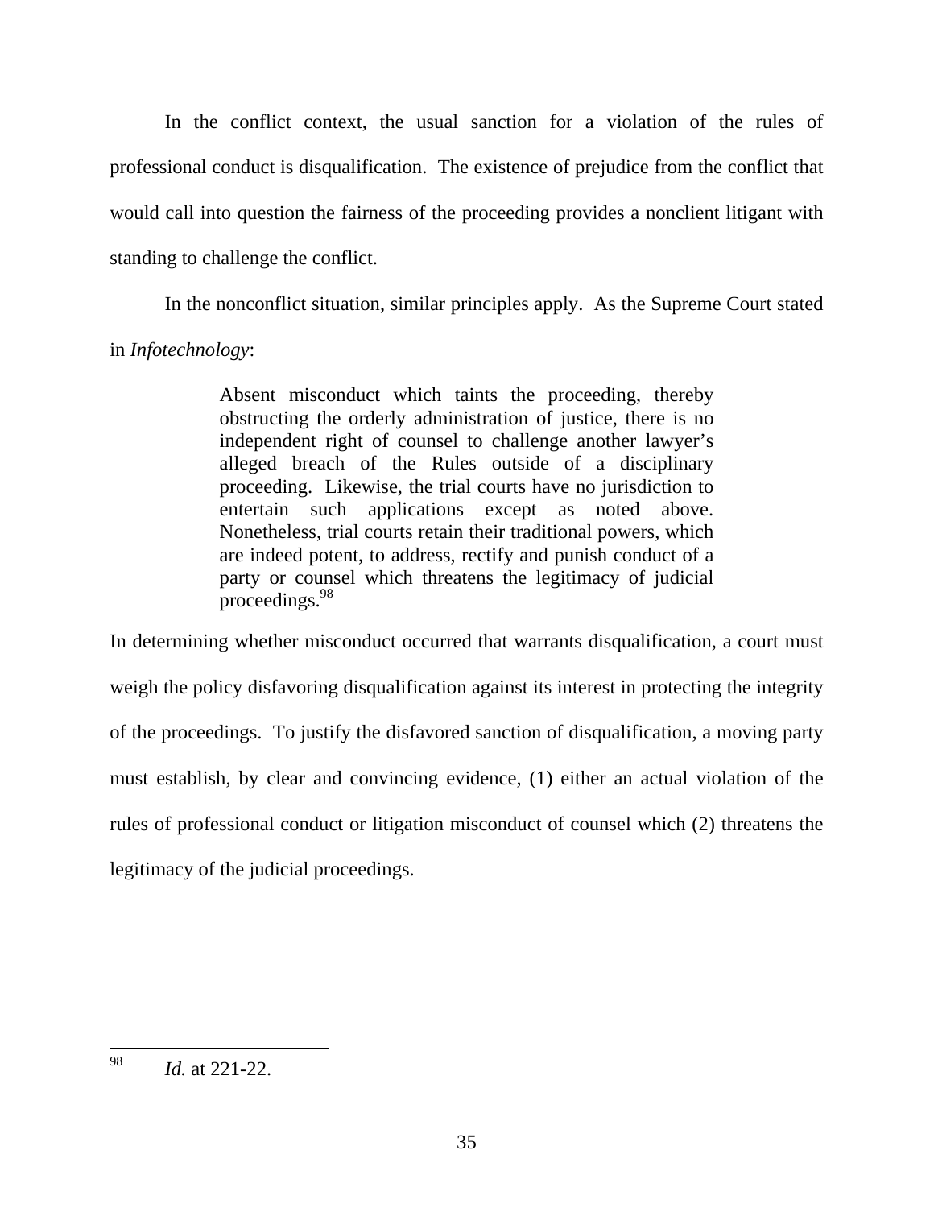In the conflict context, the usual sanction for a violation of the rules of professional conduct is disqualification. The existence of prejudice from the conflict that would call into question the fairness of the proceeding provides a nonclient litigant with standing to challenge the conflict.

In the nonconflict situation, similar principles apply. As the Supreme Court stated in *Infotechnology*:

> Absent misconduct which taints the proceeding, thereby obstructing the orderly administration of justice, there is no independent right of counsel to challenge another lawyer's alleged breach of the Rules outside of a disciplinary proceeding. Likewise, the trial courts have no jurisdiction to entertain such applications except as noted above. Nonetheless, trial courts retain their traditional powers, which are indeed potent, to address, rectify and punish conduct of a party or counsel which threatens the legitimacy of judicial proceedings.[98]

In determining whether misconduct occurred that warrants disqualification, a court must weigh the policy disfavoring disqualification against its interest in protecting the integrity of the proceedings. To justify the disfavored sanction of disqualification, a moving party must establish, by clear and convincing evidence, (1) either an actual violation of the rules of professional conduct or litigation misconduct of counsel which (2) threatens the legitimacy of the judicial proceedings.

---

[98] *Id.* at 221-22.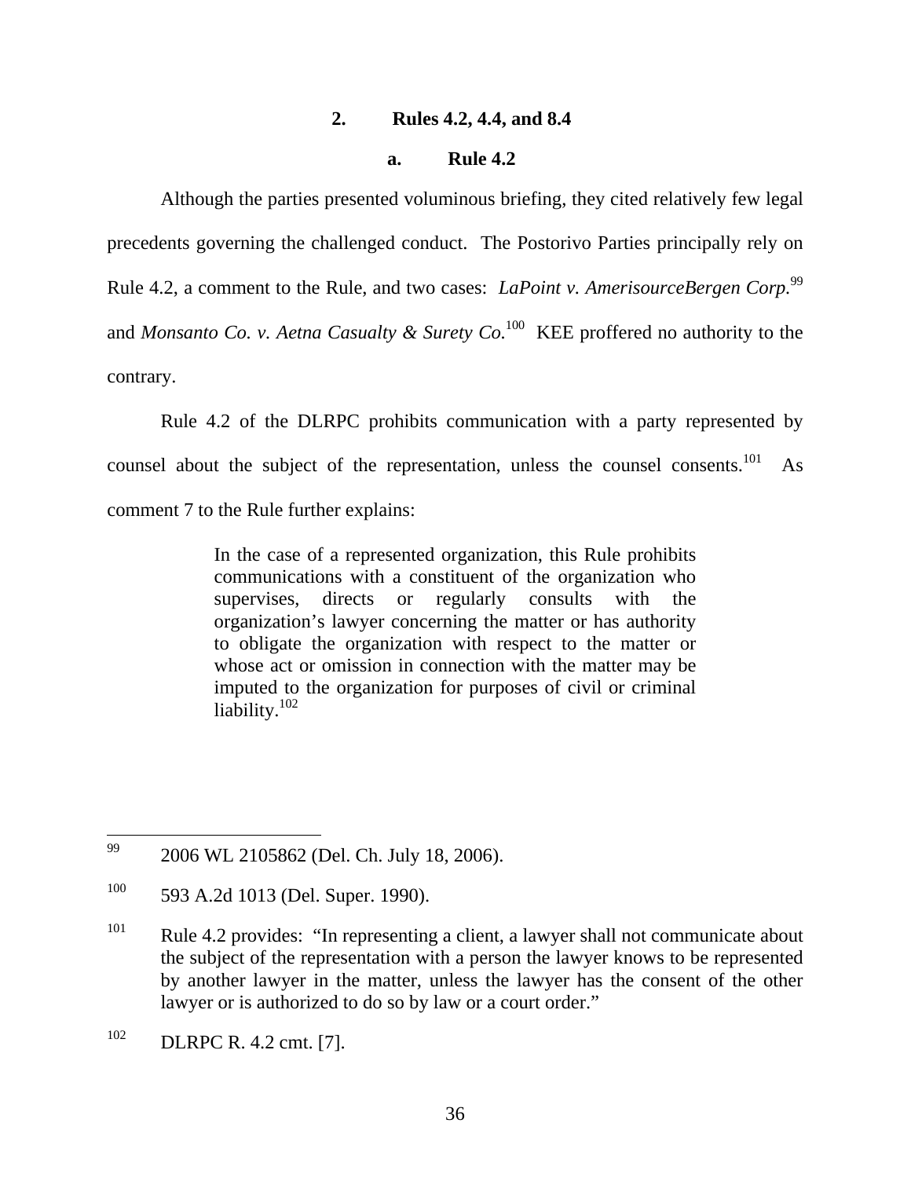### 2. Rules 4.2, 4.4, and 8.4

#### a. Rule 4.2

Although the parties presented voluminous briefing, they cited relatively few legal precedents governing the challenged conduct. The Postorivo Parties principally rely on Rule 4.2, a comment to the Rule, and two cases: *LaPoint v. AmerisourceBergen Corp.*[99] and *Monsanto Co. v. Aetna Casualty & Surety Co.*[100] KEE proffered no authority to the contrary.

Rule 4.2 of the DLRPC prohibits communication with a party represented by counsel about the subject of the representation, unless the counsel consents.[101] As comment 7 to the Rule further explains:

> In the case of a represented organization, this Rule prohibits communications with a constituent of the organization who supervises, directs or regularly consults with the organization's lawyer concerning the matter or has authority to obligate the organization with respect to the matter or whose act or omission in connection with the matter may be imputed to the organization for purposes of civil or criminal liability.[102]

---

[99] 2006 WL 2105862 (Del. Ch. July 18, 2006).

[100] 593 A.2d 1013 (Del. Super. 1990).

[101] Rule 4.2 provides: "In representing a client, a lawyer shall not communicate about the subject of the representation with a person the lawyer knows to be represented by another lawyer in the matter, unless the lawyer has the consent of the other lawyer or is authorized to do so by law or a court order."

[102] DLRPC R. 4.2 cmt. [7].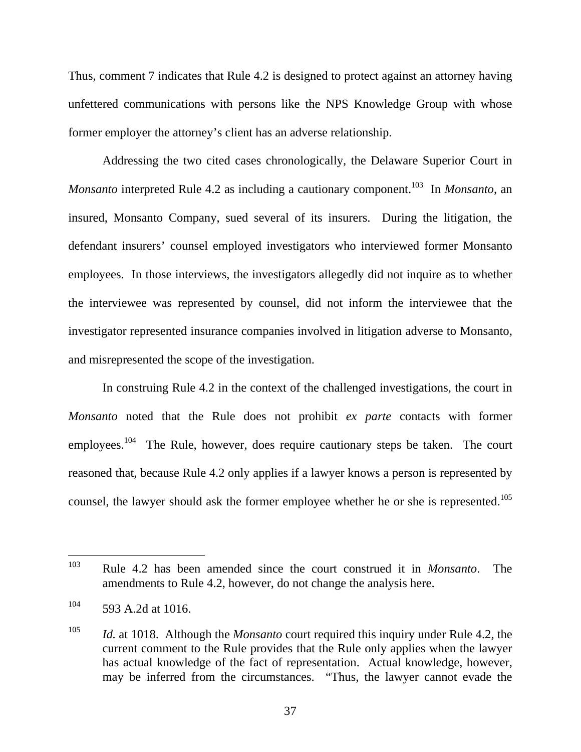Thus, comment 7 indicates that Rule 4.2 is designed to protect against an attorney having unfettered communications with persons like the NPS Knowledge Group with whose former employer the attorney's client has an adverse relationship.

Addressing the two cited cases chronologically, the Delaware Superior Court in *Monsanto* interpreted Rule 4.2 as including a cautionary component.[103] In *Monsanto*, an insured, Monsanto Company, sued several of its insurers. During the litigation, the defendant insurers' counsel employed investigators who interviewed former Monsanto employees. In those interviews, the investigators allegedly did not inquire as to whether the interviewee was represented by counsel, did not inform the interviewee that the investigator represented insurance companies involved in litigation adverse to Monsanto, and misrepresented the scope of the investigation.

In construing Rule 4.2 in the context of the challenged investigations, the court in *Monsanto* noted that the Rule does not prohibit *ex parte* contacts with former employees.[104] The Rule, however, does require cautionary steps be taken. The court reasoned that, because Rule 4.2 only applies if a lawyer knows a person is represented by counsel, the lawyer should ask the former employee whether he or she is represented.[105]

---

[103] Rule 4.2 has been amended since the court construed it in *Monsanto*. The amendments to Rule 4.2, however, do not change the analysis here.

[104] 593 A.2d at 1016.

[105] *Id.* at 1018. Although the *Monsanto* court required this inquiry under Rule 4.2, the current comment to the Rule provides that the Rule only applies when the lawyer has actual knowledge of the fact of representation. Actual knowledge, however, may be inferred from the circumstances. "Thus, the lawyer cannot evade the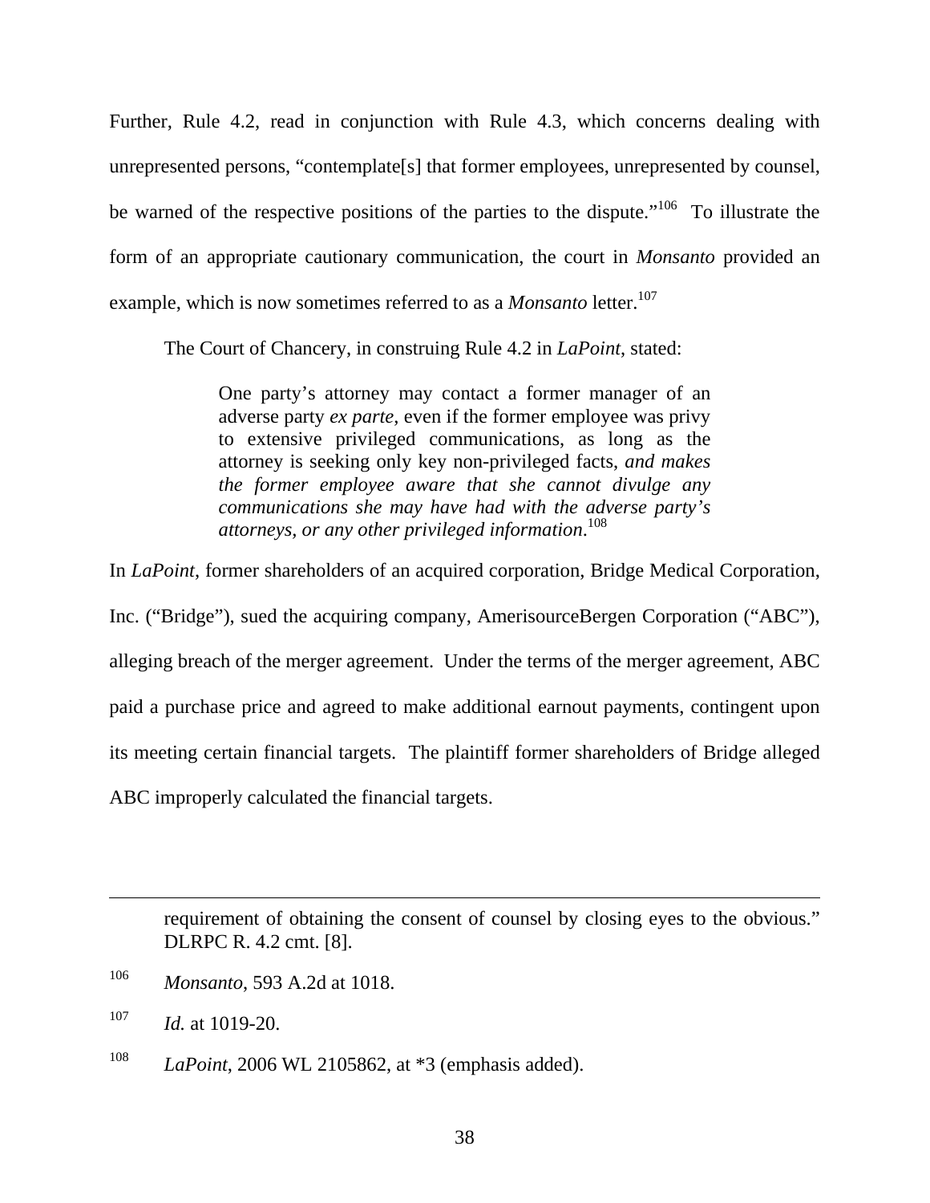Further, Rule 4.2, read in conjunction with Rule 4.3, which concerns dealing with unrepresented persons, "contemplate[s] that former employees, unrepresented by counsel, be warned of the respective positions of the parties to the dispute."[106] To illustrate the form of an appropriate cautionary communication, the court in *Monsanto* provided an example, which is now sometimes referred to as a *Monsanto* letter.[107]

The Court of Chancery, in construing Rule 4.2 in *LaPoint*, stated:

> One party's attorney may contact a former manager of an adverse party *ex parte*, even if the former employee was privy to extensive privileged communications, as long as the attorney is seeking only key non-privileged facts, *and makes the former employee aware that she cannot divulge any communications she may have had with the adverse party's attorneys, or any other privileged information*.[108]

In *LaPoint*, former shareholders of an acquired corporation, Bridge Medical Corporation, Inc. ("Bridge"), sued the acquiring company, AmerisourceBergen Corporation ("ABC"), alleging breach of the merger agreement. Under the terms of the merger agreement, ABC paid a purchase price and agreed to make additional earnout payments, contingent upon its meeting certain financial targets. The plaintiff former shareholders of Bridge alleged ABC improperly calculated the financial targets.

---

requirement of obtaining the consent of counsel by closing eyes to the obvious." DLRPC R. 4.2 cmt. [8].

[106] *Monsanto*, 593 A.2d at 1018.

[107] *Id.* at 1019-20.

[108] *LaPoint*, 2006 WL 2105862, at *3 (emphasis added).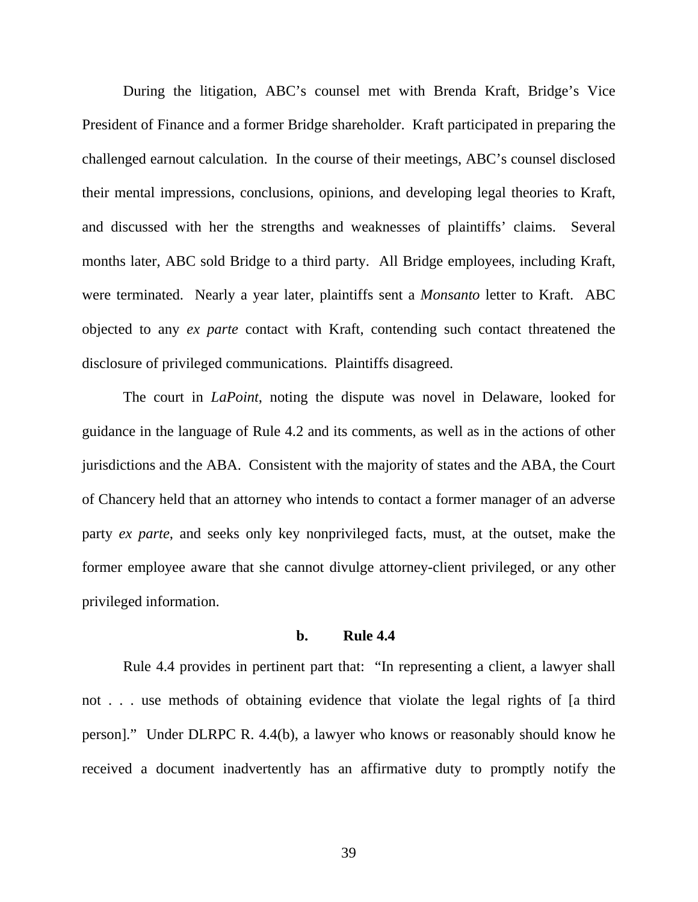During the litigation, ABC's counsel met with Brenda Kraft, Bridge's Vice President of Finance and a former Bridge shareholder. Kraft participated in preparing the challenged earnout calculation. In the course of their meetings, ABC's counsel disclosed their mental impressions, conclusions, opinions, and developing legal theories to Kraft, and discussed with her the strengths and weaknesses of plaintiffs' claims. Several months later, ABC sold Bridge to a third party. All Bridge employees, including Kraft, were terminated. Nearly a year later, plaintiffs sent a *Monsanto* letter to Kraft. ABC objected to any *ex parte* contact with Kraft, contending such contact threatened the disclosure of privileged communications. Plaintiffs disagreed.

The court in *LaPoint*, noting the dispute was novel in Delaware, looked for guidance in the language of Rule 4.2 and its comments, as well as in the actions of other jurisdictions and the ABA. Consistent with the majority of states and the ABA, the Court of Chancery held that an attorney who intends to contact a former manager of an adverse party *ex parte*, and seeks only key nonprivileged facts, must, at the outset, make the former employee aware that she cannot divulge attorney-client privileged, or any other privileged information.

### b. Rule 4.4

Rule 4.4 provides in pertinent part that: "In representing a client, a lawyer shall not . . . use methods of obtaining evidence that violate the legal rights of [a third person]." Under DLRPC R. 4.4(b), a lawyer who knows or reasonably should know he received a document inadvertently has an affirmative duty to promptly notify the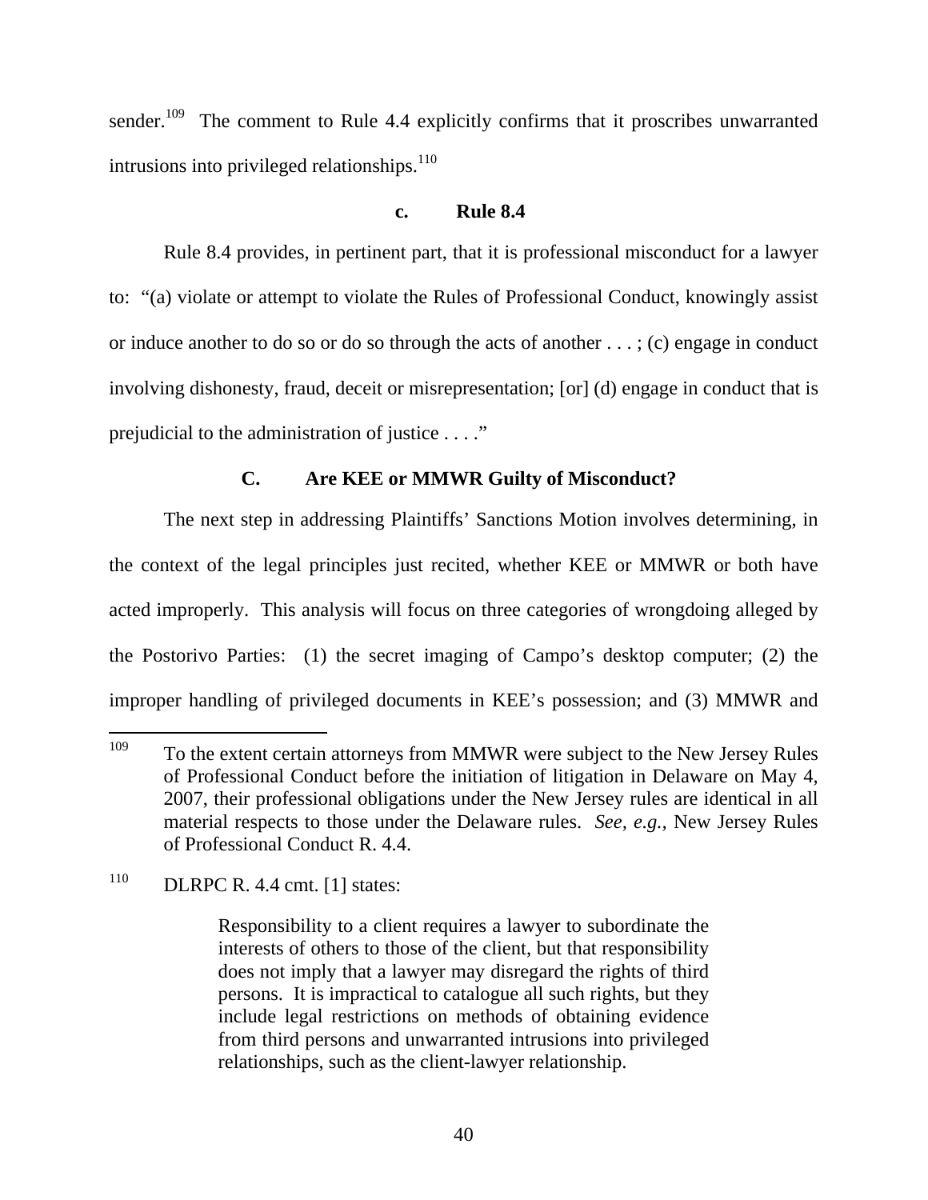sender.[109] The comment to Rule 4.4 explicitly confirms that it proscribes unwarranted intrusions into privileged relationships.[110]

**c. Rule 8.4**

Rule 8.4 provides, in pertinent part, that it is professional misconduct for a lawyer to: "(a) violate or attempt to violate the Rules of Professional Conduct, knowingly assist or induce another to do so or do so through the acts of another . . . ; (c) engage in conduct involving dishonesty, fraud, deceit or misrepresentation; [or] (d) engage in conduct that is prejudicial to the administration of justice . . . ."

**C. Are KEE or MMWR Guilty of Misconduct?**

The next step in addressing Plaintiffs' Sanctions Motion involves determining, in the context of the legal principles just recited, whether KEE or MMWR or both have acted improperly. This analysis will focus on three categories of wrongdoing alleged by the Postorivo Parties: (1) the secret imaging of Campo's desktop computer; (2) the improper handling of privileged documents in KEE's possession; and (3) MMWR and

---

[109] To the extent certain attorneys from MMWR were subject to the New Jersey Rules of Professional Conduct before the initiation of litigation in Delaware on May 4, 2007, their professional obligations under the New Jersey rules are identical in all material respects to those under the Delaware rules. *See, e.g.,* New Jersey Rules of Professional Conduct R. 4.4.

[110] DLRPC R. 4.4 cmt. [1] states:

> Responsibility to a client requires a lawyer to subordinate the interests of others to those of the client, but that responsibility does not imply that a lawyer may disregard the rights of third persons. It is impractical to catalogue all such rights, but they include legal restrictions on methods of obtaining evidence from third persons and unwarranted intrusions into privileged relationships, such as the client-lawyer relationship.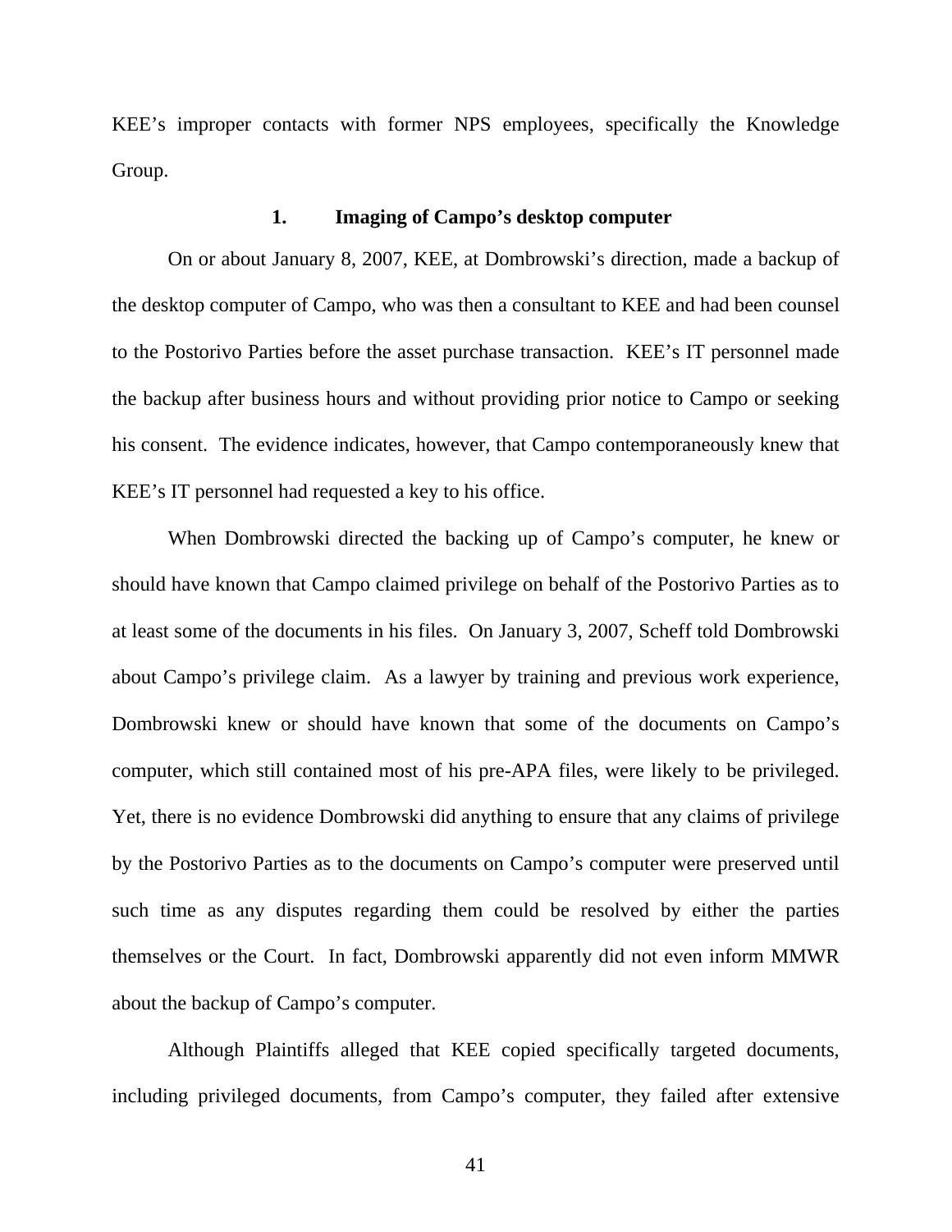KEE's improper contacts with former NPS employees, specifically the Knowledge Group.

### 1. Imaging of Campo's desktop computer

On or about January 8, 2007, KEE, at Dombrowski's direction, made a backup of the desktop computer of Campo, who was then a consultant to KEE and had been counsel to the Postorivo Parties before the asset purchase transaction. KEE's IT personnel made the backup after business hours and without providing prior notice to Campo or seeking his consent. The evidence indicates, however, that Campo contemporaneously knew that KEE's IT personnel had requested a key to his office.

When Dombrowski directed the backing up of Campo's computer, he knew or should have known that Campo claimed privilege on behalf of the Postorivo Parties as to at least some of the documents in his files. On January 3, 2007, Scheff told Dombrowski about Campo's privilege claim. As a lawyer by training and previous work experience, Dombrowski knew or should have known that some of the documents on Campo's computer, which still contained most of his pre-APA files, were likely to be privileged. Yet, there is no evidence Dombrowski did anything to ensure that any claims of privilege by the Postorivo Parties as to the documents on Campo's computer were preserved until such time as any disputes regarding them could be resolved by either the parties themselves or the Court. In fact, Dombrowski apparently did not even inform MMWR about the backup of Campo's computer.

Although Plaintiffs alleged that KEE copied specifically targeted documents, including privileged documents, from Campo's computer, they failed after extensive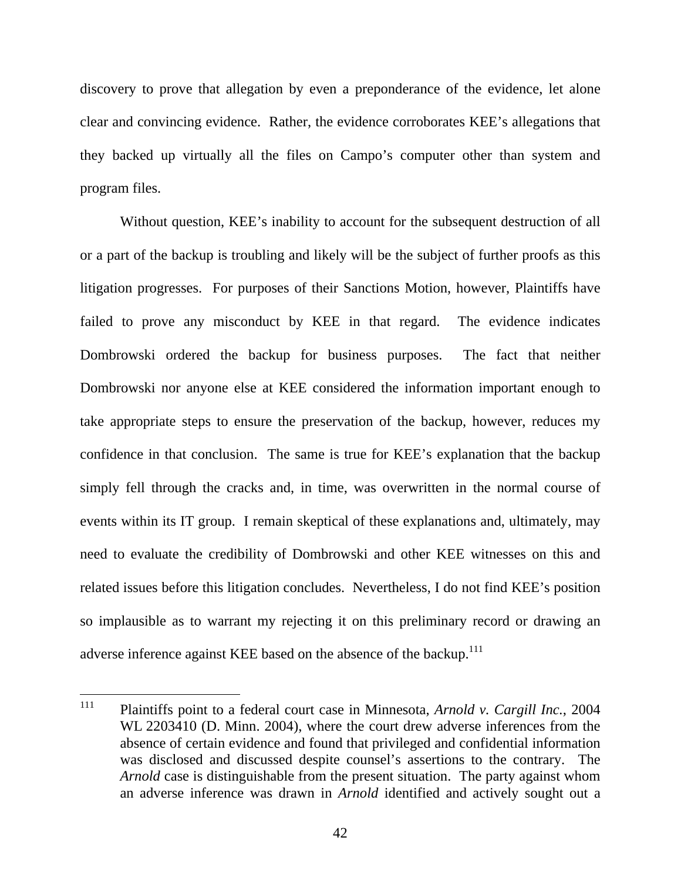discovery to prove that allegation by even a preponderance of the evidence, let alone clear and convincing evidence. Rather, the evidence corroborates KEE's allegations that they backed up virtually all the files on Campo's computer other than system and program files.

Without question, KEE's inability to account for the subsequent destruction of all or a part of the backup is troubling and likely will be the subject of further proofs as this litigation progresses. For purposes of their Sanctions Motion, however, Plaintiffs have failed to prove any misconduct by KEE in that regard. The evidence indicates Dombrowski ordered the backup for business purposes. The fact that neither Dombrowski nor anyone else at KEE considered the information important enough to take appropriate steps to ensure the preservation of the backup, however, reduces my confidence in that conclusion. The same is true for KEE's explanation that the backup simply fell through the cracks and, in time, was overwritten in the normal course of events within its IT group. I remain skeptical of these explanations and, ultimately, may need to evaluate the credibility of Dombrowski and other KEE witnesses on this and related issues before this litigation concludes. Nevertheless, I do not find KEE's position so implausible as to warrant my rejecting it on this preliminary record or drawing an adverse inference against KEE based on the absence of the backup.[111]

---

[111] Plaintiffs point to a federal court case in Minnesota, *Arnold v. Cargill Inc.*, 2004 WL 2203410 (D. Minn. 2004), where the court drew adverse inferences from the absence of certain evidence and found that privileged and confidential information was disclosed and discussed despite counsel's assertions to the contrary. The *Arnold* case is distinguishable from the present situation. The party against whom an adverse inference was drawn in *Arnold* identified and actively sought out a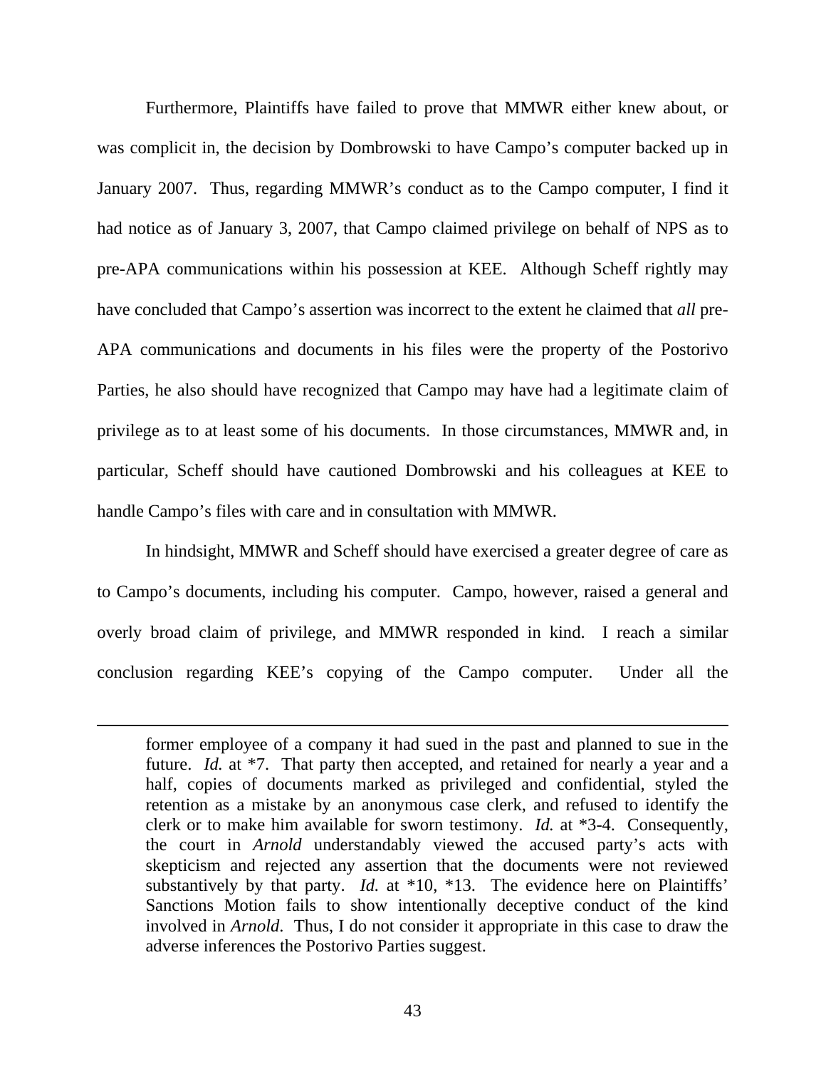Furthermore, Plaintiffs have failed to prove that MMWR either knew about, or was complicit in, the decision by Dombrowski to have Campo's computer backed up in January 2007. Thus, regarding MMWR's conduct as to the Campo computer, I find it had notice as of January 3, 2007, that Campo claimed privilege on behalf of NPS as to pre-APA communications within his possession at KEE. Although Scheff rightly may have concluded that Campo's assertion was incorrect to the extent he claimed that *all* pre-APA communications and documents in his files were the property of the Postorivo Parties, he also should have recognized that Campo may have had a legitimate claim of privilege as to at least some of his documents. In those circumstances, MMWR and, in particular, Scheff should have cautioned Dombrowski and his colleagues at KEE to handle Campo's files with care and in consultation with MMWR.

In hindsight, MMWR and Scheff should have exercised a greater degree of care as to Campo's documents, including his computer. Campo, however, raised a general and overly broad claim of privilege, and MMWR responded in kind. I reach a similar conclusion regarding KEE's copying of the Campo computer. Under all the

---

former employee of a company it had sued in the past and planned to sue in the future. *Id.* at \*7. That party then accepted, and retained for nearly a year and a half, copies of documents marked as privileged and confidential, styled the retention as a mistake by an anonymous case clerk, and refused to identify the clerk or to make him available for sworn testimony. *Id.* at \*3-4. Consequently, the court in *Arnold* understandably viewed the accused party's acts with skepticism and rejected any assertion that the documents were not reviewed substantively by that party. *Id.* at \*10, \*13. The evidence here on Plaintiffs' Sanctions Motion fails to show intentionally deceptive conduct of the kind involved in *Arnold*. Thus, I do not consider it appropriate in this case to draw the adverse inferences the Postorivo Parties suggest.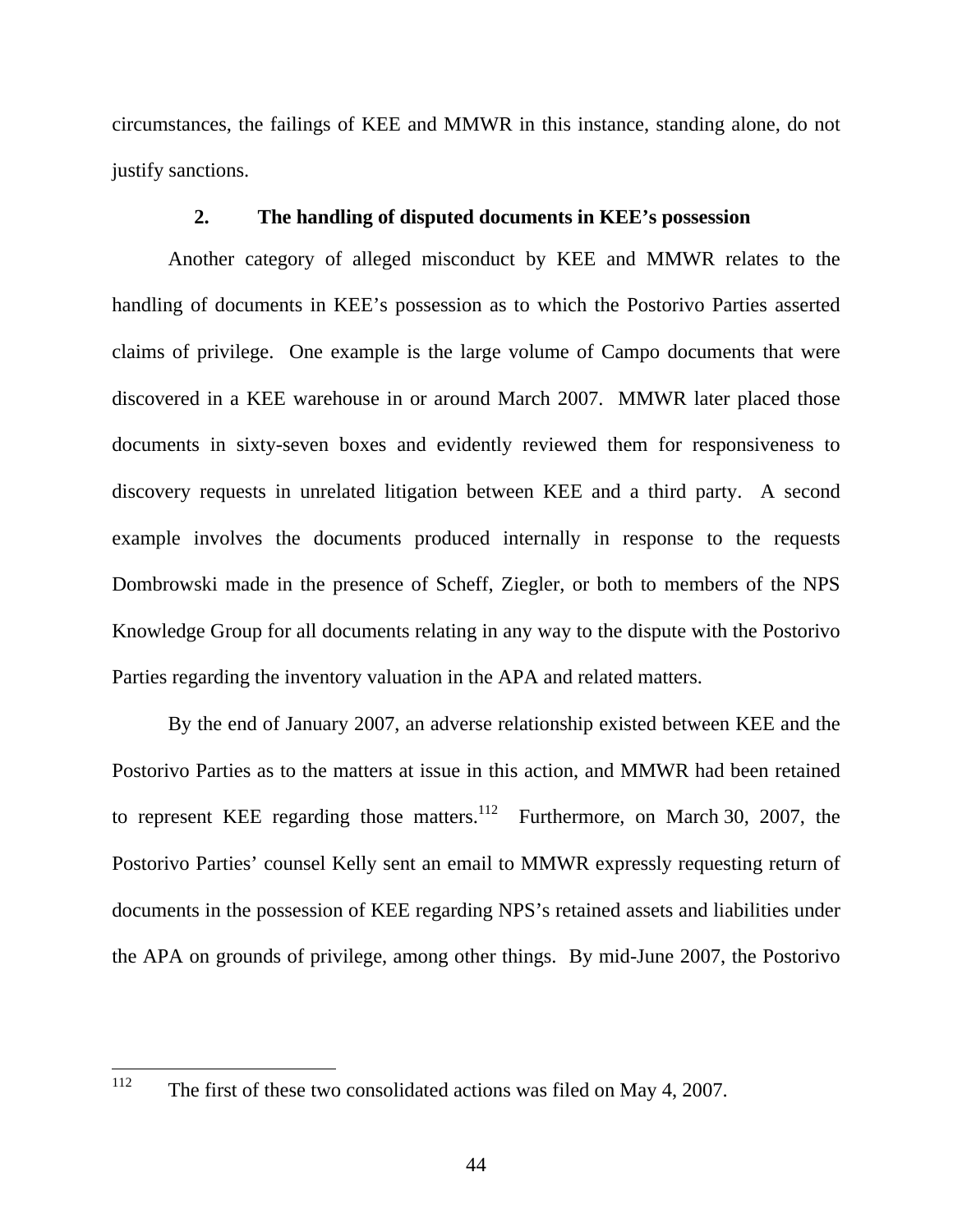circumstances, the failings of KEE and MMWR in this instance, standing alone, do not justify sanctions.

### 2. The handling of disputed documents in KEE's possession

Another category of alleged misconduct by KEE and MMWR relates to the handling of documents in KEE's possession as to which the Postorivo Parties asserted claims of privilege. One example is the large volume of Campo documents that were discovered in a KEE warehouse in or around March 2007. MMWR later placed those documents in sixty-seven boxes and evidently reviewed them for responsiveness to discovery requests in unrelated litigation between KEE and a third party. A second example involves the documents produced internally in response to the requests Dombrowski made in the presence of Scheff, Ziegler, or both to members of the NPS Knowledge Group for all documents relating in any way to the dispute with the Postorivo Parties regarding the inventory valuation in the APA and related matters.

By the end of January 2007, an adverse relationship existed between KEE and the Postorivo Parties as to the matters at issue in this action, and MMWR had been retained to represent KEE regarding those matters.[112] Furthermore, on March 30, 2007, the Postorivo Parties' counsel Kelly sent an email to MMWR expressly requesting return of documents in the possession of KEE regarding NPS's retained assets and liabilities under the APA on grounds of privilege, among other things. By mid-June 2007, the Postorivo

---

[112] The first of these two consolidated actions was filed on May 4, 2007.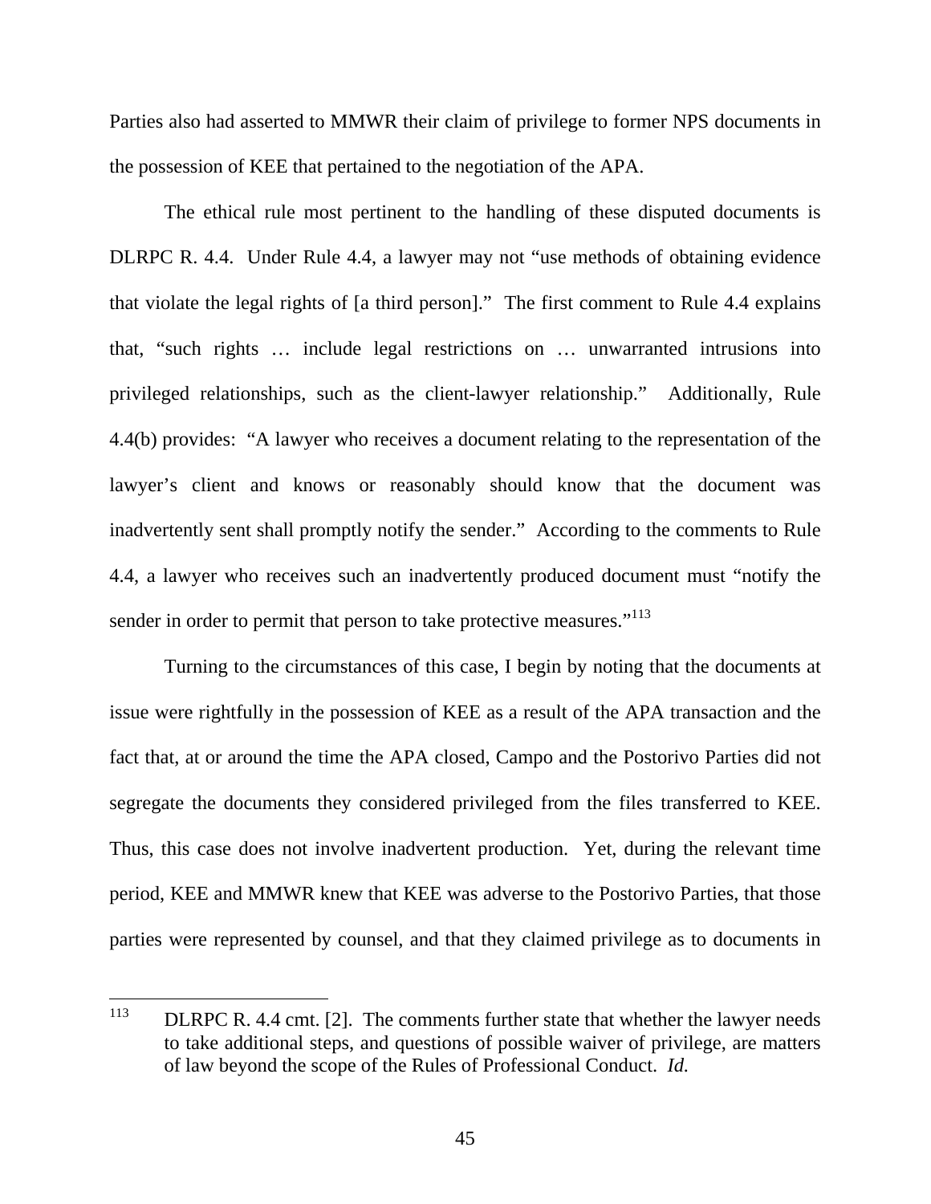Parties also had asserted to MMWR their claim of privilege to former NPS documents in the possession of KEE that pertained to the negotiation of the APA.

The ethical rule most pertinent to the handling of these disputed documents is DLRPC R. 4.4. Under Rule 4.4, a lawyer may not "use methods of obtaining evidence that violate the legal rights of [a third person]." The first comment to Rule 4.4 explains that, "such rights … include legal restrictions on … unwarranted intrusions into privileged relationships, such as the client-lawyer relationship." Additionally, Rule 4.4(b) provides: "A lawyer who receives a document relating to the representation of the lawyer's client and knows or reasonably should know that the document was inadvertently sent shall promptly notify the sender." According to the comments to Rule 4.4, a lawyer who receives such an inadvertently produced document must "notify the sender in order to permit that person to take protective measures."[113]

Turning to the circumstances of this case, I begin by noting that the documents at issue were rightfully in the possession of KEE as a result of the APA transaction and the fact that, at or around the time the APA closed, Campo and the Postorivo Parties did not segregate the documents they considered privileged from the files transferred to KEE. Thus, this case does not involve inadvertent production. Yet, during the relevant time period, KEE and MMWR knew that KEE was adverse to the Postorivo Parties, that those parties were represented by counsel, and that they claimed privilege as to documents in

---

[113] DLRPC R. 4.4 cmt. [2]. The comments further state that whether the lawyer needs to take additional steps, and questions of possible waiver of privilege, are matters of law beyond the scope of the Rules of Professional Conduct. *Id.*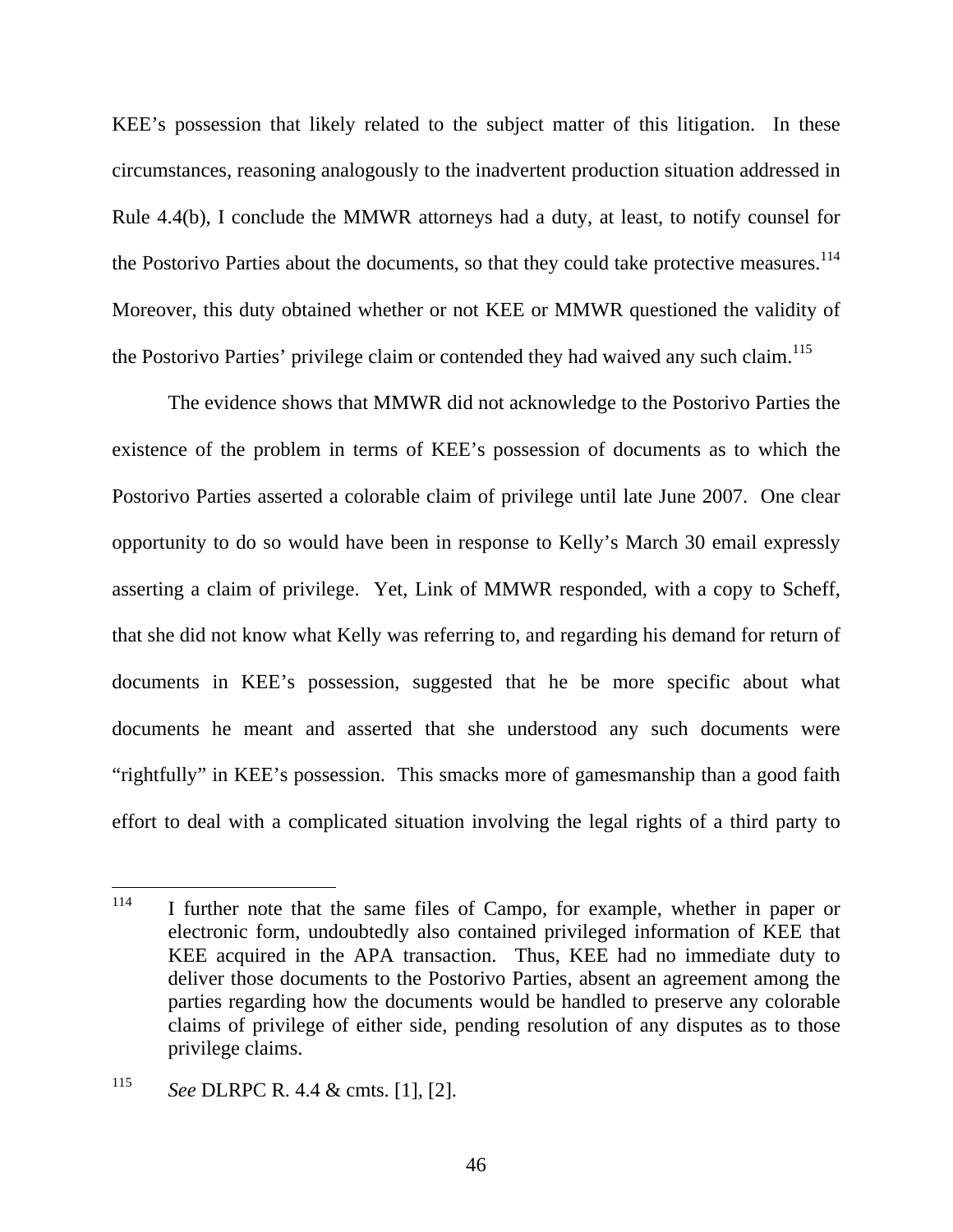KEE's possession that likely related to the subject matter of this litigation. In these circumstances, reasoning analogously to the inadvertent production situation addressed in Rule 4.4(b), I conclude the MMWR attorneys had a duty, at least, to notify counsel for the Postorivo Parties about the documents, so that they could take protective measures.[114] Moreover, this duty obtained whether or not KEE or MMWR questioned the validity of the Postorivo Parties' privilege claim or contended they had waived any such claim.[115]

The evidence shows that MMWR did not acknowledge to the Postorivo Parties the existence of the problem in terms of KEE's possession of documents as to which the Postorivo Parties asserted a colorable claim of privilege until late June 2007. One clear opportunity to do so would have been in response to Kelly's March 30 email expressly asserting a claim of privilege. Yet, Link of MMWR responded, with a copy to Scheff, that she did not know what Kelly was referring to, and regarding his demand for return of documents in KEE's possession, suggested that he be more specific about what documents he meant and asserted that she understood any such documents were "rightfully" in KEE's possession. This smacks more of gamesmanship than a good faith effort to deal with a complicated situation involving the legal rights of a third party to

---

[114] I further note that the same files of Campo, for example, whether in paper or electronic form, undoubtedly also contained privileged information of KEE that KEE acquired in the APA transaction. Thus, KEE had no immediate duty to deliver those documents to the Postorivo Parties, absent an agreement among the parties regarding how the documents would be handled to preserve any colorable claims of privilege of either side, pending resolution of any disputes as to those privilege claims.

[115] *See* DLRPC R. 4.4 & cmts. [1], [2].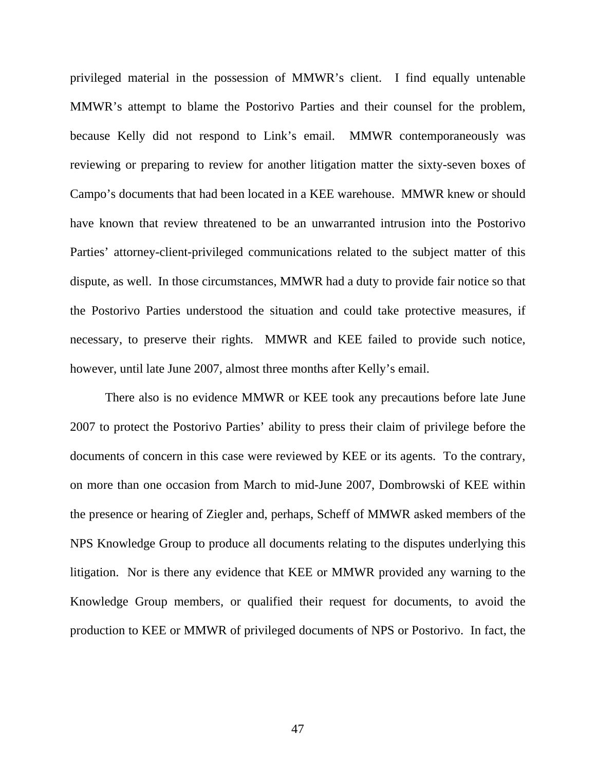privileged material in the possession of MMWR's client. I find equally untenable MMWR's attempt to blame the Postorivo Parties and their counsel for the problem, because Kelly did not respond to Link's email. MMWR contemporaneously was reviewing or preparing to review for another litigation matter the sixty-seven boxes of Campo's documents that had been located in a KEE warehouse. MMWR knew or should have known that review threatened to be an unwarranted intrusion into the Postorivo Parties' attorney-client-privileged communications related to the subject matter of this dispute, as well. In those circumstances, MMWR had a duty to provide fair notice so that the Postorivo Parties understood the situation and could take protective measures, if necessary, to preserve their rights. MMWR and KEE failed to provide such notice, however, until late June 2007, almost three months after Kelly's email.

There also is no evidence MMWR or KEE took any precautions before late June 2007 to protect the Postorivo Parties' ability to press their claim of privilege before the documents of concern in this case were reviewed by KEE or its agents. To the contrary, on more than one occasion from March to mid-June 2007, Dombrowski of KEE within the presence or hearing of Ziegler and, perhaps, Scheff of MMWR asked members of the NPS Knowledge Group to produce all documents relating to the disputes underlying this litigation. Nor is there any evidence that KEE or MMWR provided any warning to the Knowledge Group members, or qualified their request for documents, to avoid the production to KEE or MMWR of privileged documents of NPS or Postorivo. In fact, the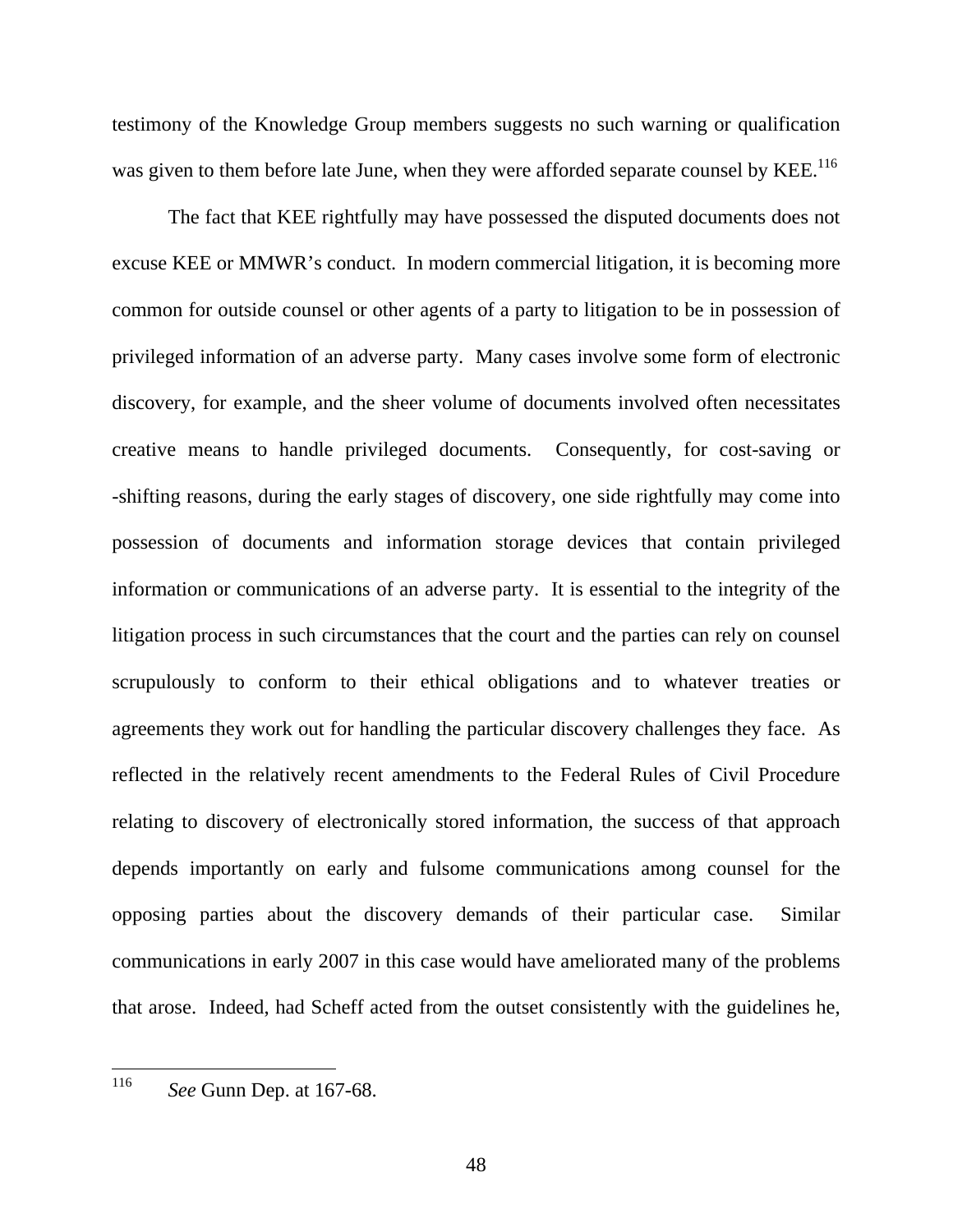testimony of the Knowledge Group members suggests no such warning or qualification was given to them before late June, when they were afforded separate counsel by KEE.[116]

The fact that KEE rightfully may have possessed the disputed documents does not excuse KEE or MMWR's conduct. In modern commercial litigation, it is becoming more common for outside counsel or other agents of a party to litigation to be in possession of privileged information of an adverse party. Many cases involve some form of electronic discovery, for example, and the sheer volume of documents involved often necessitates creative means to handle privileged documents. Consequently, for cost-saving or -shifting reasons, during the early stages of discovery, one side rightfully may come into possession of documents and information storage devices that contain privileged information or communications of an adverse party. It is essential to the integrity of the litigation process in such circumstances that the court and the parties can rely on counsel scrupulously to conform to their ethical obligations and to whatever treaties or agreements they work out for handling the particular discovery challenges they face. As reflected in the relatively recent amendments to the Federal Rules of Civil Procedure relating to discovery of electronically stored information, the success of that approach depends importantly on early and fulsome communications among counsel for the opposing parties about the discovery demands of their particular case. Similar communications in early 2007 in this case would have ameliorated many of the problems that arose. Indeed, had Scheff acted from the outset consistently with the guidelines he,

---

[116] *See* Gunn Dep. at 167-68.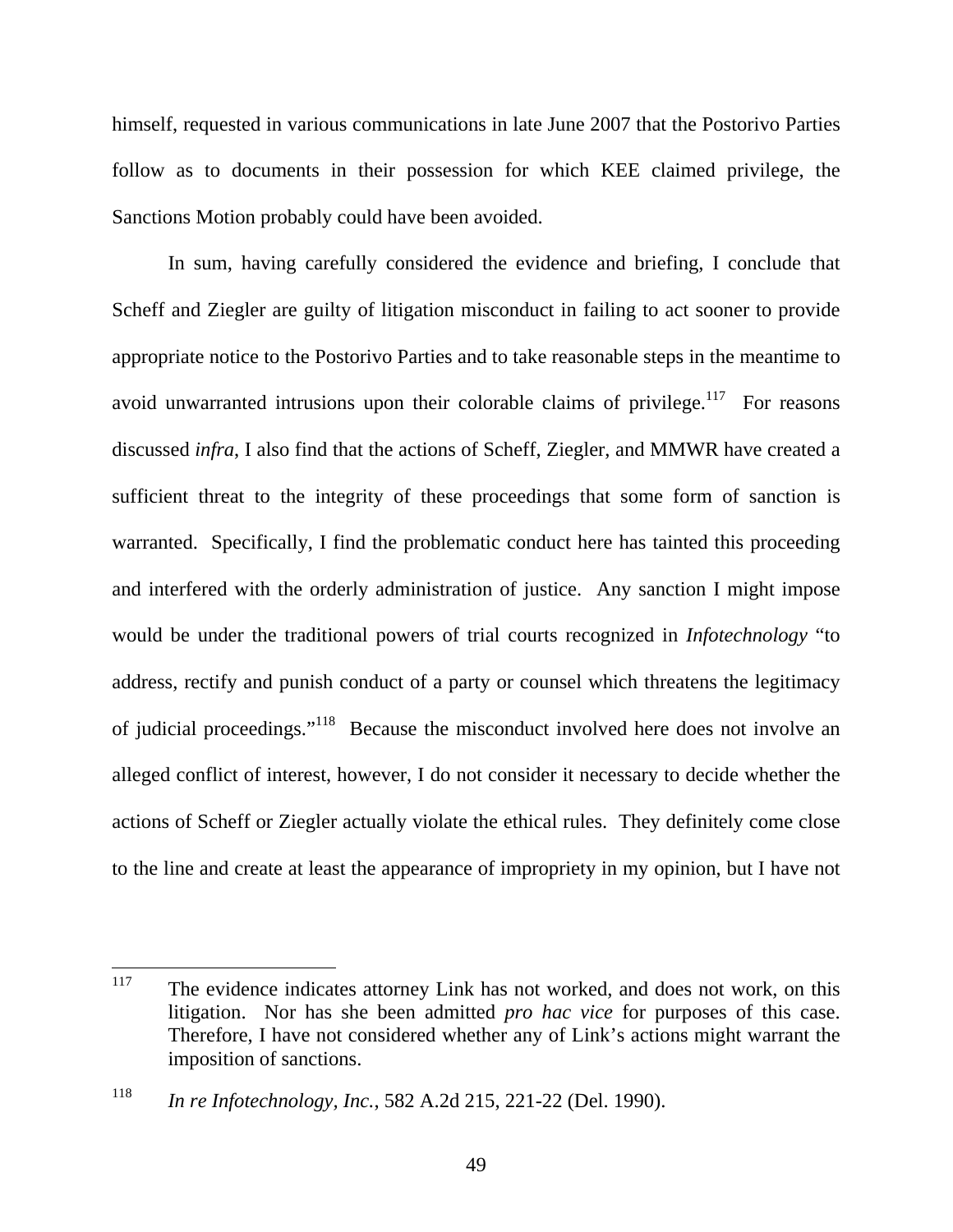himself, requested in various communications in late June 2007 that the Postorivo Parties follow as to documents in their possession for which KEE claimed privilege, the Sanctions Motion probably could have been avoided.

In sum, having carefully considered the evidence and briefing, I conclude that Scheff and Ziegler are guilty of litigation misconduct in failing to act sooner to provide appropriate notice to the Postorivo Parties and to take reasonable steps in the meantime to avoid unwarranted intrusions upon their colorable claims of privilege.[117] For reasons discussed *infra*, I also find that the actions of Scheff, Ziegler, and MMWR have created a sufficient threat to the integrity of these proceedings that some form of sanction is warranted. Specifically, I find the problematic conduct here has tainted this proceeding and interfered with the orderly administration of justice. Any sanction I might impose would be under the traditional powers of trial courts recognized in *Infotechnology* "to address, rectify and punish conduct of a party or counsel which threatens the legitimacy of judicial proceedings."[118] Because the misconduct involved here does not involve an alleged conflict of interest, however, I do not consider it necessary to decide whether the actions of Scheff or Ziegler actually violate the ethical rules. They definitely come close to the line and create at least the appearance of impropriety in my opinion, but I have not

---

[117] The evidence indicates attorney Link has not worked, and does not work, on this litigation. Nor has she been admitted *pro hac vice* for purposes of this case. Therefore, I have not considered whether any of Link's actions might warrant the imposition of sanctions.

[118] *In re Infotechnology, Inc.*, 582 A.2d 215, 221-22 (Del. 1990).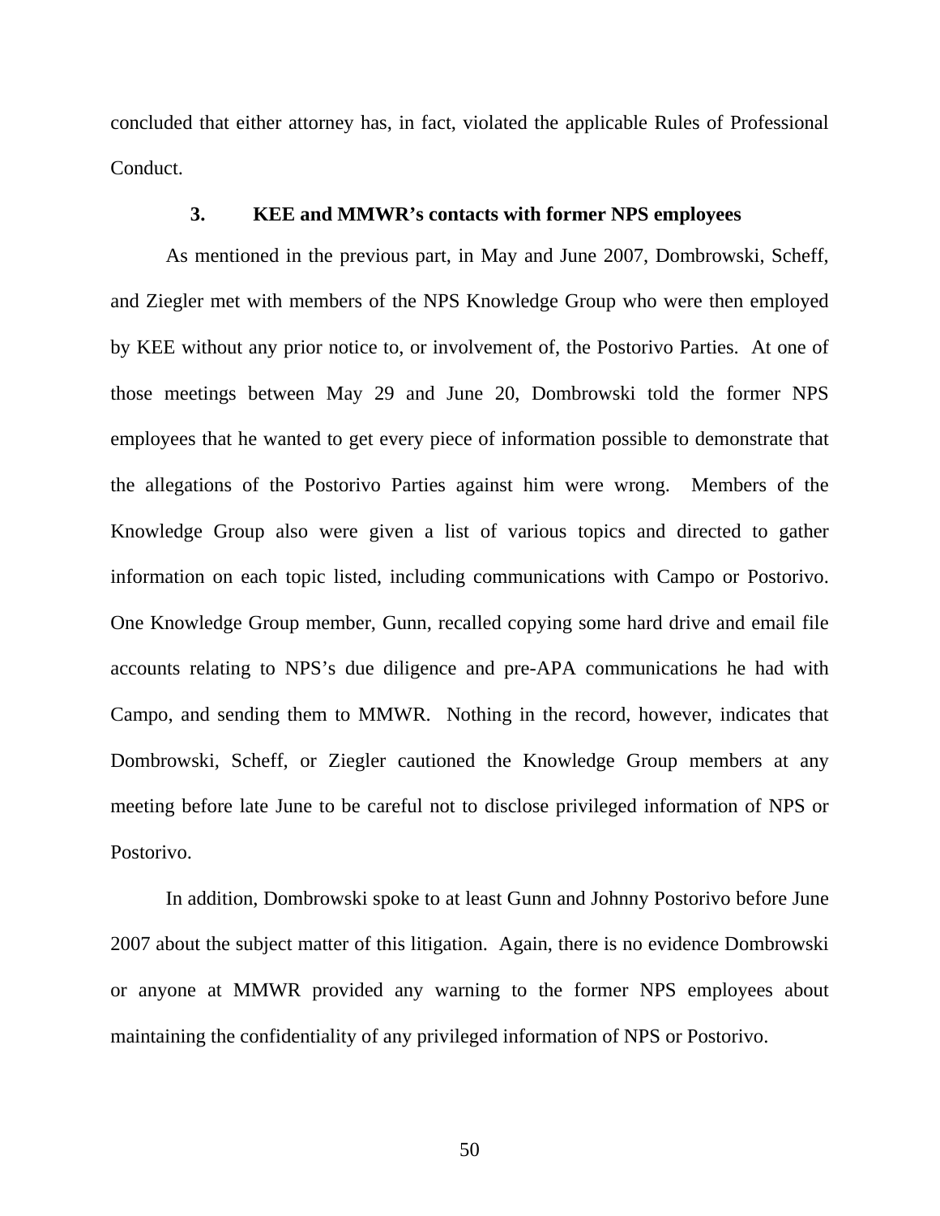concluded that either attorney has, in fact, violated the applicable Rules of Professional Conduct.

### 3. KEE and MMWR's contacts with former NPS employees

As mentioned in the previous part, in May and June 2007, Dombrowski, Scheff, and Ziegler met with members of the NPS Knowledge Group who were then employed by KEE without any prior notice to, or involvement of, the Postorivo Parties. At one of those meetings between May 29 and June 20, Dombrowski told the former NPS employees that he wanted to get every piece of information possible to demonstrate that the allegations of the Postorivo Parties against him were wrong. Members of the Knowledge Group also were given a list of various topics and directed to gather information on each topic listed, including communications with Campo or Postorivo. One Knowledge Group member, Gunn, recalled copying some hard drive and email file accounts relating to NPS's due diligence and pre-APA communications he had with Campo, and sending them to MMWR. Nothing in the record, however, indicates that Dombrowski, Scheff, or Ziegler cautioned the Knowledge Group members at any meeting before late June to be careful not to disclose privileged information of NPS or Postorivo.

In addition, Dombrowski spoke to at least Gunn and Johnny Postorivo before June 2007 about the subject matter of this litigation. Again, there is no evidence Dombrowski or anyone at MMWR provided any warning to the former NPS employees about maintaining the confidentiality of any privileged information of NPS or Postorivo.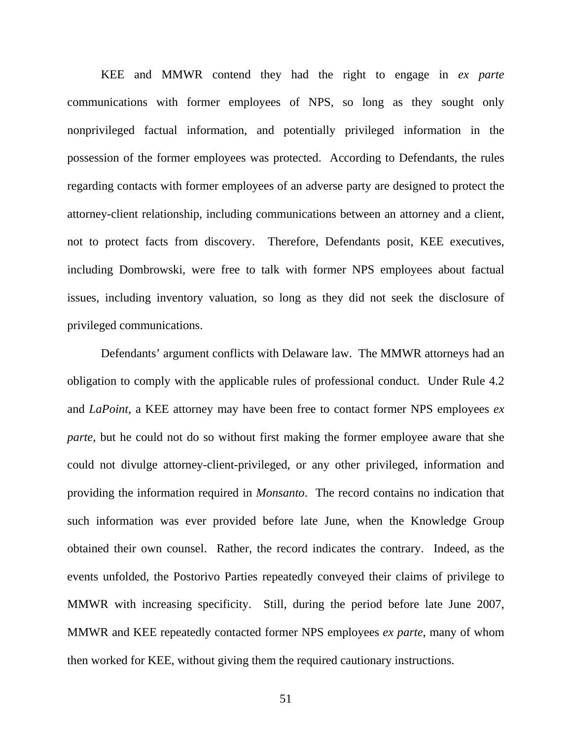KEE and MMWR contend they had the right to engage in *ex parte* communications with former employees of NPS, so long as they sought only nonprivileged factual information, and potentially privileged information in the possession of the former employees was protected. According to Defendants, the rules regarding contacts with former employees of an adverse party are designed to protect the attorney-client relationship, including communications between an attorney and a client, not to protect facts from discovery. Therefore, Defendants posit, KEE executives, including Dombrowski, were free to talk with former NPS employees about factual issues, including inventory valuation, so long as they did not seek the disclosure of privileged communications.

Defendants' argument conflicts with Delaware law. The MMWR attorneys had an obligation to comply with the applicable rules of professional conduct. Under Rule 4.2 and *LaPoint*, a KEE attorney may have been free to contact former NPS employees *ex parte*, but he could not do so without first making the former employee aware that she could not divulge attorney-client-privileged, or any other privileged, information and providing the information required in *Monsanto*. The record contains no indication that such information was ever provided before late June, when the Knowledge Group obtained their own counsel. Rather, the record indicates the contrary. Indeed, as the events unfolded, the Postorivo Parties repeatedly conveyed their claims of privilege to MMWR with increasing specificity. Still, during the period before late June 2007, MMWR and KEE repeatedly contacted former NPS employees *ex parte*, many of whom then worked for KEE, without giving them the required cautionary instructions.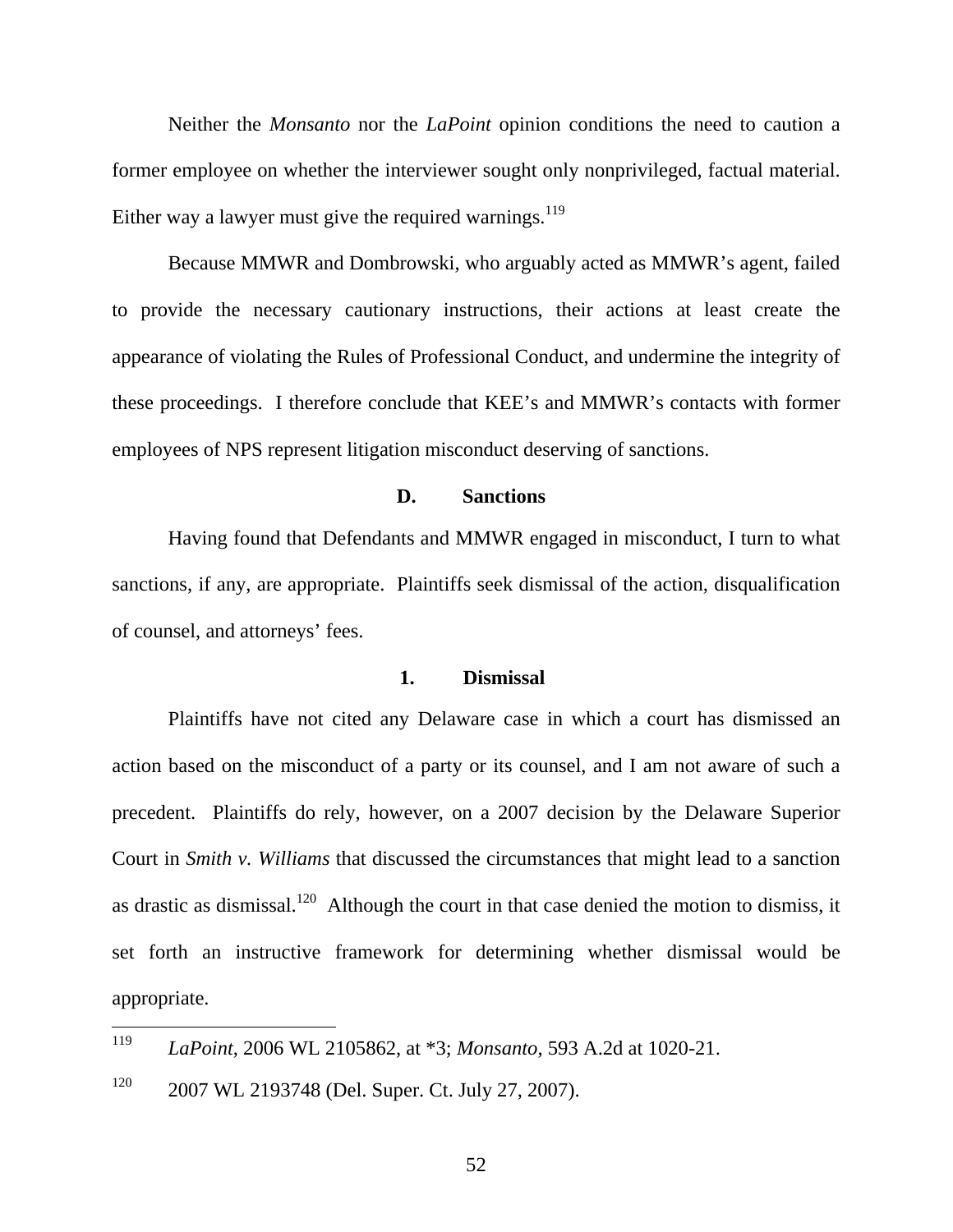Neither the *Monsanto* nor the *LaPoint* opinion conditions the need to caution a former employee on whether the interviewer sought only nonprivileged, factual material. Either way a lawyer must give the required warnings.[119]

Because MMWR and Dombrowski, who arguably acted as MMWR's agent, failed to provide the necessary cautionary instructions, their actions at least create the appearance of violating the Rules of Professional Conduct, and undermine the integrity of these proceedings. I therefore conclude that KEE's and MMWR's contacts with former employees of NPS represent litigation misconduct deserving of sanctions.

### D. Sanctions

Having found that Defendants and MMWR engaged in misconduct, I turn to what sanctions, if any, are appropriate. Plaintiffs seek dismissal of the action, disqualification of counsel, and attorneys' fees.

#### 1. Dismissal

Plaintiffs have not cited any Delaware case in which a court has dismissed an action based on the misconduct of a party or its counsel, and I am not aware of such a precedent. Plaintiffs do rely, however, on a 2007 decision by the Delaware Superior Court in *Smith v. Williams* that discussed the circumstances that might lead to a sanction as drastic as dismissal.[120] Although the court in that case denied the motion to dismiss, it set forth an instructive framework for determining whether dismissal would be appropriate.

---

[119] *LaPoint*, 2006 WL 2105862, at *3; *Monsanto*, 593 A.2d at 1020-21.

[120] 2007 WL 2193748 (Del. Super. Ct. July 27, 2007).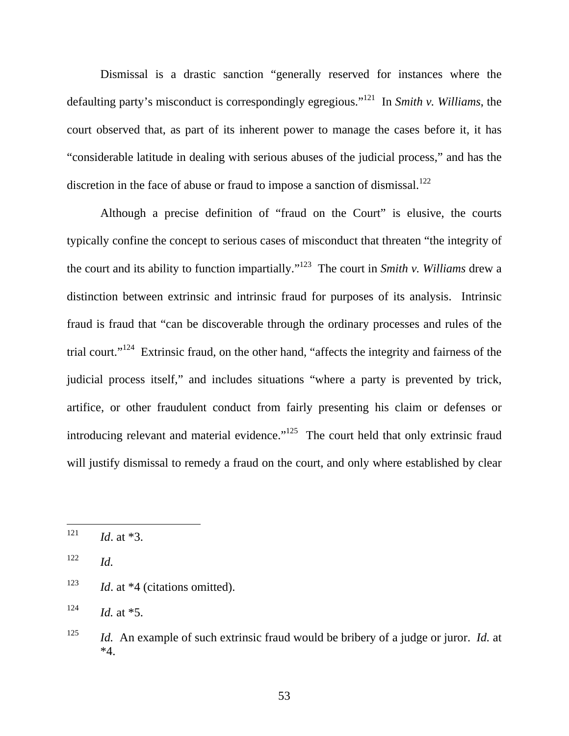Dismissal is a drastic sanction "generally reserved for instances where the defaulting party's misconduct is correspondingly egregious."[121] In *Smith v. Williams*, the court observed that, as part of its inherent power to manage the cases before it, it has "considerable latitude in dealing with serious abuses of the judicial process," and has the discretion in the face of abuse or fraud to impose a sanction of dismissal.[122]

Although a precise definition of "fraud on the Court" is elusive, the courts typically confine the concept to serious cases of misconduct that threaten "the integrity of the court and its ability to function impartially."[123] The court in *Smith v. Williams* drew a distinction between extrinsic and intrinsic fraud for purposes of its analysis. Intrinsic fraud is fraud that "can be discoverable through the ordinary processes and rules of the trial court."[124] Extrinsic fraud, on the other hand, "affects the integrity and fairness of the judicial process itself," and includes situations "where a party is prevented by trick, artifice, or other fraudulent conduct from fairly presenting his claim or defenses or introducing relevant and material evidence."[125] The court held that only extrinsic fraud will justify dismissal to remedy a fraud on the court, and only where established by clear

---

[121] *Id*. at *3.

[122] *Id.*

[123] *Id*. at *4 (citations omitted).

[124] *Id.* at *5.

[125] *Id.* An example of such extrinsic fraud would be bribery of a judge or juror. *Id.* at *4.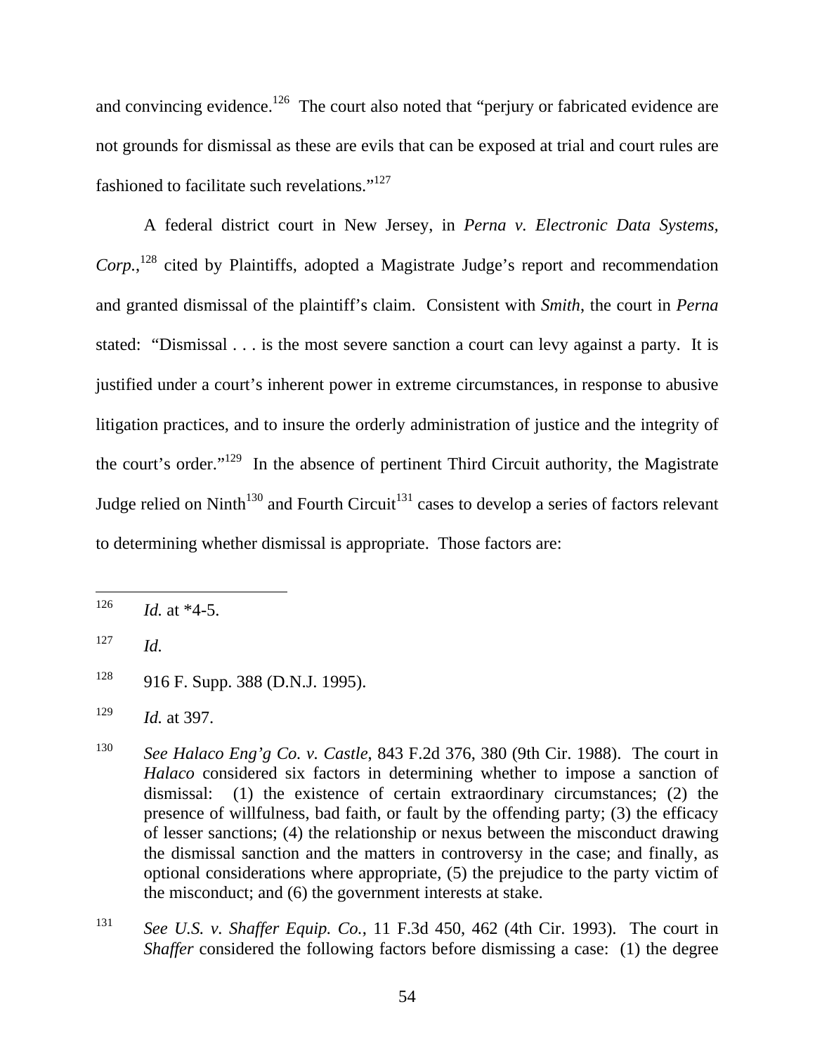and convincing evidence.[126] The court also noted that "perjury or fabricated evidence are not grounds for dismissal as these are evils that can be exposed at trial and court rules are fashioned to facilitate such revelations."[127]

A federal district court in New Jersey, in *Perna v. Electronic Data Systems, Corp.*,[128] cited by Plaintiffs, adopted a Magistrate Judge's report and recommendation and granted dismissal of the plaintiff's claim. Consistent with *Smith*, the court in *Perna* stated: "Dismissal . . . is the most severe sanction a court can levy against a party. It is justified under a court's inherent power in extreme circumstances, in response to abusive litigation practices, and to insure the orderly administration of justice and the integrity of the court's order."[129] In the absence of pertinent Third Circuit authority, the Magistrate Judge relied on Ninth[130] and Fourth Circuit[131] cases to develop a series of factors relevant to determining whether dismissal is appropriate. Those factors are:

---

[126] *Id.* at *4-5.

[127] *Id.*

[128] 916 F. Supp. 388 (D.N.J. 1995).

[129] *Id.* at 397.

[130] *See Halaco Eng'g Co. v. Castle*, 843 F.2d 376, 380 (9th Cir. 1988). The court in *Halaco* considered six factors in determining whether to impose a sanction of dismissal: (1) the existence of certain extraordinary circumstances; (2) the presence of willfulness, bad faith, or fault by the offending party; (3) the efficacy of lesser sanctions; (4) the relationship or nexus between the misconduct drawing the dismissal sanction and the matters in controversy in the case; and finally, as optional considerations where appropriate, (5) the prejudice to the party victim of the misconduct; and (6) the government interests at stake.

[131] *See U.S. v. Shaffer Equip. Co.*, 11 F.3d 450, 462 (4th Cir. 1993). The court in *Shaffer* considered the following factors before dismissing a case: (1) the degree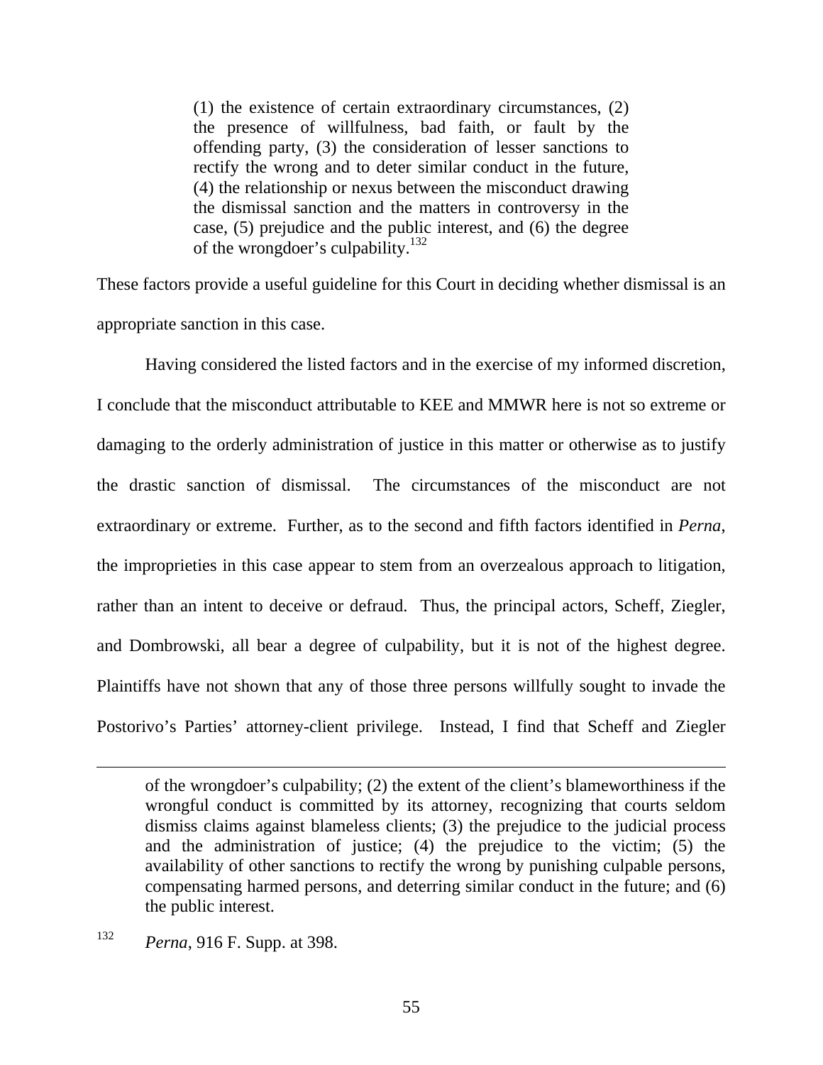> (1) the existence of certain extraordinary circumstances, (2) the presence of willfulness, bad faith, or fault by the offending party, (3) the consideration of lesser sanctions to rectify the wrong and to deter similar conduct in the future, (4) the relationship or nexus between the misconduct drawing the dismissal sanction and the matters in controversy in the case, (5) prejudice and the public interest, and (6) the degree of the wrongdoer's culpability.[132]

These factors provide a useful guideline for this Court in deciding whether dismissal is an appropriate sanction in this case.

Having considered the listed factors and in the exercise of my informed discretion, I conclude that the misconduct attributable to KEE and MMWR here is not so extreme or damaging to the orderly administration of justice in this matter or otherwise as to justify the drastic sanction of dismissal. The circumstances of the misconduct are not extraordinary or extreme. Further, as to the second and fifth factors identified in *Perna*, the improprieties in this case appear to stem from an overzealous approach to litigation, rather than an intent to deceive or defraud. Thus, the principal actors, Scheff, Ziegler, and Dombrowski, all bear a degree of culpability, but it is not of the highest degree. Plaintiffs have not shown that any of those three persons willfully sought to invade the Postorivo's Parties' attorney-client privilege. Instead, I find that Scheff and Ziegler

---

> of the wrongdoer's culpability; (2) the extent of the client's blameworthiness if the wrongful conduct is committed by its attorney, recognizing that courts seldom dismiss claims against blameless clients; (3) the prejudice to the judicial process and the administration of justice; (4) the prejudice to the victim; (5) the availability of other sanctions to rectify the wrong by punishing culpable persons, compensating harmed persons, and deterring similar conduct in the future; and (6) the public interest.

[132] *Perna*, 916 F. Supp. at 398.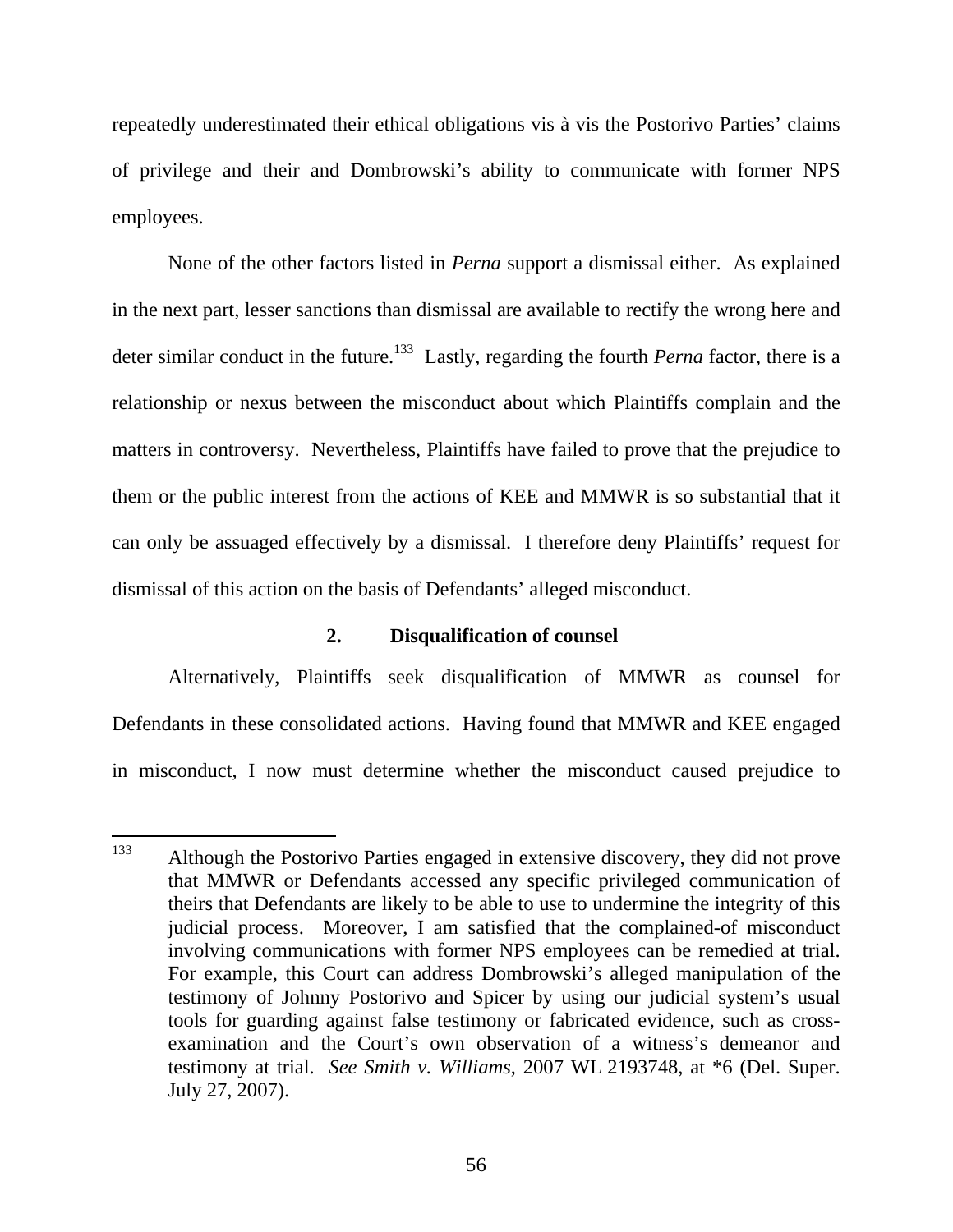repeatedly underestimated their ethical obligations vis à vis the Postorivo Parties' claims of privilege and their and Dombrowski's ability to communicate with former NPS employees.

None of the other factors listed in *Perna* support a dismissal either. As explained in the next part, lesser sanctions than dismissal are available to rectify the wrong here and deter similar conduct in the future.[133] Lastly, regarding the fourth *Perna* factor, there is a relationship or nexus between the misconduct about which Plaintiffs complain and the matters in controversy. Nevertheless, Plaintiffs have failed to prove that the prejudice to them or the public interest from the actions of KEE and MMWR is so substantial that it can only be assuaged effectively by a dismissal. I therefore deny Plaintiffs' request for dismissal of this action on the basis of Defendants' alleged misconduct.

### 2. Disqualification of counsel

Alternatively, Plaintiffs seek disqualification of MMWR as counsel for Defendants in these consolidated actions. Having found that MMWR and KEE engaged in misconduct, I now must determine whether the misconduct caused prejudice to

---

[133] Although the Postorivo Parties engaged in extensive discovery, they did not prove that MMWR or Defendants accessed any specific privileged communication of theirs that Defendants are likely to be able to use to undermine the integrity of this judicial process. Moreover, I am satisfied that the complained-of misconduct involving communications with former NPS employees can be remedied at trial. For example, this Court can address Dombrowski's alleged manipulation of the testimony of Johnny Postorivo and Spicer by using our judicial system's usual tools for guarding against false testimony or fabricated evidence, such as cross-examination and the Court's own observation of a witness's demeanor and testimony at trial. *See Smith v. Williams*, 2007 WL 2193748, at *6 (Del. Super. July 27, 2007).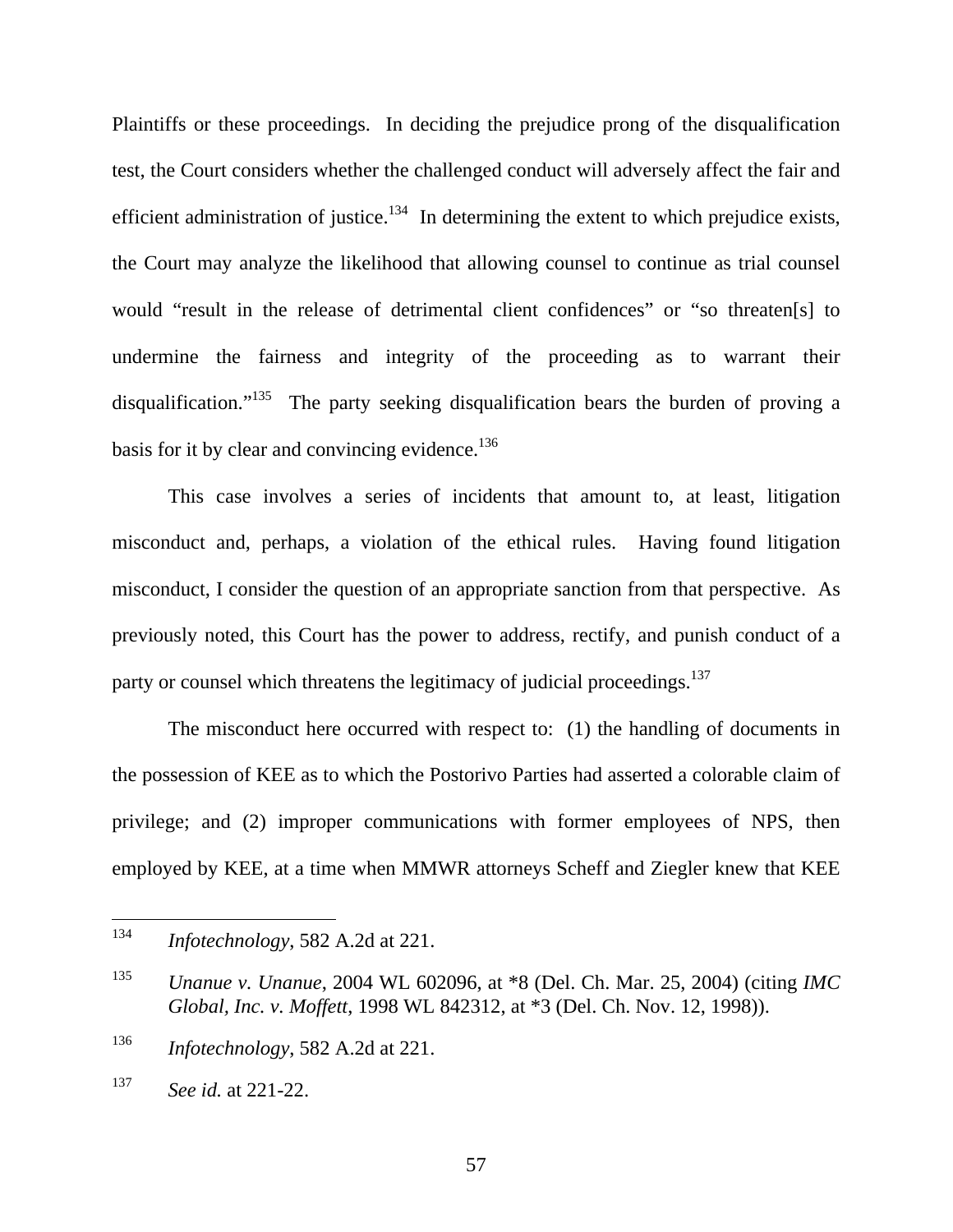Plaintiffs or these proceedings. In deciding the prejudice prong of the disqualification test, the Court considers whether the challenged conduct will adversely affect the fair and efficient administration of justice.[134] In determining the extent to which prejudice exists, the Court may analyze the likelihood that allowing counsel to continue as trial counsel would "result in the release of detrimental client confidences" or "so threaten[s] to undermine the fairness and integrity of the proceeding as to warrant their disqualification."[135] The party seeking disqualification bears the burden of proving a basis for it by clear and convincing evidence.[136]

This case involves a series of incidents that amount to, at least, litigation misconduct and, perhaps, a violation of the ethical rules. Having found litigation misconduct, I consider the question of an appropriate sanction from that perspective. As previously noted, this Court has the power to address, rectify, and punish conduct of a party or counsel which threatens the legitimacy of judicial proceedings.[137]

The misconduct here occurred with respect to: (1) the handling of documents in the possession of KEE as to which the Postorivo Parties had asserted a colorable claim of privilege; and (2) improper communications with former employees of NPS, then employed by KEE, at a time when MMWR attorneys Scheff and Ziegler knew that KEE

---

[134] *Infotechnology*, 582 A.2d at 221.

[135] *Unanue v. Unanue*, 2004 WL 602096, at *8 (Del. Ch. Mar. 25, 2004) (citing *IMC Global, Inc. v. Moffett*, 1998 WL 842312, at *3 (Del. Ch. Nov. 12, 1998)).

[136] *Infotechnology*, 582 A.2d at 221.

[137] *See id.* at 221-22.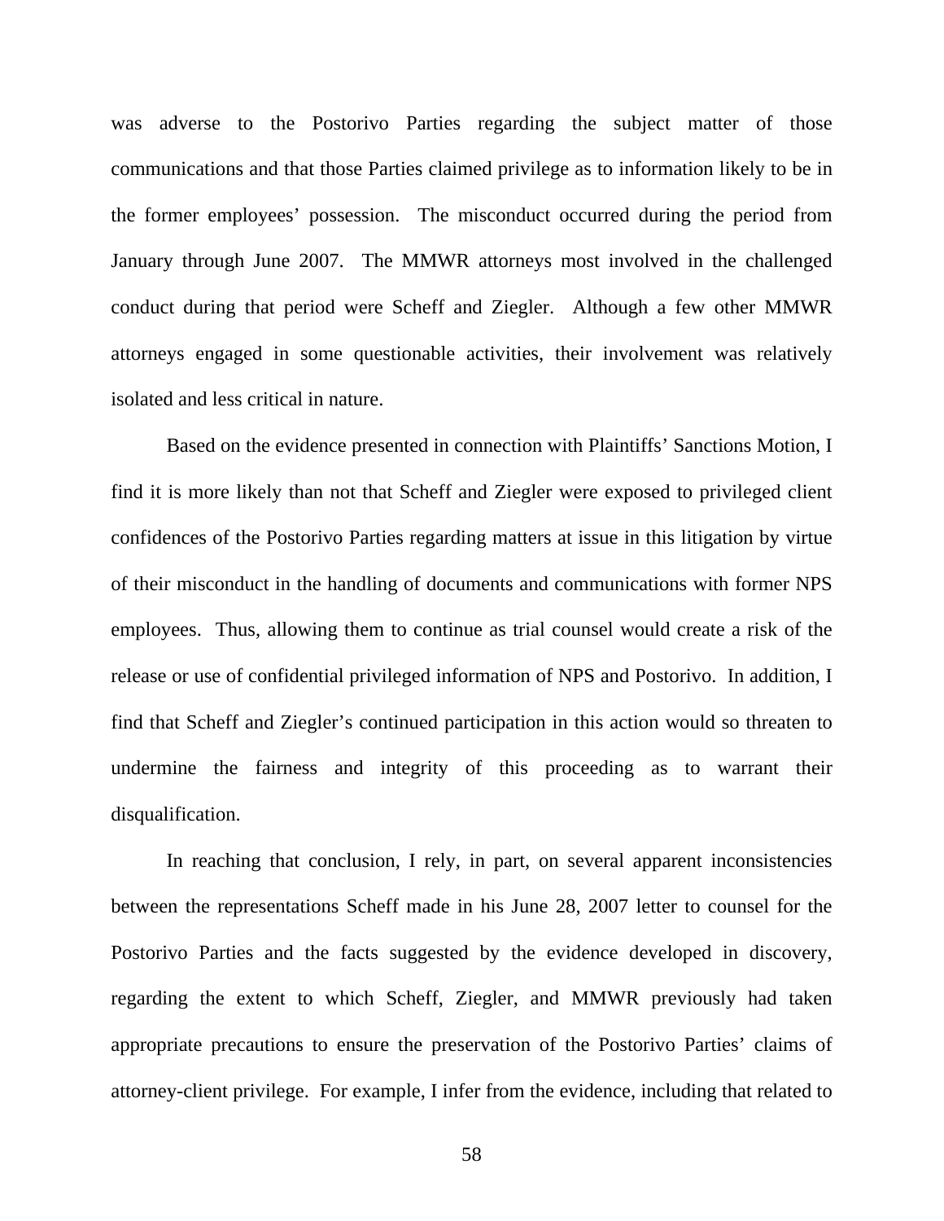was adverse to the Postorivo Parties regarding the subject matter of those communications and that those Parties claimed privilege as to information likely to be in the former employees' possession. The misconduct occurred during the period from January through June 2007. The MMWR attorneys most involved in the challenged conduct during that period were Scheff and Ziegler. Although a few other MMWR attorneys engaged in some questionable activities, their involvement was relatively isolated and less critical in nature.

Based on the evidence presented in connection with Plaintiffs' Sanctions Motion, I find it is more likely than not that Scheff and Ziegler were exposed to privileged client confidences of the Postorivo Parties regarding matters at issue in this litigation by virtue of their misconduct in the handling of documents and communications with former NPS employees. Thus, allowing them to continue as trial counsel would create a risk of the release or use of confidential privileged information of NPS and Postorivo. In addition, I find that Scheff and Ziegler's continued participation in this action would so threaten to undermine the fairness and integrity of this proceeding as to warrant their disqualification.

In reaching that conclusion, I rely, in part, on several apparent inconsistencies between the representations Scheff made in his June 28, 2007 letter to counsel for the Postorivo Parties and the facts suggested by the evidence developed in discovery, regarding the extent to which Scheff, Ziegler, and MMWR previously had taken appropriate precautions to ensure the preservation of the Postorivo Parties' claims of attorney-client privilege. For example, I infer from the evidence, including that related to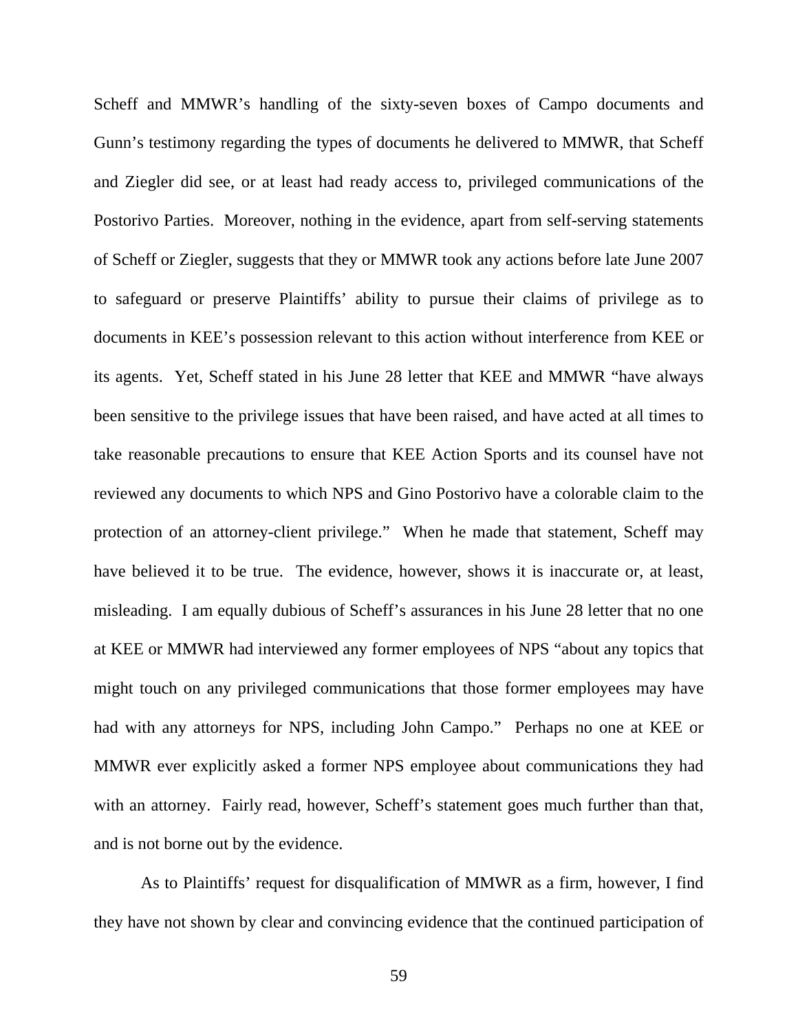Scheff and MMWR's handling of the sixty-seven boxes of Campo documents and Gunn's testimony regarding the types of documents he delivered to MMWR, that Scheff and Ziegler did see, or at least had ready access to, privileged communications of the Postorivo Parties. Moreover, nothing in the evidence, apart from self-serving statements of Scheff or Ziegler, suggests that they or MMWR took any actions before late June 2007 to safeguard or preserve Plaintiffs' ability to pursue their claims of privilege as to documents in KEE's possession relevant to this action without interference from KEE or its agents. Yet, Scheff stated in his June 28 letter that KEE and MMWR "have always been sensitive to the privilege issues that have been raised, and have acted at all times to take reasonable precautions to ensure that KEE Action Sports and its counsel have not reviewed any documents to which NPS and Gino Postorivo have a colorable claim to the protection of an attorney-client privilege." When he made that statement, Scheff may have believed it to be true. The evidence, however, shows it is inaccurate or, at least, misleading. I am equally dubious of Scheff's assurances in his June 28 letter that no one at KEE or MMWR had interviewed any former employees of NPS "about any topics that might touch on any privileged communications that those former employees may have had with any attorneys for NPS, including John Campo." Perhaps no one at KEE or MMWR ever explicitly asked a former NPS employee about communications they had with an attorney. Fairly read, however, Scheff's statement goes much further than that, and is not borne out by the evidence.

As to Plaintiffs' request for disqualification of MMWR as a firm, however, I find they have not shown by clear and convincing evidence that the continued participation of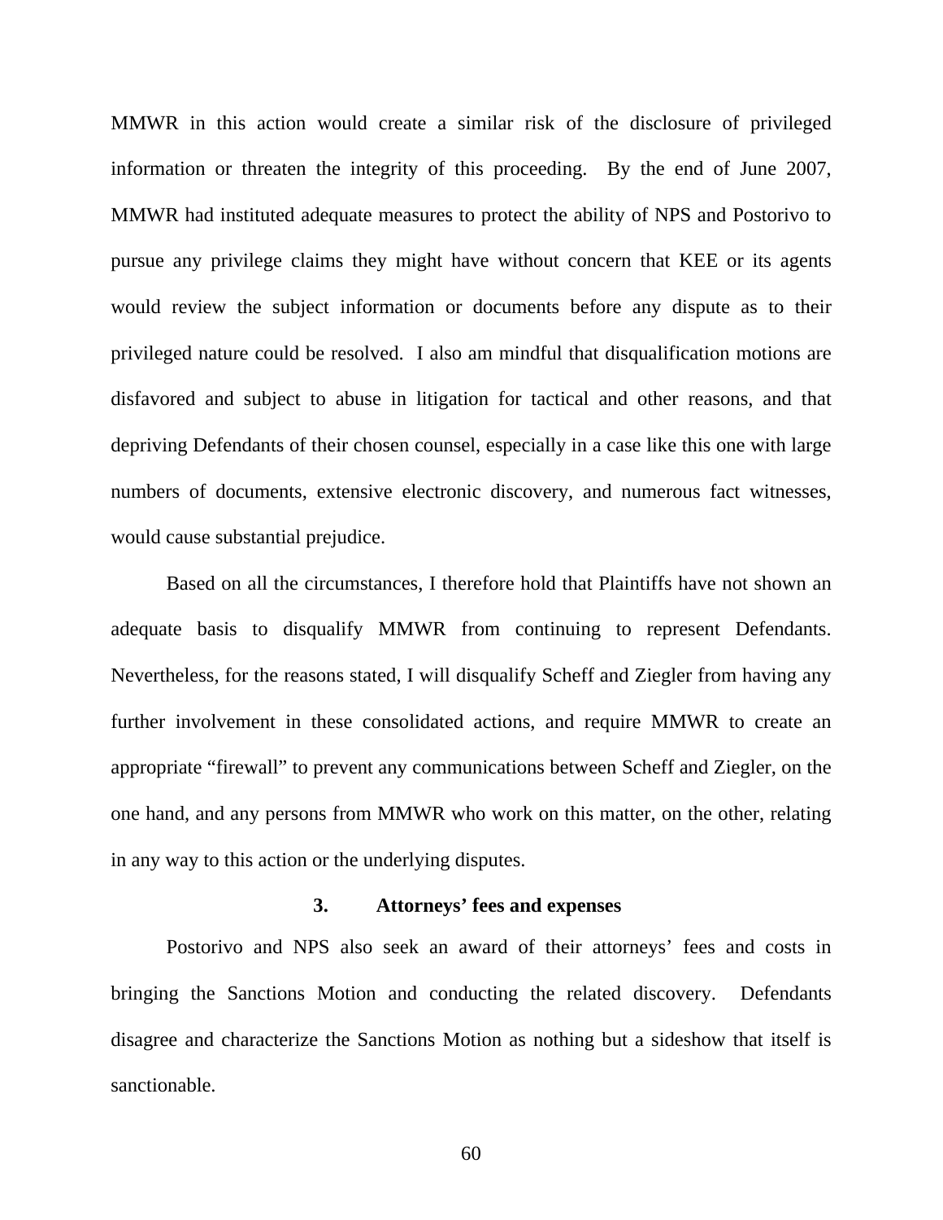MMWR in this action would create a similar risk of the disclosure of privileged information or threaten the integrity of this proceeding. By the end of June 2007, MMWR had instituted adequate measures to protect the ability of NPS and Postorivo to pursue any privilege claims they might have without concern that KEE or its agents would review the subject information or documents before any dispute as to their privileged nature could be resolved. I also am mindful that disqualification motions are disfavored and subject to abuse in litigation for tactical and other reasons, and that depriving Defendants of their chosen counsel, especially in a case like this one with large numbers of documents, extensive electronic discovery, and numerous fact witnesses, would cause substantial prejudice.

Based on all the circumstances, I therefore hold that Plaintiffs have not shown an adequate basis to disqualify MMWR from continuing to represent Defendants. Nevertheless, for the reasons stated, I will disqualify Scheff and Ziegler from having any further involvement in these consolidated actions, and require MMWR to create an appropriate "firewall" to prevent any communications between Scheff and Ziegler, on the one hand, and any persons from MMWR who work on this matter, on the other, relating in any way to this action or the underlying disputes.

### 3. Attorneys' fees and expenses

Postorivo and NPS also seek an award of their attorneys' fees and costs in bringing the Sanctions Motion and conducting the related discovery. Defendants disagree and characterize the Sanctions Motion as nothing but a sideshow that itself is sanctionable.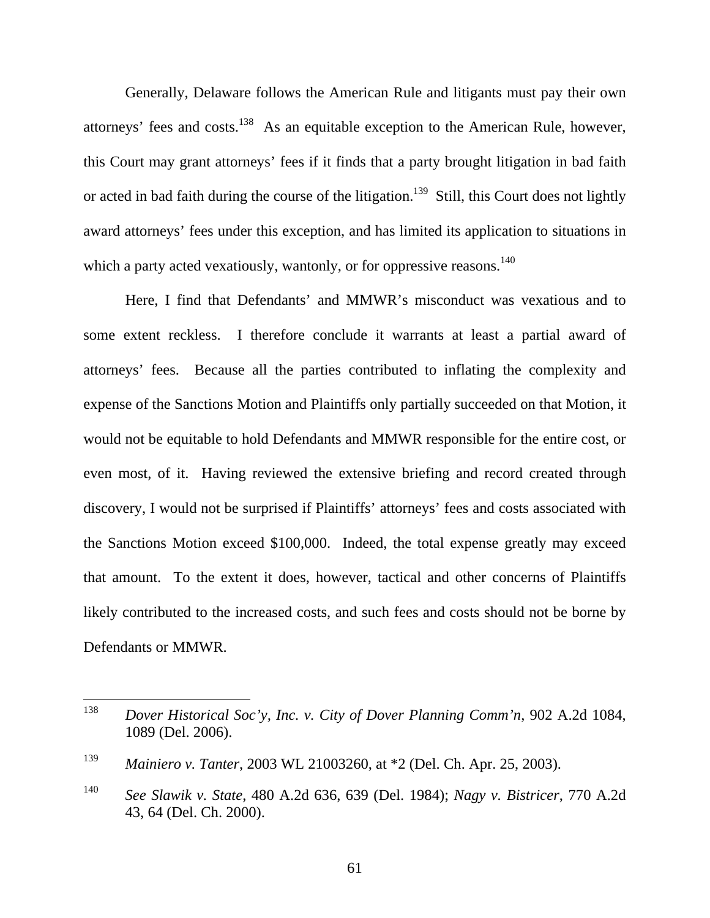Generally, Delaware follows the American Rule and litigants must pay their own attorneys' fees and costs.[138] As an equitable exception to the American Rule, however, this Court may grant attorneys' fees if it finds that a party brought litigation in bad faith or acted in bad faith during the course of the litigation.[139] Still, this Court does not lightly award attorneys' fees under this exception, and has limited its application to situations in which a party acted vexatiously, wantonly, or for oppressive reasons.[140]

Here, I find that Defendants' and MMWR's misconduct was vexatious and to some extent reckless. I therefore conclude it warrants at least a partial award of attorneys' fees. Because all the parties contributed to inflating the complexity and expense of the Sanctions Motion and Plaintiffs only partially succeeded on that Motion, it would not be equitable to hold Defendants and MMWR responsible for the entire cost, or even most, of it. Having reviewed the extensive briefing and record created through discovery, I would not be surprised if Plaintiffs' attorneys' fees and costs associated with the Sanctions Motion exceed $100,000. Indeed, the total expense greatly may exceed that amount. To the extent it does, however, tactical and other concerns of Plaintiffs likely contributed to the increased costs, and such fees and costs should not be borne by Defendants or MMWR.

---

[138] *Dover Historical Soc'y, Inc. v. City of Dover Planning Comm'n*, 902 A.2d 1084, 1089 (Del. 2006).

[139] *Mainiero v. Tanter*, 2003 WL 21003260, at *2 (Del. Ch. Apr. 25, 2003).

[140] *See Slawik v. State*, 480 A.2d 636, 639 (Del. 1984); *Nagy v. Bistricer*, 770 A.2d 43, 64 (Del. Ch. 2000).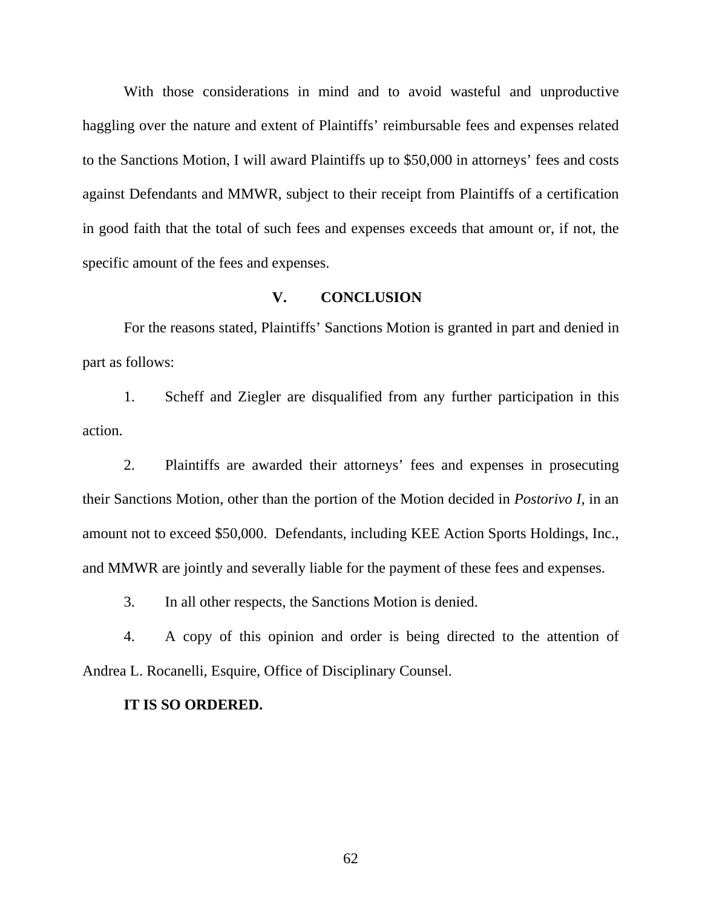With those considerations in mind and to avoid wasteful and unproductive haggling over the nature and extent of Plaintiffs' reimbursable fees and expenses related to the Sanctions Motion, I will award Plaintiffs up to $50,000 in attorneys' fees and costs against Defendants and MMWR, subject to their receipt from Plaintiffs of a certification in good faith that the total of such fees and expenses exceeds that amount or, if not, the specific amount of the fees and expenses.

## V. CONCLUSION

For the reasons stated, Plaintiffs' Sanctions Motion is granted in part and denied in part as follows:

1. Scheff and Ziegler are disqualified from any further participation in this action.

2. Plaintiffs are awarded their attorneys' fees and expenses in prosecuting their Sanctions Motion, other than the portion of the Motion decided in *Postorivo I*, in an amount not to exceed $50,000. Defendants, including KEE Action Sports Holdings, Inc., and MMWR are jointly and severally liable for the payment of these fees and expenses.

3. In all other respects, the Sanctions Motion is denied.

4. A copy of this opinion and order is being directed to the attention of Andrea L. Rocanelli, Esquire, Office of Disciplinary Counsel.

**IT IS SO ORDERED.**